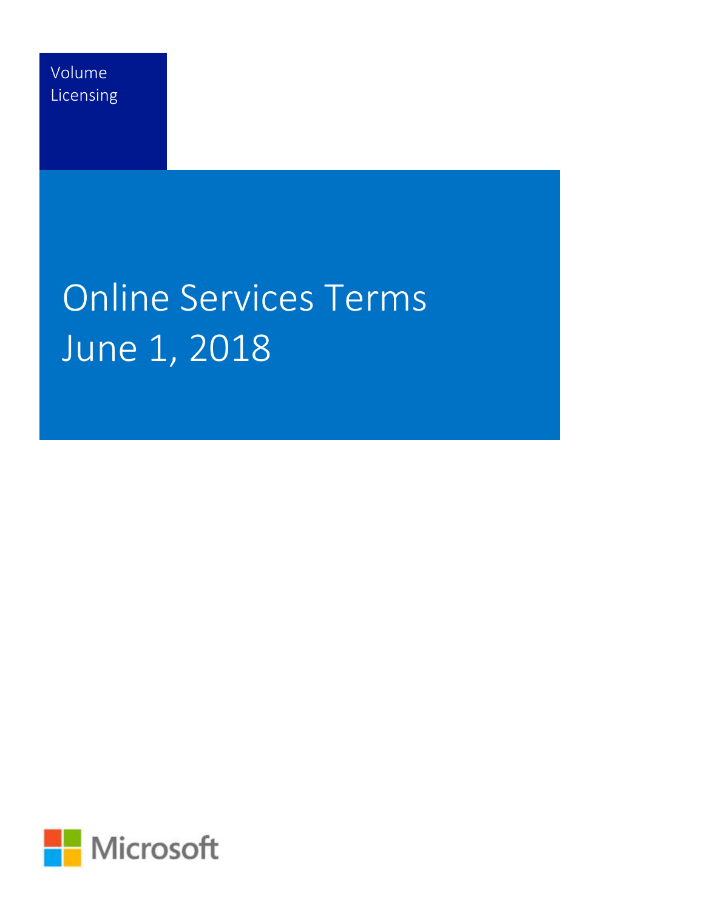Volume Licensing

# Online Services Terms
# June 1, 2018

Microsoft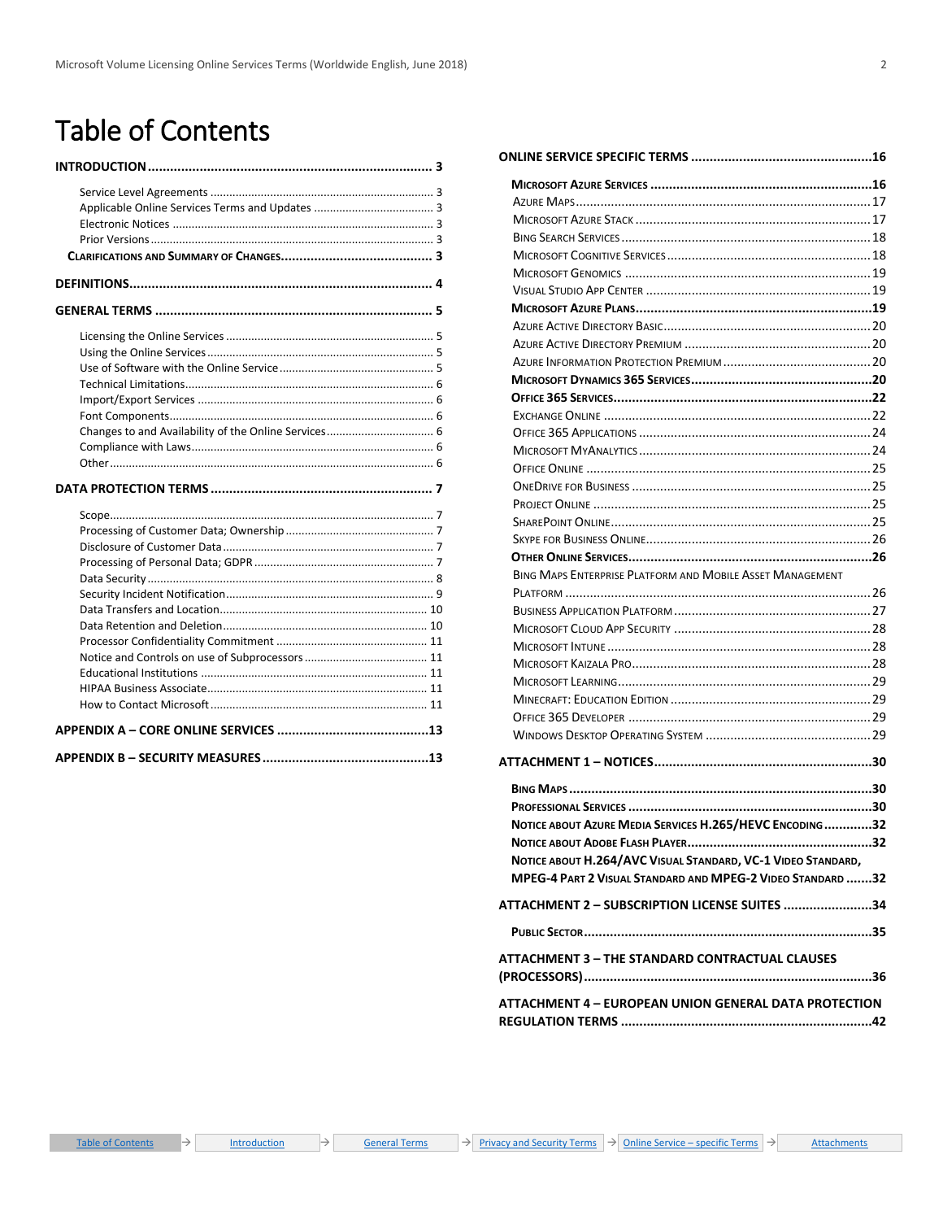# Table of Contents

**INTRODUCTION ... 3**

- Service Level Agreements ... 3
- Applicable Online Services Terms and Updates ... 3
- Electronic Notices ... 3
- Prior Versions ... 3

**Clarifications and Summary of Changes ... 3**

**DEFINITIONS ... 4**

**GENERAL TERMS ... 5**

- Licensing the Online Services ... 5
- Using the Online Services ... 5
- Use of Software with the Online Service ... 5
- Technical Limitations ... 6
- Import/Export Services ... 6
- Font Components ... 6
- Changes to and Availability of the Online Services ... 6
- Compliance with Laws ... 6
- Other ... 6

**DATA PROTECTION TERMS ... 7**

- Scope ... 7
- Processing of Customer Data; Ownership ... 7
- Disclosure of Customer Data ... 7
- Processing of Personal Data; GDPR ... 7
- Data Security ... 8
- Security Incident Notification ... 9
- Data Transfers and Location ... 10
- Data Retention and Deletion ... 10
- Processor Confidentiality Commitment ... 11
- Notice and Controls on use of Subprocessors ... 11
- Educational Institutions ... 11
- HIPAA Business Associate ... 11
- How to Contact Microsoft ... 11

**APPENDIX A – CORE ONLINE SERVICES ... 13**

**APPENDIX B – SECURITY MEASURES ... 13**

**ONLINE SERVICE SPECIFIC TERMS ... 16**

**Microsoft Azure Services ... 16**

- Azure Maps ... 17
- Microsoft Azure Stack ... 17
- Bing Search Services ... 18
- Microsoft Cognitive Services ... 18
- Microsoft Genomics ... 19
- Visual Studio App Center ... 19

**Microsoft Azure Plans ... 19**

- Azure Active Directory Basic ... 20
- Azure Active Directory Premium ... 20
- Azure Information Protection Premium ... 20

**Microsoft Dynamics 365 Services ... 20**

**Office 365 Services ... 22**

- Exchange Online ... 22
- Office 365 Applications ... 24
- Microsoft MyAnalytics ... 24
- Office Online ... 25
- OneDrive for Business ... 25
- Project Online ... 25
- SharePoint Online ... 25
- Skype for Business Online ... 26

**Other Online Services ... 26**

- Bing Maps Enterprise Platform and Mobile Asset Management Platform ... 26
- Business Application Platform ... 27
- Microsoft Cloud App Security ... 28
- Microsoft Intune ... 28
- Microsoft Kaizala Pro ... 28
- Microsoft Learning ... 29
- Minecraft: Education Edition ... 29
- Office 365 Developer ... 29
- Windows Desktop Operating System ... 29

**ATTACHMENT 1 – NOTICES ... 30**

**Bing Maps ... 30**

**Professional Services ... 30**

**Notice about Azure Media Services H.265/HEVC Encoding ... 32**

**Notice about Adobe Flash Player ... 32**

**Notice about H.264/AVC Visual Standard, VC-1 Video Standard, MPEG-4 Part 2 Visual Standard and MPEG-2 Video Standard ... 32**

**ATTACHMENT 2 – SUBSCRIPTION LICENSE SUITES ... 34**

**Public Sector ... 35**

**ATTACHMENT 3 – THE STANDARD CONTRACTUAL CLAUSES (PROCESSORS) ... 36**

**ATTACHMENT 4 – EUROPEAN UNION GENERAL DATA PROTECTION REGULATION TERMS ... 42**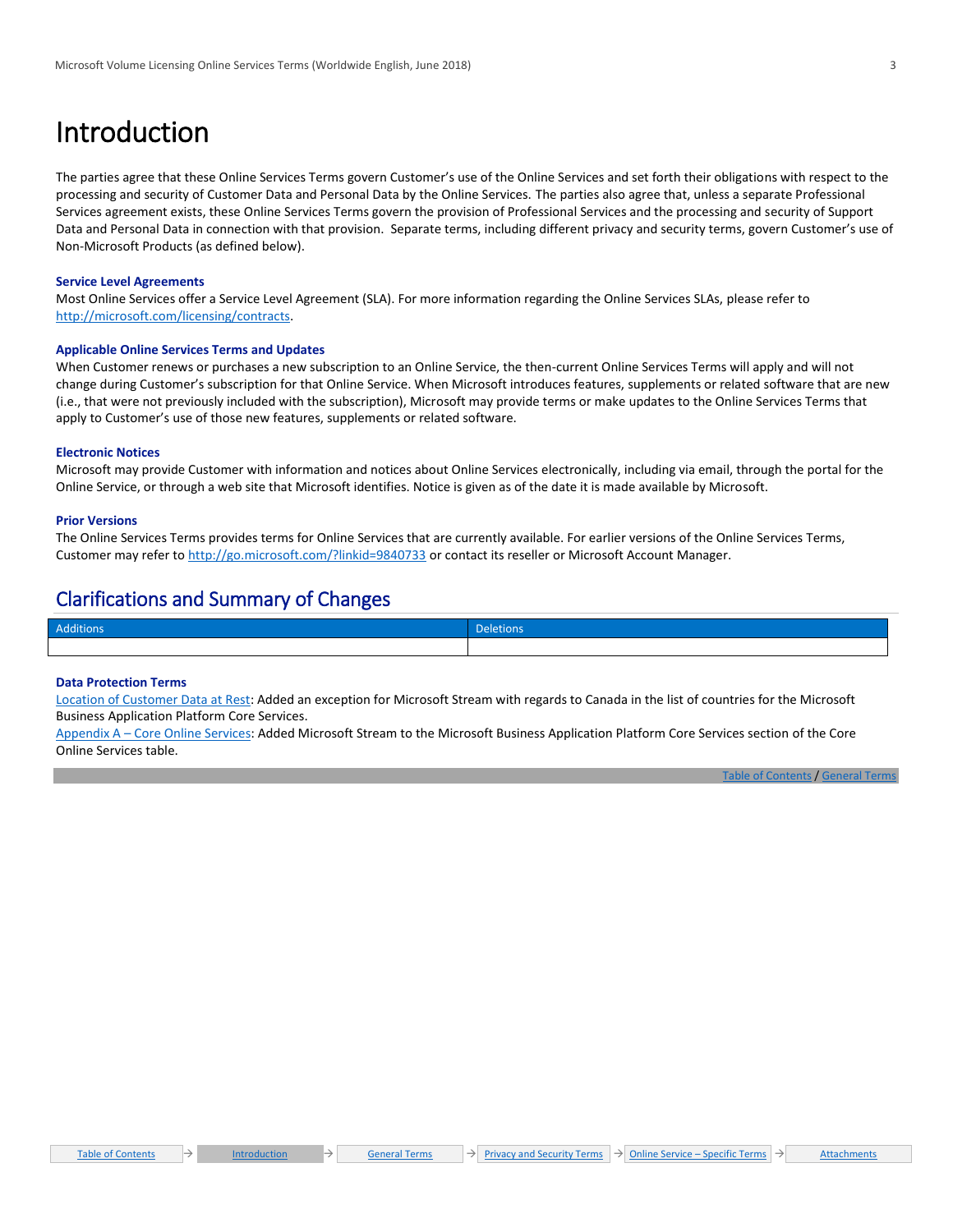# Introduction

The parties agree that these Online Services Terms govern Customer's use of the Online Services and set forth their obligations with respect to the processing and security of Customer Data and Personal Data by the Online Services. The parties also agree that, unless a separate Professional Services agreement exists, these Online Services Terms govern the provision of Professional Services and the processing and security of Support Data and Personal Data in connection with that provision. Separate terms, including different privacy and security terms, govern Customer's use of Non-Microsoft Products (as defined below).

### Service Level Agreements

Most Online Services offer a Service Level Agreement (SLA). For more information regarding the Online Services SLAs, please refer to http://microsoft.com/licensing/contracts.

### Applicable Online Services Terms and Updates

When Customer renews or purchases a new subscription to an Online Service, the then-current Online Services Terms will apply and will not change during Customer's subscription for that Online Service. When Microsoft introduces features, supplements or related software that are new (i.e., that were not previously included with the subscription), Microsoft may provide terms or make updates to the Online Services Terms that apply to Customer's use of those new features, supplements or related software.

### Electronic Notices

Microsoft may provide Customer with information and notices about Online Services electronically, including via email, through the portal for the Online Service, or through a web site that Microsoft identifies. Notice is given as of the date it is made available by Microsoft.

### Prior Versions

The Online Services Terms provides terms for Online Services that are currently available. For earlier versions of the Online Services Terms, Customer may refer to http://go.microsoft.com/?linkid=9840733 or contact its reseller or Microsoft Account Manager.

## Clarifications and Summary of Changes

| Additions | Deletions |
| --- | --- |
| | |

### Data Protection Terms

Location of Customer Data at Rest: Added an exception for Microsoft Stream with regards to Canada in the list of countries for the Microsoft Business Application Platform Core Services.

Appendix A – Core Online Services: Added Microsoft Stream to the Microsoft Business Application Platform Core Services section of the Core Online Services table.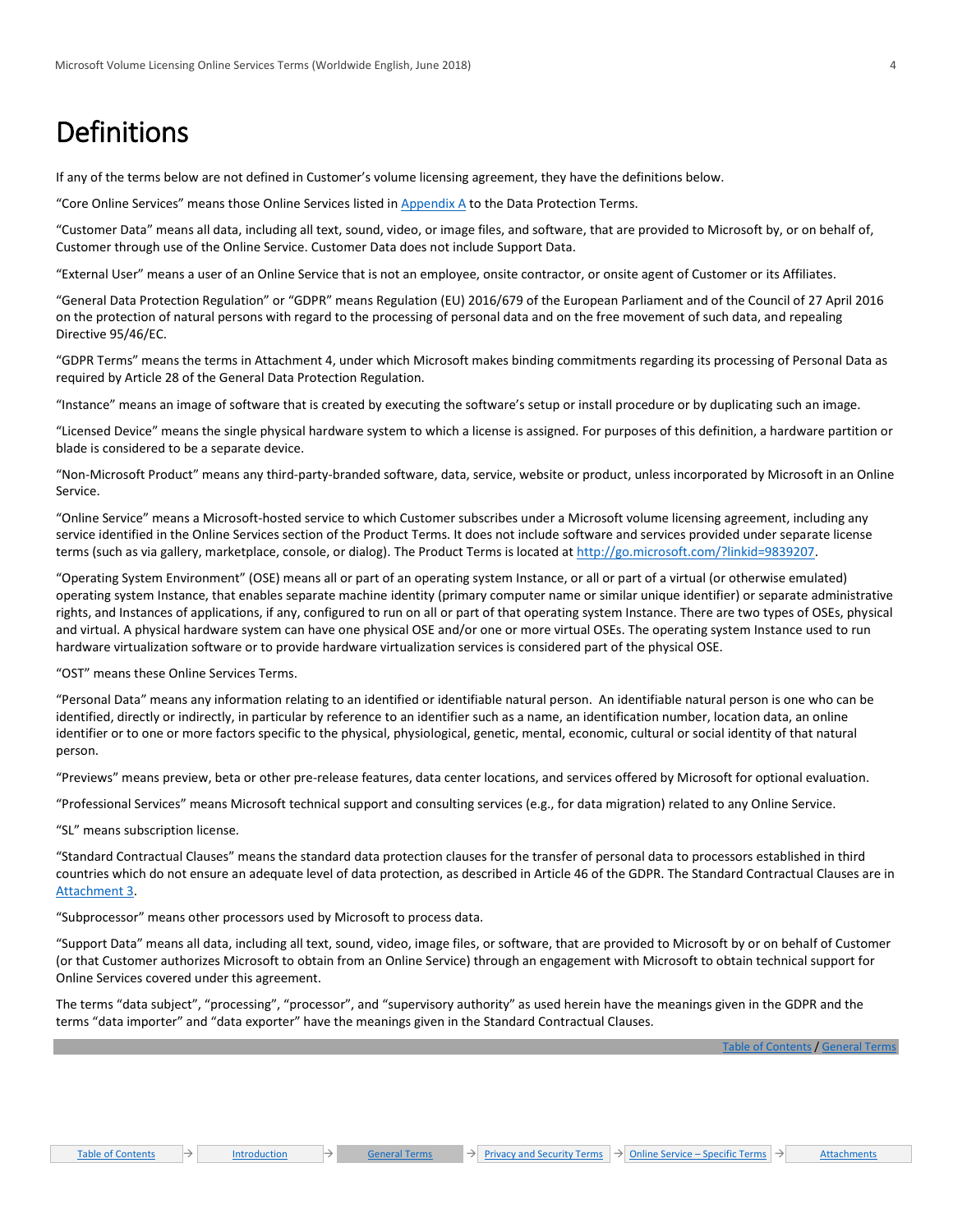# Definitions

If any of the terms below are not defined in Customer's volume licensing agreement, they have the definitions below.

"Core Online Services" means those Online Services listed in Appendix A to the Data Protection Terms.

"Customer Data" means all data, including all text, sound, video, or image files, and software, that are provided to Microsoft by, or on behalf of, Customer through use of the Online Service. Customer Data does not include Support Data.

"External User" means a user of an Online Service that is not an employee, onsite contractor, or onsite agent of Customer or its Affiliates.

"General Data Protection Regulation" or "GDPR" means Regulation (EU) 2016/679 of the European Parliament and of the Council of 27 April 2016 on the protection of natural persons with regard to the processing of personal data and on the free movement of such data, and repealing Directive 95/46/EC.

"GDPR Terms" means the terms in Attachment 4, under which Microsoft makes binding commitments regarding its processing of Personal Data as required by Article 28 of the General Data Protection Regulation.

"Instance" means an image of software that is created by executing the software's setup or install procedure or by duplicating such an image.

"Licensed Device" means the single physical hardware system to which a license is assigned. For purposes of this definition, a hardware partition or blade is considered to be a separate device.

"Non-Microsoft Product" means any third-party-branded software, data, service, website or product, unless incorporated by Microsoft in an Online Service.

"Online Service" means a Microsoft-hosted service to which Customer subscribes under a Microsoft volume licensing agreement, including any service identified in the Online Services section of the Product Terms. It does not include software and services provided under separate license terms (such as via gallery, marketplace, console, or dialog). The Product Terms is located at http://go.microsoft.com/?linkid=9839207.

"Operating System Environment" (OSE) means all or part of an operating system Instance, or all or part of a virtual (or otherwise emulated) operating system Instance, that enables separate machine identity (primary computer name or similar unique identifier) or separate administrative rights, and Instances of applications, if any, configured to run on all or part of that operating system Instance. There are two types of OSEs, physical and virtual. A physical hardware system can have one physical OSE and/or one or more virtual OSEs. The operating system Instance used to run hardware virtualization software or to provide hardware virtualization services is considered part of the physical OSE.

"OST" means these Online Services Terms.

"Personal Data" means any information relating to an identified or identifiable natural person. An identifiable natural person is one who can be identified, directly or indirectly, in particular by reference to an identifier such as a name, an identification number, location data, an online identifier or to one or more factors specific to the physical, physiological, genetic, mental, economic, cultural or social identity of that natural person.

"Previews" means preview, beta or other pre-release features, data center locations, and services offered by Microsoft for optional evaluation.

"Professional Services" means Microsoft technical support and consulting services (e.g., for data migration) related to any Online Service.

"SL" means subscription license.

"Standard Contractual Clauses" means the standard data protection clauses for the transfer of personal data to processors established in third countries which do not ensure an adequate level of data protection, as described in Article 46 of the GDPR. The Standard Contractual Clauses are in Attachment 3.

"Subprocessor" means other processors used by Microsoft to process data.

"Support Data" means all data, including all text, sound, video, image files, or software, that are provided to Microsoft by or on behalf of Customer (or that Customer authorizes Microsoft to obtain from an Online Service) through an engagement with Microsoft to obtain technical support for Online Services covered under this agreement.

The terms "data subject", "processing", "processor", and "supervisory authority" as used herein have the meanings given in the GDPR and the terms "data importer" and "data exporter" have the meanings given in the Standard Contractual Clauses.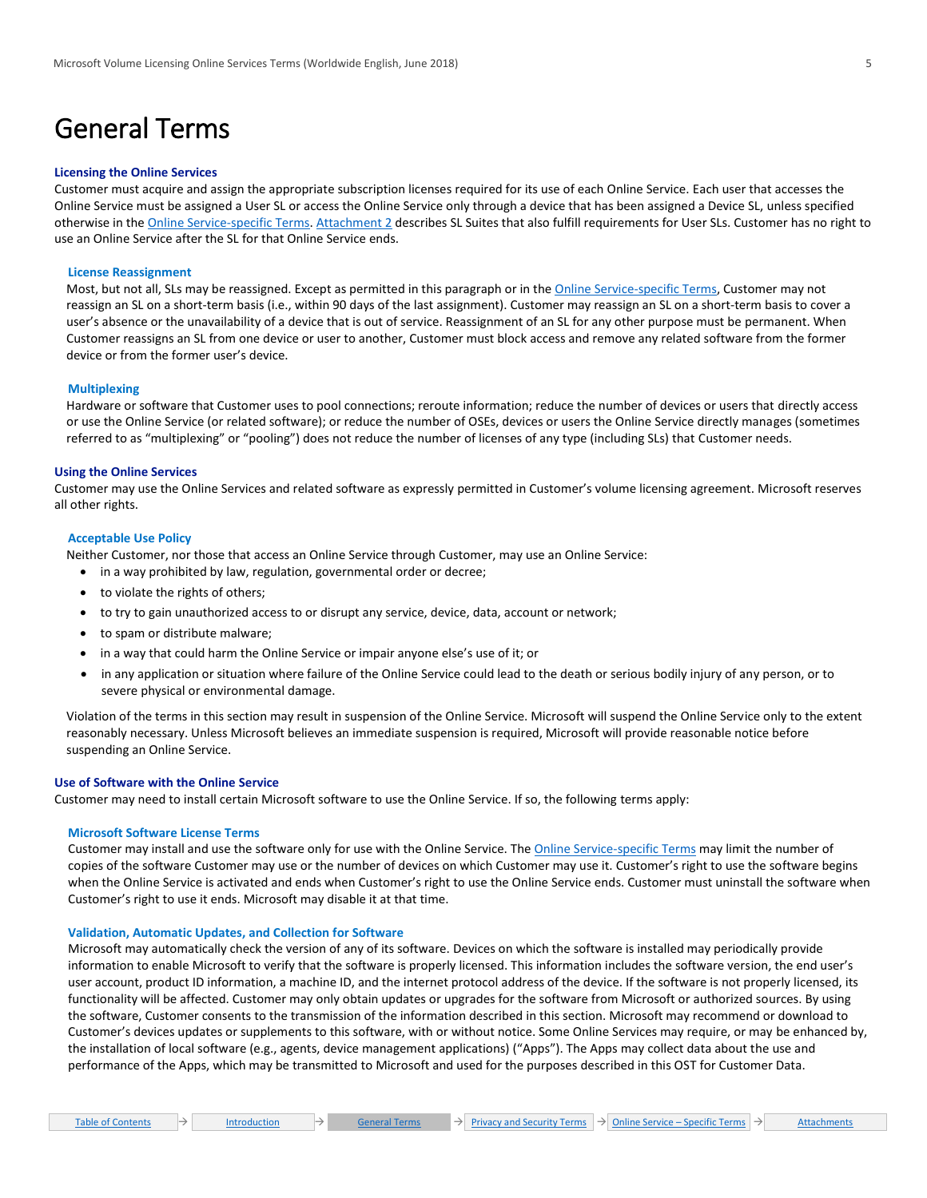# General Terms

## Licensing the Online Services

Customer must acquire and assign the appropriate subscription licenses required for its use of each Online Service. Each user that accesses the Online Service must be assigned a User SL or access the Online Service only through a device that has been assigned a Device SL, unless specified otherwise in the Online Service-specific Terms. Attachment 2 describes SL Suites that also fulfill requirements for User SLs. Customer has no right to use an Online Service after the SL for that Online Service ends.

### License Reassignment

Most, but not all, SLs may be reassigned. Except as permitted in this paragraph or in the Online Service-specific Terms, Customer may not reassign an SL on a short-term basis (i.e., within 90 days of the last assignment). Customer may reassign an SL on a short-term basis to cover a user's absence or the unavailability of a device that is out of service. Reassignment of an SL for any other purpose must be permanent. When Customer reassigns an SL from one device or user to another, Customer must block access and remove any related software from the former device or from the former user's device.

### Multiplexing

Hardware or software that Customer uses to pool connections; reroute information; reduce the number of devices or users that directly access or use the Online Service (or related software); or reduce the number of OSEs, devices or users the Online Service directly manages (sometimes referred to as "multiplexing" or "pooling") does not reduce the number of licenses of any type (including SLs) that Customer needs.

## Using the Online Services

Customer may use the Online Services and related software as expressly permitted in Customer's volume licensing agreement. Microsoft reserves all other rights.

### Acceptable Use Policy

Neither Customer, nor those that access an Online Service through Customer, may use an Online Service:

- in a way prohibited by law, regulation, governmental order or decree;
- to violate the rights of others;
- to try to gain unauthorized access to or disrupt any service, device, data, account or network;
- to spam or distribute malware;
- in a way that could harm the Online Service or impair anyone else's use of it; or
- in any application or situation where failure of the Online Service could lead to the death or serious bodily injury of any person, or to severe physical or environmental damage.

Violation of the terms in this section may result in suspension of the Online Service. Microsoft will suspend the Online Service only to the extent reasonably necessary. Unless Microsoft believes an immediate suspension is required, Microsoft will provide reasonable notice before suspending an Online Service.

## Use of Software with the Online Service

Customer may need to install certain Microsoft software to use the Online Service. If so, the following terms apply:

### Microsoft Software License Terms

Customer may install and use the software only for use with the Online Service. The Online Service-specific Terms may limit the number of copies of the software Customer may use or the number of devices on which Customer may use it. Customer's right to use the software begins when the Online Service is activated and ends when Customer's right to use the Online Service ends. Customer must uninstall the software when Customer's right to use it ends. Microsoft may disable it at that time.

### Validation, Automatic Updates, and Collection for Software

Microsoft may automatically check the version of any of its software. Devices on which the software is installed may periodically provide information to enable Microsoft to verify that the software is properly licensed. This information includes the software version, the end user's user account, product ID information, a machine ID, and the internet protocol address of the device. If the software is not properly licensed, its functionality will be affected. Customer may only obtain updates or upgrades for the software from Microsoft or authorized sources. By using the software, Customer consents to the transmission of the information described in this section. Microsoft may recommend or download to Customer's devices updates or supplements to this software, with or without notice. Some Online Services may require, or may be enhanced by, the installation of local software (e.g., agents, device management applications) ("Apps"). The Apps may collect data about the use and performance of the Apps, which may be transmitted to Microsoft and used for the purposes described in this OST for Customer Data.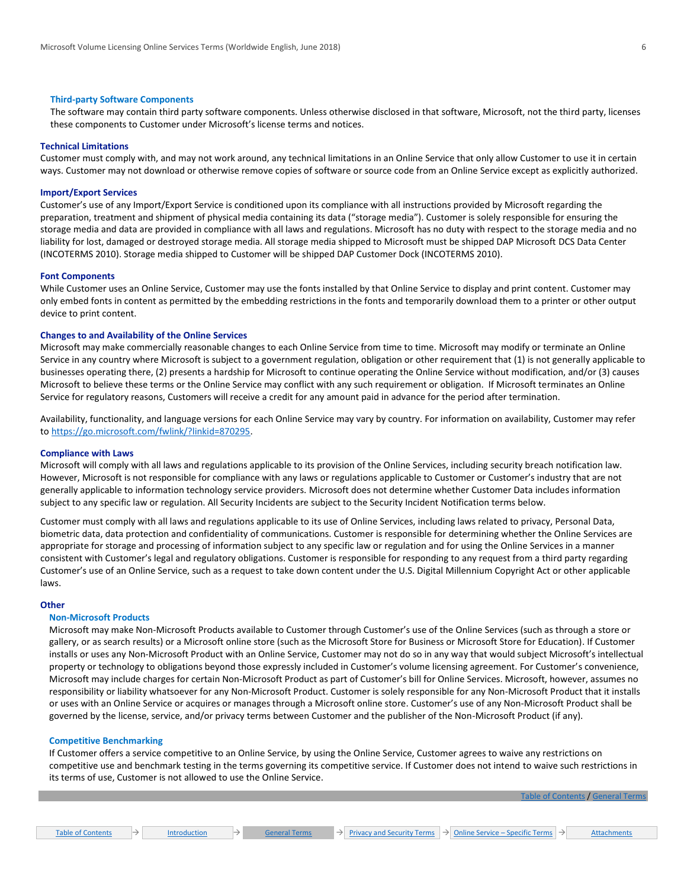#### Third-party Software Components

The software may contain third party software components. Unless otherwise disclosed in that software, Microsoft, not the third party, licenses these components to Customer under Microsoft's license terms and notices.

### Technical Limitations

Customer must comply with, and may not work around, any technical limitations in an Online Service that only allow Customer to use it in certain ways. Customer may not download or otherwise remove copies of software or source code from an Online Service except as explicitly authorized.

### Import/Export Services

Customer's use of any Import/Export Service is conditioned upon its compliance with all instructions provided by Microsoft regarding the preparation, treatment and shipment of physical media containing its data ("storage media"). Customer is solely responsible for ensuring the storage media and data are provided in compliance with all laws and regulations. Microsoft has no duty with respect to the storage media and no liability for lost, damaged or destroyed storage media. All storage media shipped to Microsoft must be shipped DAP Microsoft DCS Data Center (INCOTERMS 2010). Storage media shipped to Customer will be shipped DAP Customer Dock (INCOTERMS 2010).

### Font Components

While Customer uses an Online Service, Customer may use the fonts installed by that Online Service to display and print content. Customer may only embed fonts in content as permitted by the embedding restrictions in the fonts and temporarily download them to a printer or other output device to print content.

### Changes to and Availability of the Online Services

Microsoft may make commercially reasonable changes to each Online Service from time to time. Microsoft may modify or terminate an Online Service in any country where Microsoft is subject to a government regulation, obligation or other requirement that (1) is not generally applicable to businesses operating there, (2) presents a hardship for Microsoft to continue operating the Online Service without modification, and/or (3) causes Microsoft to believe these terms or the Online Service may conflict with any such requirement or obligation. If Microsoft terminates an Online Service for regulatory reasons, Customers will receive a credit for any amount paid in advance for the period after termination.

Availability, functionality, and language versions for each Online Service may vary by country. For information on availability, Customer may refer to [https://go.microsoft.com/fwlink/?linkid=870295](https://go.microsoft.com/fwlink/?linkid=870295).

### Compliance with Laws

Microsoft will comply with all laws and regulations applicable to its provision of the Online Services, including security breach notification law. However, Microsoft is not responsible for compliance with any laws or regulations applicable to Customer or Customer's industry that are not generally applicable to information technology service providers. Microsoft does not determine whether Customer Data includes information subject to any specific law or regulation. All Security Incidents are subject to the Security Incident Notification terms below.

Customer must comply with all laws and regulations applicable to its use of Online Services, including laws related to privacy, Personal Data, biometric data, data protection and confidentiality of communications. Customer is responsible for determining whether the Online Services are appropriate for storage and processing of information subject to any specific law or regulation and for using the Online Services in a manner consistent with Customer's legal and regulatory obligations. Customer is responsible for responding to any request from a third party regarding Customer's use of an Online Service, such as a request to take down content under the U.S. Digital Millennium Copyright Act or other applicable laws.

### Other

#### Non-Microsoft Products

Microsoft may make Non-Microsoft Products available to Customer through Customer's use of the Online Services (such as through a store or gallery, or as search results) or a Microsoft online store (such as the Microsoft Store for Business or Microsoft Store for Education). If Customer installs or uses any Non-Microsoft Product with an Online Service, Customer may not do so in any way that would subject Microsoft's intellectual property or technology to obligations beyond those expressly included in Customer's volume licensing agreement. For Customer's convenience, Microsoft may include charges for certain Non-Microsoft Product as part of Customer's bill for Online Services. Microsoft, however, assumes no responsibility or liability whatsoever for any Non-Microsoft Product. Customer is solely responsible for any Non-Microsoft Product that it installs or uses with an Online Service or acquires or manages through a Microsoft online store. Customer's use of any Non-Microsoft Product shall be governed by the license, service, and/or privacy terms between Customer and the publisher of the Non-Microsoft Product (if any).

#### Competitive Benchmarking

If Customer offers a service competitive to an Online Service, by using the Online Service, Customer agrees to waive any restrictions on competitive use and benchmark testing in the terms governing its competitive service. If Customer does not intend to waive such restrictions in its terms of use, Customer is not allowed to use the Online Service.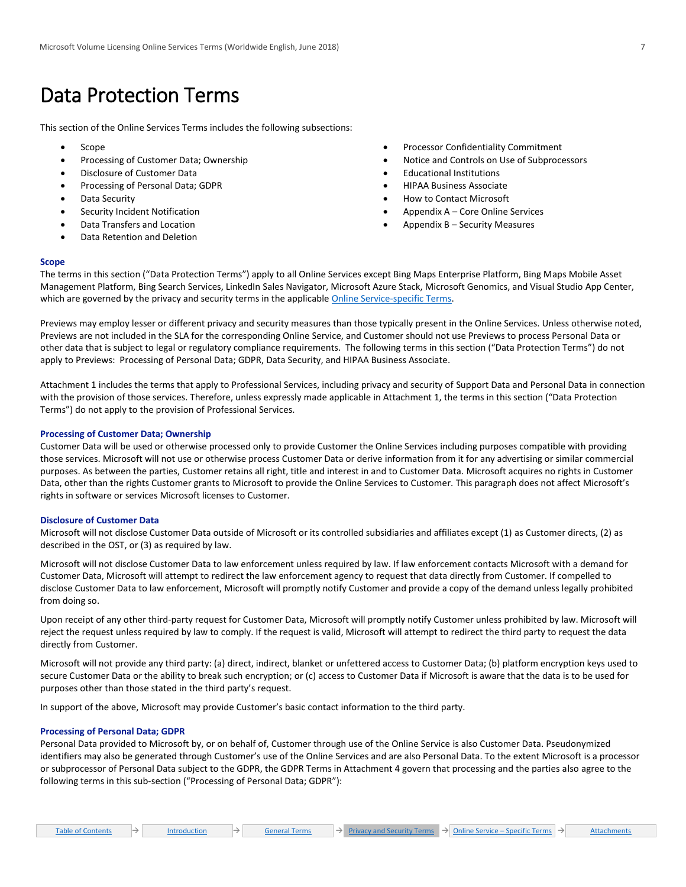# Data Protection Terms

This section of the Online Services Terms includes the following subsections:

- Scope
- Processing of Customer Data; Ownership
- Disclosure of Customer Data
- Processing of Personal Data; GDPR
- Data Security
- Security Incident Notification
- Data Transfers and Location
- Data Retention and Deletion
- Processor Confidentiality Commitment
- Notice and Controls on Use of Subprocessors
- Educational Institutions
- HIPAA Business Associate
- How to Contact Microsoft
- Appendix A – Core Online Services
- Appendix B – Security Measures

### Scope

The terms in this section ("Data Protection Terms") apply to all Online Services except Bing Maps Enterprise Platform, Bing Maps Mobile Asset Management Platform, Bing Search Services, LinkedIn Sales Navigator, Microsoft Azure Stack, Microsoft Genomics, and Visual Studio App Center, which are governed by the privacy and security terms in the applicable Online Service-specific Terms.

Previews may employ lesser or different privacy and security measures than those typically present in the Online Services. Unless otherwise noted, Previews are not included in the SLA for the corresponding Online Service, and Customer should not use Previews to process Personal Data or other data that is subject to legal or regulatory compliance requirements. The following terms in this section ("Data Protection Terms") do not apply to Previews: Processing of Personal Data; GDPR, Data Security, and HIPAA Business Associate.

Attachment 1 includes the terms that apply to Professional Services, including privacy and security of Support Data and Personal Data in connection with the provision of those services. Therefore, unless expressly made applicable in Attachment 1, the terms in this section ("Data Protection Terms") do not apply to the provision of Professional Services.

### Processing of Customer Data; Ownership

Customer Data will be used or otherwise processed only to provide Customer the Online Services including purposes compatible with providing those services. Microsoft will not use or otherwise process Customer Data or derive information from it for any advertising or similar commercial purposes. As between the parties, Customer retains all right, title and interest in and to Customer Data. Microsoft acquires no rights in Customer Data, other than the rights Customer grants to Microsoft to provide the Online Services to Customer. This paragraph does not affect Microsoft's rights in software or services Microsoft licenses to Customer.

### Disclosure of Customer Data

Microsoft will not disclose Customer Data outside of Microsoft or its controlled subsidiaries and affiliates except (1) as Customer directs, (2) as described in the OST, or (3) as required by law.

Microsoft will not disclose Customer Data to law enforcement unless required by law. If law enforcement contacts Microsoft with a demand for Customer Data, Microsoft will attempt to redirect the law enforcement agency to request that data directly from Customer. If compelled to disclose Customer Data to law enforcement, Microsoft will promptly notify Customer and provide a copy of the demand unless legally prohibited from doing so.

Upon receipt of any other third-party request for Customer Data, Microsoft will promptly notify Customer unless prohibited by law. Microsoft will reject the request unless required by law to comply. If the request is valid, Microsoft will attempt to redirect the third party to request the data directly from Customer.

Microsoft will not provide any third party: (a) direct, indirect, blanket or unfettered access to Customer Data; (b) platform encryption keys used to secure Customer Data or the ability to break such encryption; or (c) access to Customer Data if Microsoft is aware that the data is to be used for purposes other than those stated in the third party's request.

In support of the above, Microsoft may provide Customer's basic contact information to the third party.

### Processing of Personal Data; GDPR

Personal Data provided to Microsoft by, or on behalf of, Customer through use of the Online Service is also Customer Data. Pseudonymized identifiers may also be generated through Customer's use of the Online Services and are also Personal Data. To the extent Microsoft is a processor or subprocessor of Personal Data subject to the GDPR, the GDPR Terms in Attachment 4 govern that processing and the parties also agree to the following terms in this sub-section ("Processing of Personal Data; GDPR"):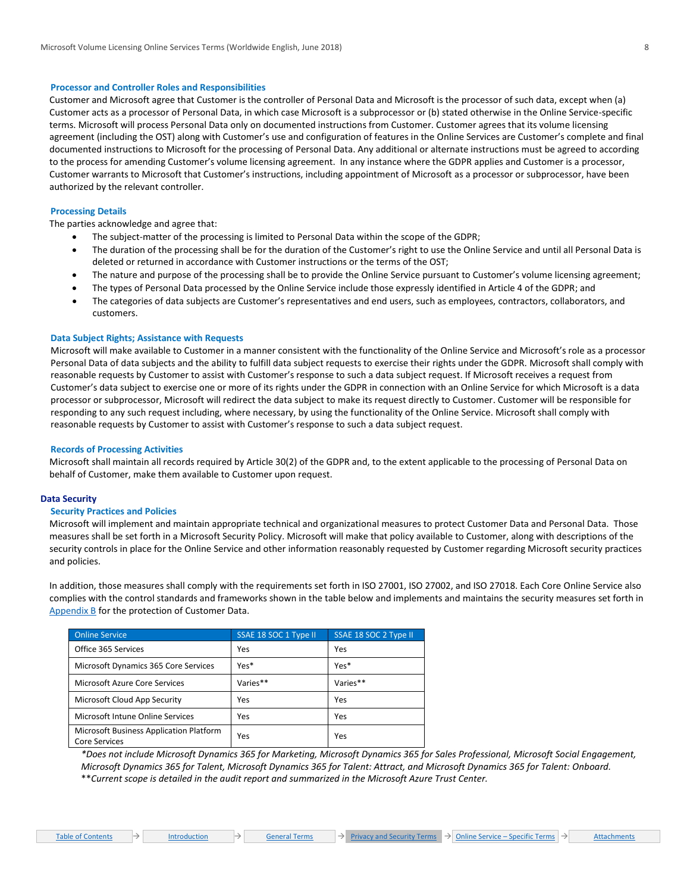### Processor and Controller Roles and Responsibilities

Customer and Microsoft agree that Customer is the controller of Personal Data and Microsoft is the processor of such data, except when (a) Customer acts as a processor of Personal Data, in which case Microsoft is a subprocessor or (b) stated otherwise in the Online Service-specific terms. Microsoft will process Personal Data only on documented instructions from Customer. Customer agrees that its volume licensing agreement (including the OST) along with Customer's use and configuration of features in the Online Services are Customer's complete and final documented instructions to Microsoft for the processing of Personal Data. Any additional or alternate instructions must be agreed to according to the process for amending Customer's volume licensing agreement. In any instance where the GDPR applies and Customer is a processor, Customer warrants to Microsoft that Customer's instructions, including appointment of Microsoft as a processor or subprocessor, have been authorized by the relevant controller.

### Processing Details

The parties acknowledge and agree that:

- The subject-matter of the processing is limited to Personal Data within the scope of the GDPR;
- The duration of the processing shall be for the duration of the Customer's right to use the Online Service and until all Personal Data is deleted or returned in accordance with Customer instructions or the terms of the OST;
- The nature and purpose of the processing shall be to provide the Online Service pursuant to Customer's volume licensing agreement;
- The types of Personal Data processed by the Online Service include those expressly identified in Article 4 of the GDPR; and
- The categories of data subjects are Customer's representatives and end users, such as employees, contractors, collaborators, and customers.

### Data Subject Rights; Assistance with Requests

Microsoft will make available to Customer in a manner consistent with the functionality of the Online Service and Microsoft's role as a processor Personal Data of data subjects and the ability to fulfill data subject requests to exercise their rights under the GDPR. Microsoft shall comply with reasonable requests by Customer to assist with Customer's response to such a data subject request. If Microsoft receives a request from Customer's data subject to exercise one or more of its rights under the GDPR in connection with an Online Service for which Microsoft is a data processor or subprocessor, Microsoft will redirect the data subject to make its request directly to Customer. Customer will be responsible for responding to any such request including, where necessary, by using the functionality of the Online Service. Microsoft shall comply with reasonable requests by Customer to assist with Customer's response to such a data subject request.

### Records of Processing Activities

Microsoft shall maintain all records required by Article 30(2) of the GDPR and, to the extent applicable to the processing of Personal Data on behalf of Customer, make them available to Customer upon request.

## Data Security

### Security Practices and Policies

Microsoft will implement and maintain appropriate technical and organizational measures to protect Customer Data and Personal Data. Those measures shall be set forth in a Microsoft Security Policy. Microsoft will make that policy available to Customer, along with descriptions of the security controls in place for the Online Service and other information reasonably requested by Customer regarding Microsoft security practices and policies.

In addition, those measures shall comply with the requirements set forth in ISO 27001, ISO 27002, and ISO 27018. Each Core Online Service also complies with the control standards and frameworks shown in the table below and implements and maintains the security measures set forth in Appendix B for the protection of Customer Data.

| Online Service | SSAE 18 SOC 1 Type II | SSAE 18 SOC 2 Type II |
|---|---|---|
| Office 365 Services | Yes | Yes |
| Microsoft Dynamics 365 Core Services | Yes* | Yes* |
| Microsoft Azure Core Services | Varies** | Varies** |
| Microsoft Cloud App Security | Yes | Yes |
| Microsoft Intune Online Services | Yes | Yes |
| Microsoft Business Application Platform Core Services | Yes | Yes |

*\*Does not include Microsoft Dynamics 365 for Marketing, Microsoft Dynamics 365 for Sales Professional, Microsoft Social Engagement, Microsoft Dynamics 365 for Talent, Microsoft Dynamics 365 for Talent: Attract, and Microsoft Dynamics 365 for Talent: Onboard.*

*\*\*Current scope is detailed in the audit report and summarized in the Microsoft Azure Trust Center.*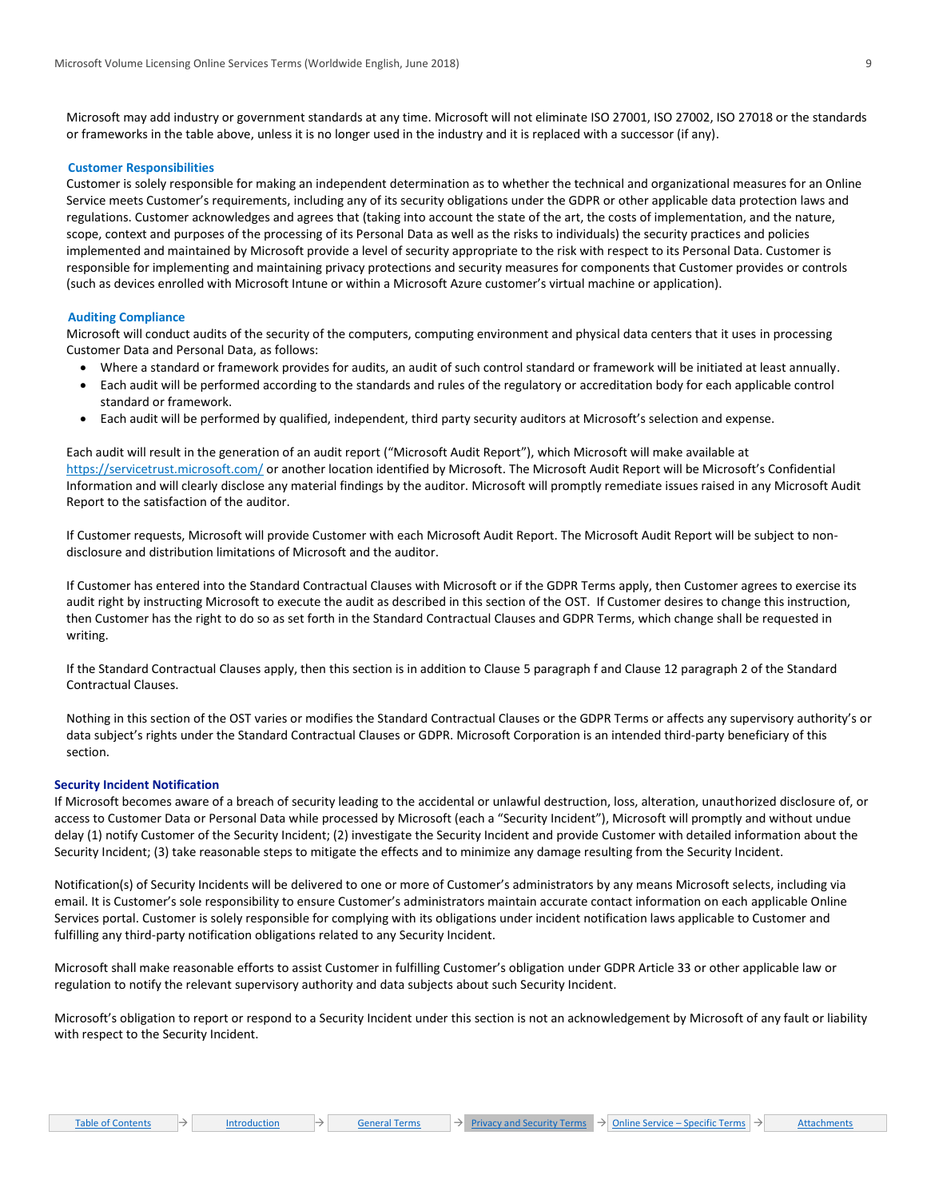Microsoft may add industry or government standards at any time. Microsoft will not eliminate ISO 27001, ISO 27002, ISO 27018 or the standards or frameworks in the table above, unless it is no longer used in the industry and it is replaced with a successor (if any).

#### Customer Responsibilities

Customer is solely responsible for making an independent determination as to whether the technical and organizational measures for an Online Service meets Customer's requirements, including any of its security obligations under the GDPR or other applicable data protection laws and regulations. Customer acknowledges and agrees that (taking into account the state of the art, the costs of implementation, and the nature, scope, context and purposes of the processing of its Personal Data as well as the risks to individuals) the security practices and policies implemented and maintained by Microsoft provide a level of security appropriate to the risk with respect to its Personal Data. Customer is responsible for implementing and maintaining privacy protections and security measures for components that Customer provides or controls (such as devices enrolled with Microsoft Intune or within a Microsoft Azure customer's virtual machine or application).

#### Auditing Compliance

Microsoft will conduct audits of the security of the computers, computing environment and physical data centers that it uses in processing Customer Data and Personal Data, as follows:

- Where a standard or framework provides for audits, an audit of such control standard or framework will be initiated at least annually.
- Each audit will be performed according to the standards and rules of the regulatory or accreditation body for each applicable control standard or framework.
- Each audit will be performed by qualified, independent, third party security auditors at Microsoft's selection and expense.

Each audit will result in the generation of an audit report ("Microsoft Audit Report"), which Microsoft will make available at https://servicetrust.microsoft.com/ or another location identified by Microsoft. The Microsoft Audit Report will be Microsoft's Confidential Information and will clearly disclose any material findings by the auditor. Microsoft will promptly remediate issues raised in any Microsoft Audit Report to the satisfaction of the auditor.

If Customer requests, Microsoft will provide Customer with each Microsoft Audit Report. The Microsoft Audit Report will be subject to non-disclosure and distribution limitations of Microsoft and the auditor.

If Customer has entered into the Standard Contractual Clauses with Microsoft or if the GDPR Terms apply, then Customer agrees to exercise its audit right by instructing Microsoft to execute the audit as described in this section of the OST. If Customer desires to change this instruction, then Customer has the right to do so as set forth in the Standard Contractual Clauses and GDPR Terms, which change shall be requested in writing.

If the Standard Contractual Clauses apply, then this section is in addition to Clause 5 paragraph f and Clause 12 paragraph 2 of the Standard Contractual Clauses.

Nothing in this section of the OST varies or modifies the Standard Contractual Clauses or the GDPR Terms or affects any supervisory authority's or data subject's rights under the Standard Contractual Clauses or GDPR. Microsoft Corporation is an intended third-party beneficiary of this section.

### Security Incident Notification

If Microsoft becomes aware of a breach of security leading to the accidental or unlawful destruction, loss, alteration, unauthorized disclosure of, or access to Customer Data or Personal Data while processed by Microsoft (each a "Security Incident"), Microsoft will promptly and without undue delay (1) notify Customer of the Security Incident; (2) investigate the Security Incident and provide Customer with detailed information about the Security Incident; (3) take reasonable steps to mitigate the effects and to minimize any damage resulting from the Security Incident.

Notification(s) of Security Incidents will be delivered to one or more of Customer's administrators by any means Microsoft selects, including via email. It is Customer's sole responsibility to ensure Customer's administrators maintain accurate contact information on each applicable Online Services portal. Customer is solely responsible for complying with its obligations under incident notification laws applicable to Customer and fulfilling any third-party notification obligations related to any Security Incident.

Microsoft shall make reasonable efforts to assist Customer in fulfilling Customer's obligation under GDPR Article 33 or other applicable law or regulation to notify the relevant supervisory authority and data subjects about such Security Incident.

Microsoft's obligation to report or respond to a Security Incident under this section is not an acknowledgement by Microsoft of any fault or liability with respect to the Security Incident.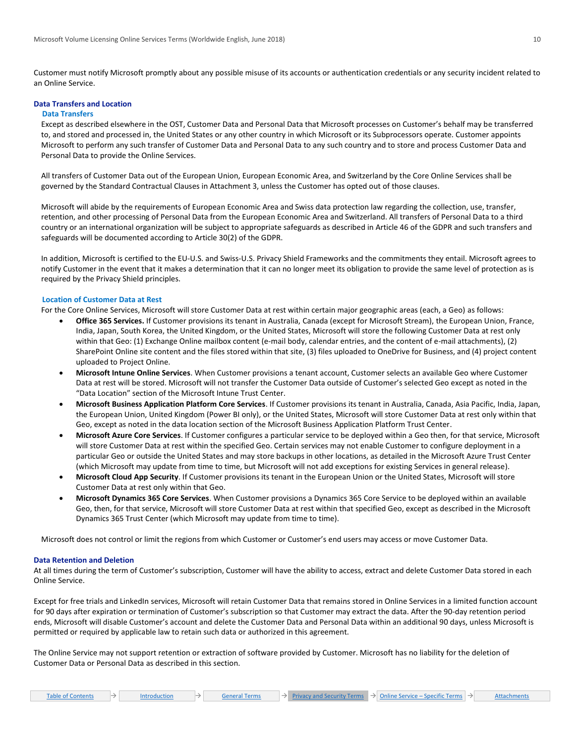Customer must notify Microsoft promptly about any possible misuse of its accounts or authentication credentials or any security incident related to an Online Service.

## Data Transfers and Location

### Data Transfers

Except as described elsewhere in the OST, Customer Data and Personal Data that Microsoft processes on Customer's behalf may be transferred to, and stored and processed in, the United States or any other country in which Microsoft or its Subprocessors operate. Customer appoints Microsoft to perform any such transfer of Customer Data and Personal Data to any such country and to store and process Customer Data and Personal Data to provide the Online Services.

All transfers of Customer Data out of the European Union, European Economic Area, and Switzerland by the Core Online Services shall be governed by the Standard Contractual Clauses in Attachment 3, unless the Customer has opted out of those clauses.

Microsoft will abide by the requirements of European Economic Area and Swiss data protection law regarding the collection, use, transfer, retention, and other processing of Personal Data from the European Economic Area and Switzerland. All transfers of Personal Data to a third country or an international organization will be subject to appropriate safeguards as described in Article 46 of the GDPR and such transfers and safeguards will be documented according to Article 30(2) of the GDPR.

In addition, Microsoft is certified to the EU-U.S. and Swiss-U.S. Privacy Shield Frameworks and the commitments they entail. Microsoft agrees to notify Customer in the event that it makes a determination that it can no longer meet its obligation to provide the same level of protection as is required by the Privacy Shield principles.

### Location of Customer Data at Rest

For the Core Online Services, Microsoft will store Customer Data at rest within certain major geographic areas (each, a Geo) as follows:

- **Office 365 Services.** If Customer provisions its tenant in Australia, Canada (except for Microsoft Stream), the European Union, France, India, Japan, South Korea, the United Kingdom, or the United States, Microsoft will store the following Customer Data at rest only within that Geo: (1) Exchange Online mailbox content (e-mail body, calendar entries, and the content of e-mail attachments), (2) SharePoint Online site content and the files stored within that site, (3) files uploaded to OneDrive for Business, and (4) project content uploaded to Project Online.
- **Microsoft Intune Online Services**. When Customer provisions a tenant account, Customer selects an available Geo where Customer Data at rest will be stored. Microsoft will not transfer the Customer Data outside of Customer's selected Geo except as noted in the "Data Location" section of the Microsoft Intune Trust Center.
- **Microsoft Business Application Platform Core Services**. If Customer provisions its tenant in Australia, Canada, Asia Pacific, India, Japan, the European Union, United Kingdom (Power BI only), or the United States, Microsoft will store Customer Data at rest only within that Geo, except as noted in the data location section of the Microsoft Business Application Platform Trust Center.
- **Microsoft Azure Core Services**. If Customer configures a particular service to be deployed within a Geo then, for that service, Microsoft will store Customer Data at rest within the specified Geo. Certain services may not enable Customer to configure deployment in a particular Geo or outside the United States and may store backups in other locations, as detailed in the Microsoft Azure Trust Center (which Microsoft may update from time to time, but Microsoft will not add exceptions for existing Services in general release).
- **Microsoft Cloud App Security**. If Customer provisions its tenant in the European Union or the United States, Microsoft will store Customer Data at rest only within that Geo.
- **Microsoft Dynamics 365 Core Services**. When Customer provisions a Dynamics 365 Core Service to be deployed within an available Geo, then, for that service, Microsoft will store Customer Data at rest within that specified Geo, except as described in the Microsoft Dynamics 365 Trust Center (which Microsoft may update from time to time).

Microsoft does not control or limit the regions from which Customer or Customer's end users may access or move Customer Data.

## Data Retention and Deletion

At all times during the term of Customer's subscription, Customer will have the ability to access, extract and delete Customer Data stored in each Online Service.

Except for free trials and LinkedIn services, Microsoft will retain Customer Data that remains stored in Online Services in a limited function account for 90 days after expiration or termination of Customer's subscription so that Customer may extract the data. After the 90-day retention period ends, Microsoft will disable Customer's account and delete the Customer Data and Personal Data within an additional 90 days, unless Microsoft is permitted or required by applicable law to retain such data or authorized in this agreement.

The Online Service may not support retention or extraction of software provided by Customer. Microsoft has no liability for the deletion of Customer Data or Personal Data as described in this section.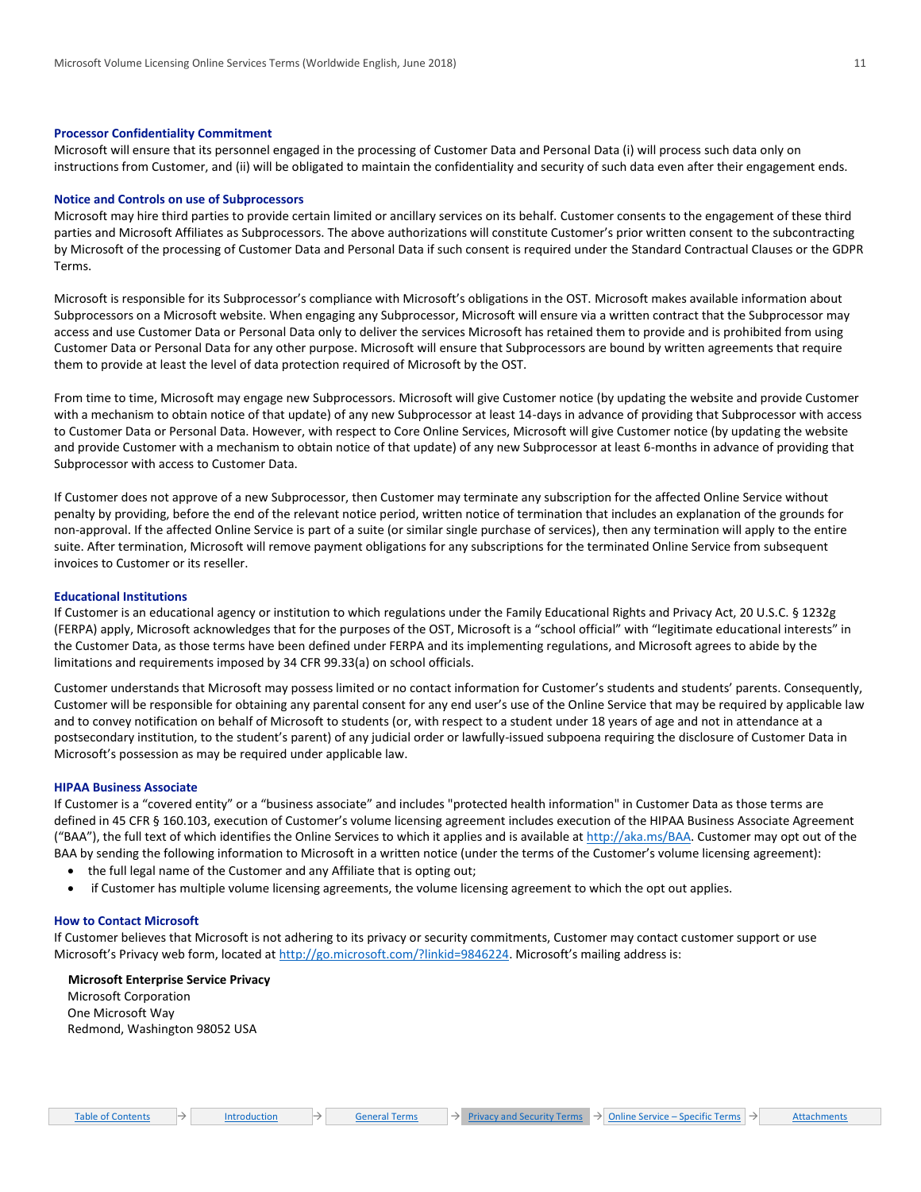### Processor Confidentiality Commitment

Microsoft will ensure that its personnel engaged in the processing of Customer Data and Personal Data (i) will process such data only on instructions from Customer, and (ii) will be obligated to maintain the confidentiality and security of such data even after their engagement ends.

### Notice and Controls on use of Subprocessors

Microsoft may hire third parties to provide certain limited or ancillary services on its behalf. Customer consents to the engagement of these third parties and Microsoft Affiliates as Subprocessors. The above authorizations will constitute Customer's prior written consent to the subcontracting by Microsoft of the processing of Customer Data and Personal Data if such consent is required under the Standard Contractual Clauses or the GDPR Terms.

Microsoft is responsible for its Subprocessor's compliance with Microsoft's obligations in the OST. Microsoft makes available information about Subprocessors on a Microsoft website. When engaging any Subprocessor, Microsoft will ensure via a written contract that the Subprocessor may access and use Customer Data or Personal Data only to deliver the services Microsoft has retained them to provide and is prohibited from using Customer Data or Personal Data for any other purpose. Microsoft will ensure that Subprocessors are bound by written agreements that require them to provide at least the level of data protection required of Microsoft by the OST.

From time to time, Microsoft may engage new Subprocessors. Microsoft will give Customer notice (by updating the website and provide Customer with a mechanism to obtain notice of that update) of any new Subprocessor at least 14-days in advance of providing that Subprocessor with access to Customer Data or Personal Data. However, with respect to Core Online Services, Microsoft will give Customer notice (by updating the website and provide Customer with a mechanism to obtain notice of that update) of any new Subprocessor at least 6-months in advance of providing that Subprocessor with access to Customer Data.

If Customer does not approve of a new Subprocessor, then Customer may terminate any subscription for the affected Online Service without penalty by providing, before the end of the relevant notice period, written notice of termination that includes an explanation of the grounds for non-approval. If the affected Online Service is part of a suite (or similar single purchase of services), then any termination will apply to the entire suite. After termination, Microsoft will remove payment obligations for any subscriptions for the terminated Online Service from subsequent invoices to Customer or its reseller.

### Educational Institutions

If Customer is an educational agency or institution to which regulations under the Family Educational Rights and Privacy Act, 20 U.S.C. § 1232g (FERPA) apply, Microsoft acknowledges that for the purposes of the OST, Microsoft is a "school official" with "legitimate educational interests" in the Customer Data, as those terms have been defined under FERPA and its implementing regulations, and Microsoft agrees to abide by the limitations and requirements imposed by 34 CFR 99.33(a) on school officials.

Customer understands that Microsoft may possess limited or no contact information for Customer's students and students' parents. Consequently, Customer will be responsible for obtaining any parental consent for any end user's use of the Online Service that may be required by applicable law and to convey notification on behalf of Microsoft to students (or, with respect to a student under 18 years of age and not in attendance at a postsecondary institution, to the student's parent) of any judicial order or lawfully-issued subpoena requiring the disclosure of Customer Data in Microsoft's possession as may be required under applicable law.

### HIPAA Business Associate

If Customer is a "covered entity" or a "business associate" and includes "protected health information" in Customer Data as those terms are defined in 45 CFR § 160.103, execution of Customer's volume licensing agreement includes execution of the HIPAA Business Associate Agreement ("BAA"), the full text of which identifies the Online Services to which it applies and is available at http://aka.ms/BAA. Customer may opt out of the BAA by sending the following information to Microsoft in a written notice (under the terms of the Customer's volume licensing agreement):

- the full legal name of the Customer and any Affiliate that is opting out;
- if Customer has multiple volume licensing agreements, the volume licensing agreement to which the opt out applies.

### How to Contact Microsoft

If Customer believes that Microsoft is not adhering to its privacy or security commitments, Customer may contact customer support or use Microsoft's Privacy web form, located at http://go.microsoft.com/?linkid=9846224. Microsoft's mailing address is:

**Microsoft Enterprise Service Privacy**
Microsoft Corporation
One Microsoft Way
Redmond, Washington 98052 USA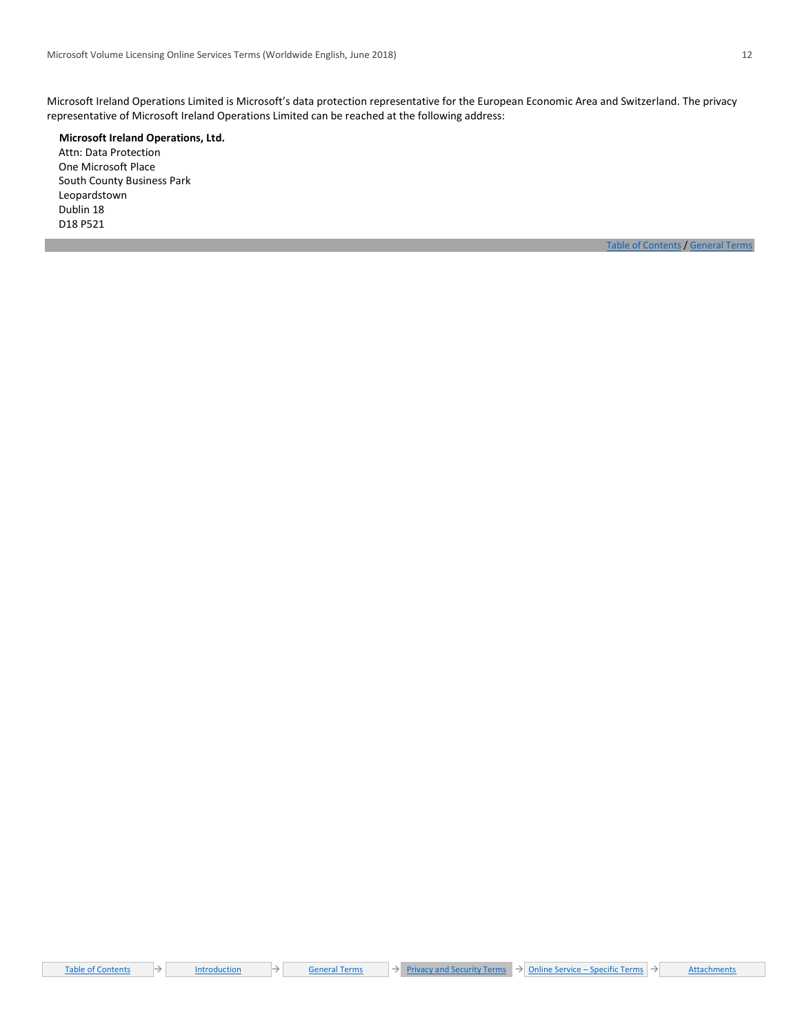Microsoft Ireland Operations Limited is Microsoft's data protection representative for the European Economic Area and Switzerland. The privacy representative of Microsoft Ireland Operations Limited can be reached at the following address:

**Microsoft Ireland Operations, Ltd.**
Attn: Data Protection
One Microsoft Place
South County Business Park
Leopardstown
Dublin 18
D18 P521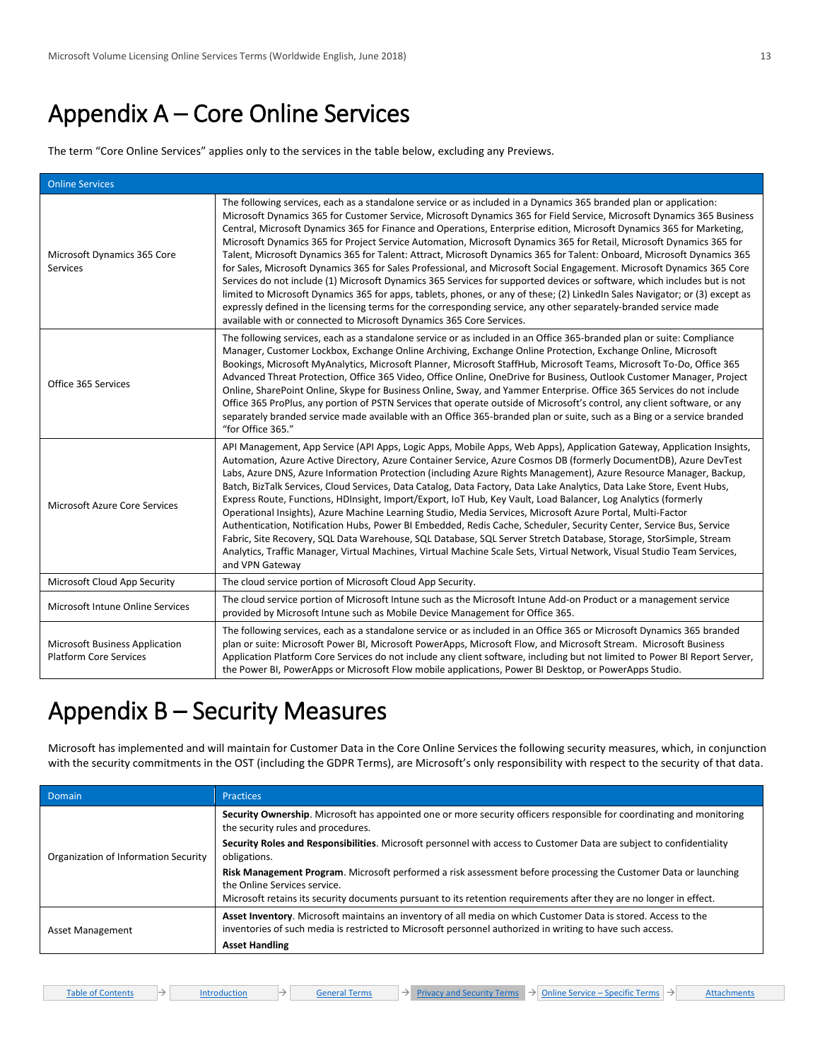# Appendix A – Core Online Services

The term "Core Online Services" applies only to the services in the table below, excluding any Previews.

| Online Services | |
|---|---|
| Microsoft Dynamics 365 Core Services | The following services, each as a standalone service or as included in a Dynamics 365 branded plan or application: Microsoft Dynamics 365 for Customer Service, Microsoft Dynamics 365 for Field Service, Microsoft Dynamics 365 Business Central, Microsoft Dynamics 365 for Finance and Operations, Enterprise edition, Microsoft Dynamics 365 for Marketing, Microsoft Dynamics 365 for Project Service Automation, Microsoft Dynamics 365 for Retail, Microsoft Dynamics 365 for Talent, Microsoft Dynamics 365 for Talent: Attract, Microsoft Dynamics 365 for Talent: Onboard, Microsoft Dynamics 365 for Sales, Microsoft Dynamics 365 for Sales Professional, and Microsoft Social Engagement. Microsoft Dynamics 365 Core Services do not include (1) Microsoft Dynamics 365 Services for supported devices or software, which includes but is not limited to Microsoft Dynamics 365 for apps, tablets, phones, or any of these; (2) LinkedIn Sales Navigator; or (3) except as expressly defined in the licensing terms for the corresponding service, any other separately-branded service made available with or connected to Microsoft Dynamics 365 Core Services. |
| Office 365 Services | The following services, each as a standalone service or as included in an Office 365-branded plan or suite: Compliance Manager, Customer Lockbox, Exchange Online Archiving, Exchange Online Protection, Exchange Online, Microsoft Bookings, Microsoft MyAnalytics, Microsoft Planner, Microsoft StaffHub, Microsoft Teams, Microsoft To-Do, Office 365 Advanced Threat Protection, Office 365 Video, Office Online, OneDrive for Business, Outlook Customer Manager, Project Online, SharePoint Online, Skype for Business Online, Sway, and Yammer Enterprise. Office 365 Services do not include Office 365 ProPlus, any portion of PSTN Services that operate outside of Microsoft's control, any client software, or any separately branded service made available with an Office 365-branded plan or suite, such as a Bing or a service branded "for Office 365." |
| Microsoft Azure Core Services | API Management, App Service (API Apps, Logic Apps, Mobile Apps, Web Apps), Application Gateway, Application Insights, Automation, Azure Active Directory, Azure Container Service, Azure Cosmos DB (formerly DocumentDB), Azure DevTest Labs, Azure DNS, Azure Information Protection (including Azure Rights Management), Azure Resource Manager, Backup, Batch, BizTalk Services, Cloud Services, Data Catalog, Data Factory, Data Lake Analytics, Data Lake Store, Event Hubs, Express Route, Functions, HDInsight, Import/Export, IoT Hub, Key Vault, Load Balancer, Log Analytics (formerly Operational Insights), Azure Machine Learning Studio, Media Services, Microsoft Azure Portal, Multi-Factor Authentication, Notification Hubs, Power BI Embedded, Redis Cache, Scheduler, Security Center, Service Bus, Service Fabric, Site Recovery, SQL Data Warehouse, SQL Database, SQL Server Stretch Database, Storage, StorSimple, Stream Analytics, Traffic Manager, Virtual Machines, Virtual Machine Scale Sets, Virtual Network, Visual Studio Team Services, and VPN Gateway |
| Microsoft Cloud App Security | The cloud service portion of Microsoft Cloud App Security. |
| Microsoft Intune Online Services | The cloud service portion of Microsoft Intune such as the Microsoft Intune Add-on Product or a management service provided by Microsoft Intune such as Mobile Device Management for Office 365. |
| Microsoft Business Application Platform Core Services | The following services, each as a standalone service or as included in an Office 365 or Microsoft Dynamics 365 branded plan or suite: Microsoft Power BI, Microsoft PowerApps, Microsoft Flow, and Microsoft Stream. Microsoft Business Application Platform Core Services do not include any client software, including but not limited to Power BI Report Server, the Power BI, PowerApps or Microsoft Flow mobile applications, Power BI Desktop, or PowerApps Studio. |

# Appendix B – Security Measures

Microsoft has implemented and will maintain for Customer Data in the Core Online Services the following security measures, which, in conjunction with the security commitments in the OST (including the GDPR Terms), are Microsoft's only responsibility with respect to the security of that data.

| Domain | Practices |
|---|---|
| Organization of Information Security | **Security Ownership**. Microsoft has appointed one or more security officers responsible for coordinating and monitoring the security rules and procedures. **Security Roles and Responsibilities**. Microsoft personnel with access to Customer Data are subject to confidentiality obligations. **Risk Management Program**. Microsoft performed a risk assessment before processing the Customer Data or launching the Online Services service. Microsoft retains its security documents pursuant to its retention requirements after they are no longer in effect. |
| Asset Management | **Asset Inventory**. Microsoft maintains an inventory of all media on which Customer Data is stored. Access to the inventories of such media is restricted to Microsoft personnel authorized in writing to have such access. **Asset Handling** |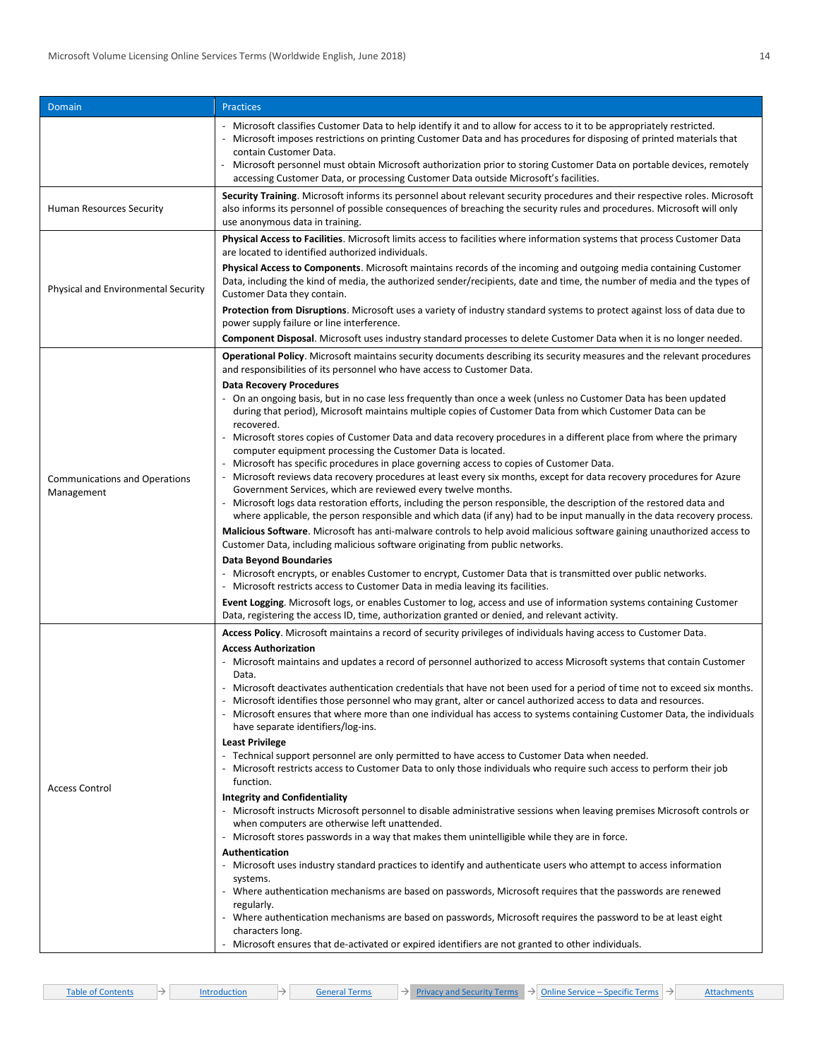| Domain | Practices |
|---|---|
| | - Microsoft classifies Customer Data to help identify it and to allow for access to it to be appropriately restricted.<br>- Microsoft imposes restrictions on printing Customer Data and has procedures for disposing of printed materials that contain Customer Data.<br>- Microsoft personnel must obtain Microsoft authorization prior to storing Customer Data on portable devices, remotely accessing Customer Data, or processing Customer Data outside Microsoft's facilities. |
| Human Resources Security | **Security Training**. Microsoft informs its personnel about relevant security procedures and their respective roles. Microsoft also informs its personnel of possible consequences of breaching the security rules and procedures. Microsoft will only use anonymous data in training. |
| Physical and Environmental Security | **Physical Access to Facilities**. Microsoft limits access to facilities where information systems that process Customer Data are located to identified authorized individuals.<br>**Physical Access to Components**. Microsoft maintains records of the incoming and outgoing media containing Customer Data, including the kind of media, the authorized sender/recipients, date and time, the number of media and the types of Customer Data they contain.<br>**Protection from Disruptions**. Microsoft uses a variety of industry standard systems to protect against loss of data due to power supply failure or line interference.<br>**Component Disposal**. Microsoft uses industry standard processes to delete Customer Data when it is no longer needed. |
| Communications and Operations Management | **Operational Policy**. Microsoft maintains security documents describing its security measures and the relevant procedures and responsibilities of its personnel who have access to Customer Data.<br>**Data Recovery Procedures**<br>- On an ongoing basis, but in no case less frequently than once a week (unless no Customer Data has been updated during that period), Microsoft maintains multiple copies of Customer Data from which Customer Data can be recovered.<br>- Microsoft stores copies of Customer Data and data recovery procedures in a different place from where the primary computer equipment processing the Customer Data is located.<br>- Microsoft has specific procedures in place governing access to copies of Customer Data.<br>- Microsoft reviews data recovery procedures at least every six months, except for data recovery procedures for Azure Government Services, which are reviewed every twelve months.<br>- Microsoft logs data restoration efforts, including the person responsible, the description of the restored data and where applicable, the person responsible and which data (if any) had to be input manually in the data recovery process.<br>**Malicious Software**. Microsoft has anti-malware controls to help avoid malicious software gaining unauthorized access to Customer Data, including malicious software originating from public networks.<br>**Data Beyond Boundaries**<br>- Microsoft encrypts, or enables Customer to encrypt, Customer Data that is transmitted over public networks.<br>- Microsoft restricts access to Customer Data in media leaving its facilities.<br>**Event Logging**. Microsoft logs, or enables Customer to log, access and use of information systems containing Customer Data, registering the access ID, time, authorization granted or denied, and relevant activity. |
| Access Control | **Access Policy**. Microsoft maintains a record of security privileges of individuals having access to Customer Data.<br>**Access Authorization**<br>- Microsoft maintains and updates a record of personnel authorized to access Microsoft systems that contain Customer Data.<br>- Microsoft deactivates authentication credentials that have not been used for a period of time not to exceed six months.<br>- Microsoft identifies those personnel who may grant, alter or cancel authorized access to data and resources.<br>- Microsoft ensures that where more than one individual has access to systems containing Customer Data, the individuals have separate identifiers/log-ins.<br>**Least Privilege**<br>- Technical support personnel are only permitted to have access to Customer Data when needed.<br>- Microsoft restricts access to Customer Data to only those individuals who require such access to perform their job function.<br>**Integrity and Confidentiality**<br>- Microsoft instructs Microsoft personnel to disable administrative sessions when leaving premises Microsoft controls or when computers are otherwise left unattended.<br>- Microsoft stores passwords in a way that makes them unintelligible while they are in force.<br>**Authentication**<br>- Microsoft uses industry standard practices to identify and authenticate users who attempt to access information systems.<br>- Where authentication mechanisms are based on passwords, Microsoft requires that the passwords are renewed regularly.<br>- Where authentication mechanisms are based on passwords, Microsoft requires the password to be at least eight characters long.<br>- Microsoft ensures that de-activated or expired identifiers are not granted to other individuals. |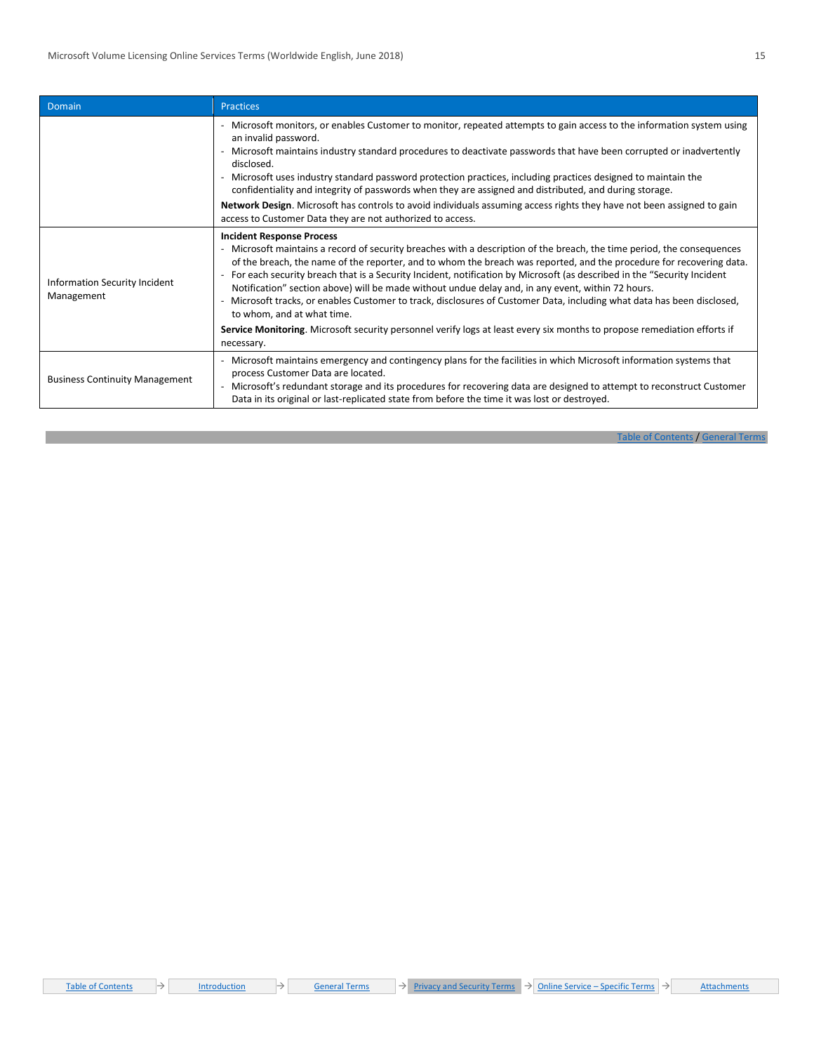| Domain | Practices |
|---|---|
| | - Microsoft monitors, or enables Customer to monitor, repeated attempts to gain access to the information system using an invalid password.<br>- Microsoft maintains industry standard procedures to deactivate passwords that have been corrupted or inadvertently disclosed.<br>- Microsoft uses industry standard password protection practices, including practices designed to maintain the confidentiality and integrity of passwords when they are assigned and distributed, and during storage.<br>**Network Design**. Microsoft has controls to avoid individuals assuming access rights they have not been assigned to gain access to Customer Data they are not authorized to access. |
| Information Security Incident Management | **Incident Response Process**<br>- Microsoft maintains a record of security breaches with a description of the breach, the time period, the consequences of the breach, the name of the reporter, and to whom the breach was reported, and the procedure for recovering data.<br>- For each security breach that is a Security Incident, notification by Microsoft (as described in the "Security Incident Notification" section above) will be made without undue delay and, in any event, within 72 hours.<br>- Microsoft tracks, or enables Customer to track, disclosures of Customer Data, including what data has been disclosed, to whom, and at what time.<br>**Service Monitoring**. Microsoft security personnel verify logs at least every six months to propose remediation efforts if necessary. |
| Business Continuity Management | - Microsoft maintains emergency and contingency plans for the facilities in which Microsoft information systems that process Customer Data are located.<br>- Microsoft's redundant storage and its procedures for recovering data are designed to attempt to reconstruct Customer Data in its original or last-replicated state from before the time it was lost or destroyed. |

Table of Contents / General Terms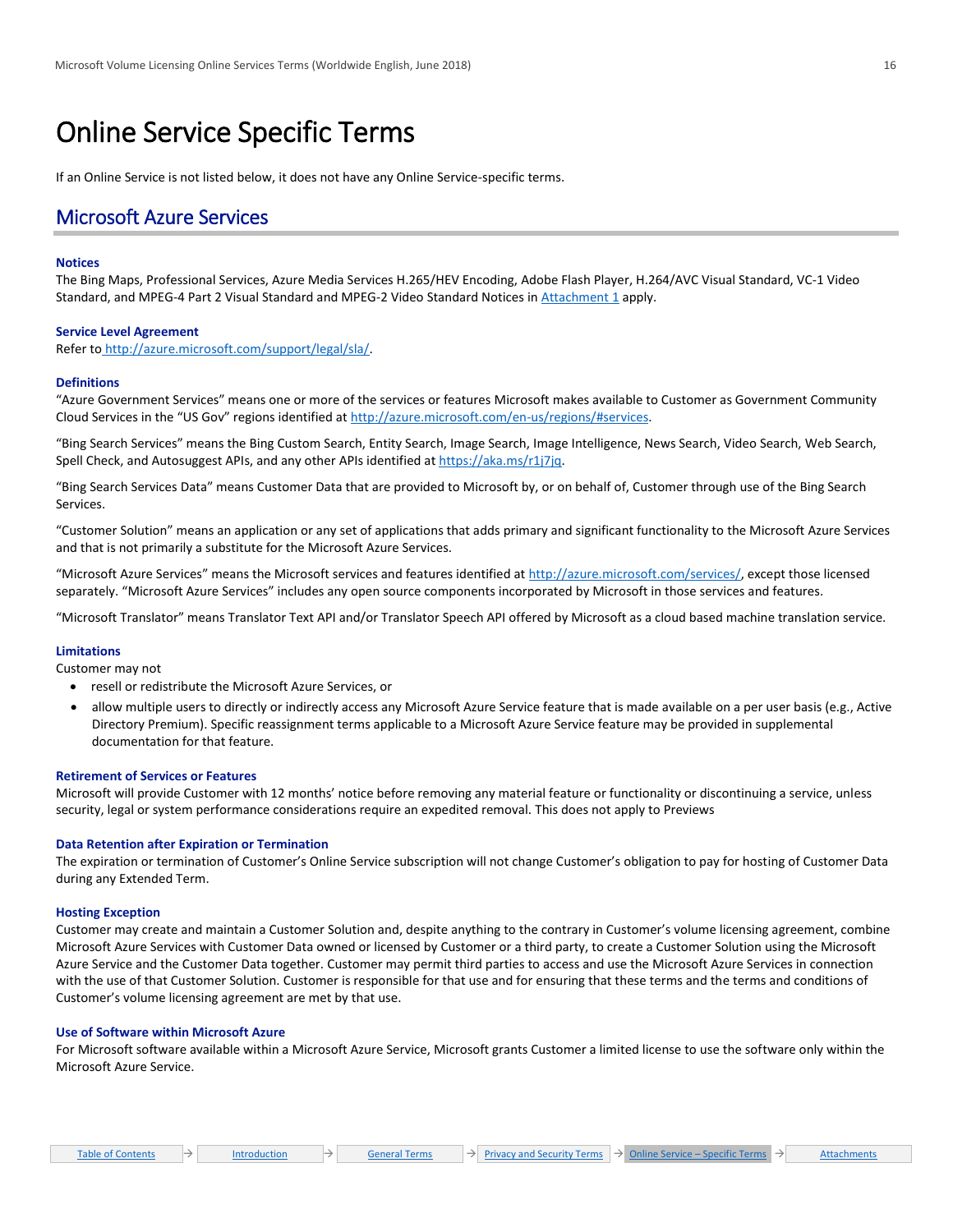# Online Service Specific Terms

If an Online Service is not listed below, it does not have any Online Service-specific terms.

## Microsoft Azure Services

### Notices

The Bing Maps, Professional Services, Azure Media Services H.265/HEV Encoding, Adobe Flash Player, H.264/AVC Visual Standard, VC-1 Video Standard, and MPEG-4 Part 2 Visual Standard and MPEG-2 Video Standard Notices in [Attachment 1](#) apply.

### Service Level Agreement

Refer to [http://azure.microsoft.com/support/legal/sla/](http://azure.microsoft.com/support/legal/sla/).

### Definitions

"Azure Government Services" means one or more of the services or features Microsoft makes available to Customer as Government Community Cloud Services in the "US Gov" regions identified at [http://azure.microsoft.com/en-us/regions/#services](http://azure.microsoft.com/en-us/regions/#services).

"Bing Search Services" means the Bing Custom Search, Entity Search, Image Search, Image Intelligence, News Search, Video Search, Web Search, Spell Check, and Autosuggest APIs, and any other APIs identified at [https://aka.ms/r1j7jq](https://aka.ms/r1j7jq).

"Bing Search Services Data" means Customer Data that are provided to Microsoft by, or on behalf of, Customer through use of the Bing Search Services.

"Customer Solution" means an application or any set of applications that adds primary and significant functionality to the Microsoft Azure Services and that is not primarily a substitute for the Microsoft Azure Services.

"Microsoft Azure Services" means the Microsoft services and features identified at [http://azure.microsoft.com/services/](http://azure.microsoft.com/services/), except those licensed separately. "Microsoft Azure Services" includes any open source components incorporated by Microsoft in those services and features.

"Microsoft Translator" means Translator Text API and/or Translator Speech API offered by Microsoft as a cloud based machine translation service.

### Limitations

Customer may not

- resell or redistribute the Microsoft Azure Services, or
- allow multiple users to directly or indirectly access any Microsoft Azure Service feature that is made available on a per user basis (e.g., Active Directory Premium). Specific reassignment terms applicable to a Microsoft Azure Service feature may be provided in supplemental documentation for that feature.

### Retirement of Services or Features

Microsoft will provide Customer with 12 months' notice before removing any material feature or functionality or discontinuing a service, unless security, legal or system performance considerations require an expedited removal. This does not apply to Previews

### Data Retention after Expiration or Termination

The expiration or termination of Customer's Online Service subscription will not change Customer's obligation to pay for hosting of Customer Data during any Extended Term.

### Hosting Exception

Customer may create and maintain a Customer Solution and, despite anything to the contrary in Customer's volume licensing agreement, combine Microsoft Azure Services with Customer Data owned or licensed by Customer or a third party, to create a Customer Solution using the Microsoft Azure Service and the Customer Data together. Customer may permit third parties to access and use the Microsoft Azure Services in connection with the use of that Customer Solution. Customer is responsible for that use and for ensuring that these terms and the terms and conditions of Customer's volume licensing agreement are met by that use.

### Use of Software within Microsoft Azure

For Microsoft software available within a Microsoft Azure Service, Microsoft grants Customer a limited license to use the software only within the Microsoft Azure Service.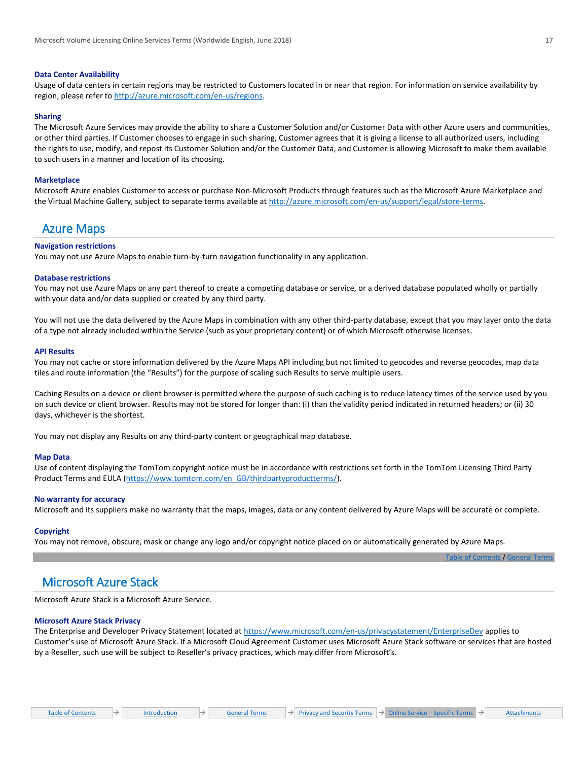### Data Center Availability

Usage of data centers in certain regions may be restricted to Customers located in or near that region. For information on service availability by region, please refer to http://azure.microsoft.com/en-us/regions.

### Sharing

The Microsoft Azure Services may provide the ability to share a Customer Solution and/or Customer Data with other Azure users and communities, or other third parties. If Customer chooses to engage in such sharing, Customer agrees that it is giving a license to all authorized users, including the rights to use, modify, and repost its Customer Solution and/or the Customer Data, and Customer is allowing Microsoft to make them available to such users in a manner and location of its choosing.

### Marketplace

Microsoft Azure enables Customer to access or purchase Non-Microsoft Products through features such as the Microsoft Azure Marketplace and the Virtual Machine Gallery, subject to separate terms available at http://azure.microsoft.com/en-us/support/legal/store-terms.

## Azure Maps

### Navigation restrictions

You may not use Azure Maps to enable turn-by-turn navigation functionality in any application.

### Database restrictions

You may not use Azure Maps or any part thereof to create a competing database or service, or a derived database populated wholly or partially with your data and/or data supplied or created by any third party.

You will not use the data delivered by the Azure Maps in combination with any other third-party database, except that you may layer onto the data of a type not already included within the Service (such as your proprietary content) or of which Microsoft otherwise licenses.

### API Results

You may not cache or store information delivered by the Azure Maps API including but not limited to geocodes and reverse geocodes, map data tiles and route information (the "Results") for the purpose of scaling such Results to serve multiple users.

Caching Results on a device or client browser is permitted where the purpose of such caching is to reduce latency times of the service used by you on such device or client browser. Results may not be stored for longer than: (i) than the validity period indicated in returned headers; or (ii) 30 days, whichever is the shortest.

You may not display any Results on any third-party content or geographical map database.

### Map Data

Use of content displaying the TomTom copyright notice must be in accordance with restrictions set forth in the TomTom Licensing Third Party Product Terms and EULA (https://www.tomtom.com/en_GB/thirdpartyproductterms/).

### No warranty for accuracy

Microsoft and its suppliers make no warranty that the maps, images, data or any content delivered by Azure Maps will be accurate or complete.

### Copyright

You may not remove, obscure, mask or change any logo and/or copyright notice placed on or automatically generated by Azure Maps.

Table of Contents / General Terms

## Microsoft Azure Stack

Microsoft Azure Stack is a Microsoft Azure Service.

### Microsoft Azure Stack Privacy

The Enterprise and Developer Privacy Statement located at https://www.microsoft.com/en-us/privacystatement/EnterpriseDev applies to Customer's use of Microsoft Azure Stack. If a Microsoft Cloud Agreement Customer uses Microsoft Azure Stack software or services that are hosted by a Reseller, such use will be subject to Reseller's privacy practices, which may differ from Microsoft's.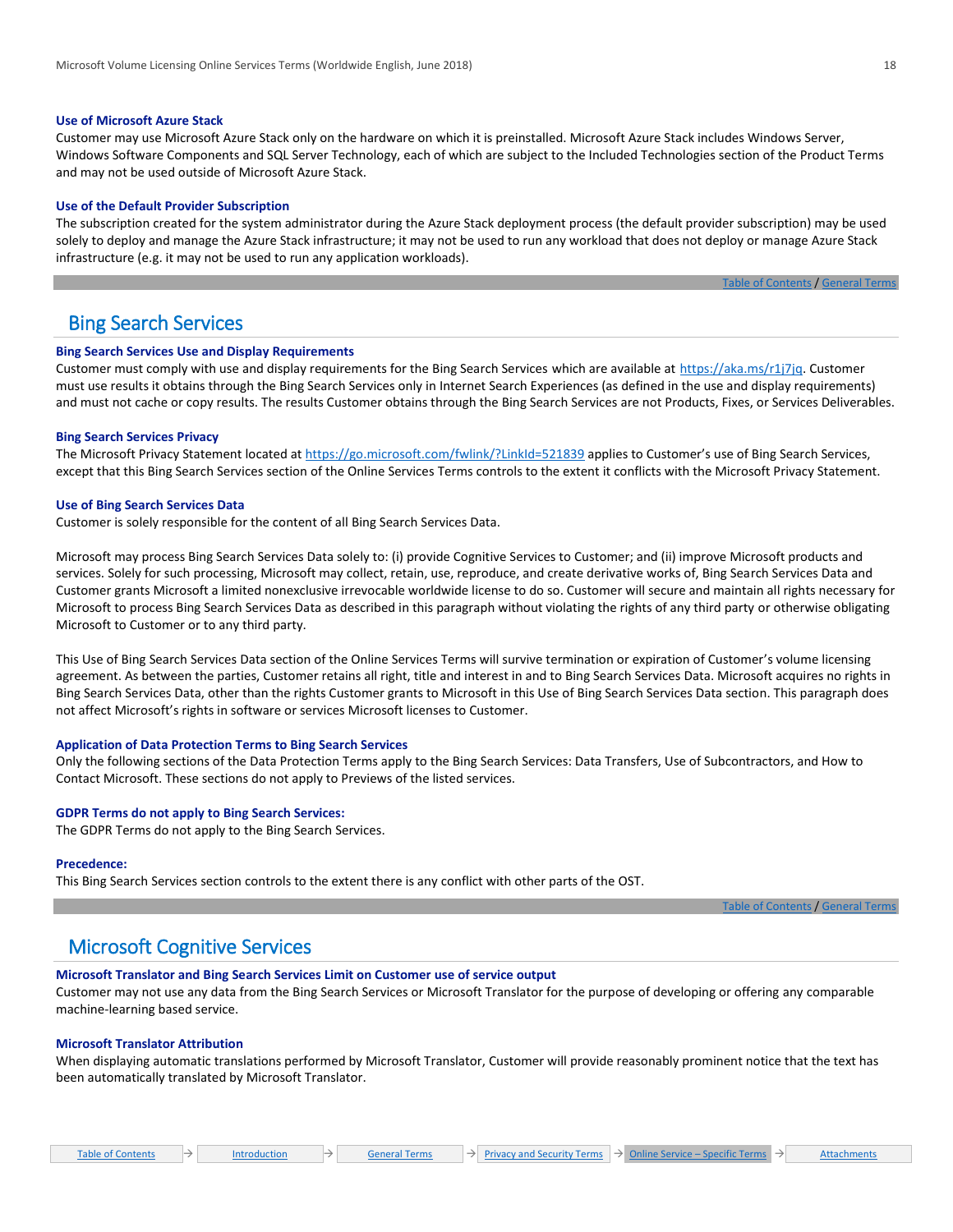### Use of Microsoft Azure Stack

Customer may use Microsoft Azure Stack only on the hardware on which it is preinstalled. Microsoft Azure Stack includes Windows Server, Windows Software Components and SQL Server Technology, each of which are subject to the Included Technologies section of the Product Terms and may not be used outside of Microsoft Azure Stack.

### Use of the Default Provider Subscription

The subscription created for the system administrator during the Azure Stack deployment process (the default provider subscription) may be used solely to deploy and manage the Azure Stack infrastructure; it may not be used to run any workload that does not deploy or manage Azure Stack infrastructure (e.g. it may not be used to run any application workloads).

Table of Contents / General Terms

## Bing Search Services

### Bing Search Services Use and Display Requirements

Customer must comply with use and display requirements for the Bing Search Services which are available at https://aka.ms/r1j7jq. Customer must use results it obtains through the Bing Search Services only in Internet Search Experiences (as defined in the use and display requirements) and must not cache or copy results. The results Customer obtains through the Bing Search Services are not Products, Fixes, or Services Deliverables.

### Bing Search Services Privacy

The Microsoft Privacy Statement located at https://go.microsoft.com/fwlink/?LinkId=521839 applies to Customer's use of Bing Search Services, except that this Bing Search Services section of the Online Services Terms controls to the extent it conflicts with the Microsoft Privacy Statement.

### Use of Bing Search Services Data

Customer is solely responsible for the content of all Bing Search Services Data.

Microsoft may process Bing Search Services Data solely to: (i) provide Cognitive Services to Customer; and (ii) improve Microsoft products and services. Solely for such processing, Microsoft may collect, retain, use, reproduce, and create derivative works of, Bing Search Services Data and Customer grants Microsoft a limited nonexclusive irrevocable worldwide license to do so. Customer will secure and maintain all rights necessary for Microsoft to process Bing Search Services Data as described in this paragraph without violating the rights of any third party or otherwise obligating Microsoft to Customer or to any third party.

This Use of Bing Search Services Data section of the Online Services Terms will survive termination or expiration of Customer's volume licensing agreement. As between the parties, Customer retains all right, title and interest in and to Bing Search Services Data. Microsoft acquires no rights in Bing Search Services Data, other than the rights Customer grants to Microsoft in this Use of Bing Search Services Data section. This paragraph does not affect Microsoft's rights in software or services Microsoft licenses to Customer.

### Application of Data Protection Terms to Bing Search Services

Only the following sections of the Data Protection Terms apply to the Bing Search Services: Data Transfers, Use of Subcontractors, and How to Contact Microsoft. These sections do not apply to Previews of the listed services.

### GDPR Terms do not apply to Bing Search Services:

The GDPR Terms do not apply to the Bing Search Services.

### Precedence:

This Bing Search Services section controls to the extent there is any conflict with other parts of the OST.

Table of Contents / General Terms

## Microsoft Cognitive Services

### Microsoft Translator and Bing Search Services Limit on Customer use of service output

Customer may not use any data from the Bing Search Services or Microsoft Translator for the purpose of developing or offering any comparable machine-learning based service.

### Microsoft Translator Attribution

When displaying automatic translations performed by Microsoft Translator, Customer will provide reasonably prominent notice that the text has been automatically translated by Microsoft Translator.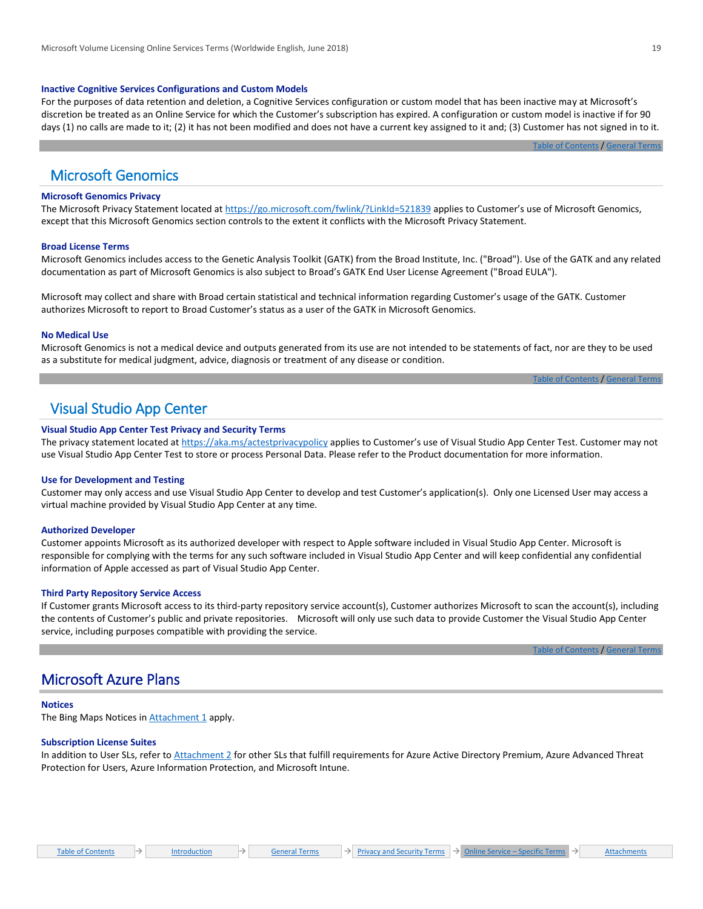### Inactive Cognitive Services Configurations and Custom Models

For the purposes of data retention and deletion, a Cognitive Services configuration or custom model that has been inactive may at Microsoft's discretion be treated as an Online Service for which the Customer's subscription has expired. A configuration or custom model is inactive if for 90 days (1) no calls are made to it; (2) it has not been modified and does not have a current key assigned to it and; (3) Customer has not signed in to it.

## Microsoft Genomics

### Microsoft Genomics Privacy

The Microsoft Privacy Statement located at https://go.microsoft.com/fwlink/?LinkId=521839 applies to Customer's use of Microsoft Genomics, except that this Microsoft Genomics section controls to the extent it conflicts with the Microsoft Privacy Statement.

### Broad License Terms

Microsoft Genomics includes access to the Genetic Analysis Toolkit (GATK) from the Broad Institute, Inc. ("Broad"). Use of the GATK and any related documentation as part of Microsoft Genomics is also subject to Broad's GATK End User License Agreement ("Broad EULA").

Microsoft may collect and share with Broad certain statistical and technical information regarding Customer's usage of the GATK. Customer authorizes Microsoft to report to Broad Customer's status as a user of the GATK in Microsoft Genomics.

### No Medical Use

Microsoft Genomics is not a medical device and outputs generated from its use are not intended to be statements of fact, nor are they to be used as a substitute for medical judgment, advice, diagnosis or treatment of any disease or condition.

## Visual Studio App Center

### Visual Studio App Center Test Privacy and Security Terms

The privacy statement located at https://aka.ms/actestprivacypolicy applies to Customer's use of Visual Studio App Center Test. Customer may not use Visual Studio App Center Test to store or process Personal Data. Please refer to the Product documentation for more information.

### Use for Development and Testing

Customer may only access and use Visual Studio App Center to develop and test Customer's application(s). Only one Licensed User may access a virtual machine provided by Visual Studio App Center at any time.

### Authorized Developer

Customer appoints Microsoft as its authorized developer with respect to Apple software included in Visual Studio App Center. Microsoft is responsible for complying with the terms for any such software included in Visual Studio App Center and will keep confidential any confidential information of Apple accessed as part of Visual Studio App Center.

### Third Party Repository Service Access

If Customer grants Microsoft access to its third-party repository service account(s), Customer authorizes Microsoft to scan the account(s), including the contents of Customer's public and private repositories. Microsoft will only use such data to provide Customer the Visual Studio App Center service, including purposes compatible with providing the service.

## Microsoft Azure Plans

### Notices

The Bing Maps Notices in Attachment 1 apply.

### Subscription License Suites

In addition to User SLs, refer to Attachment 2 for other SLs that fulfill requirements for Azure Active Directory Premium, Azure Advanced Threat Protection for Users, Azure Information Protection, and Microsoft Intune.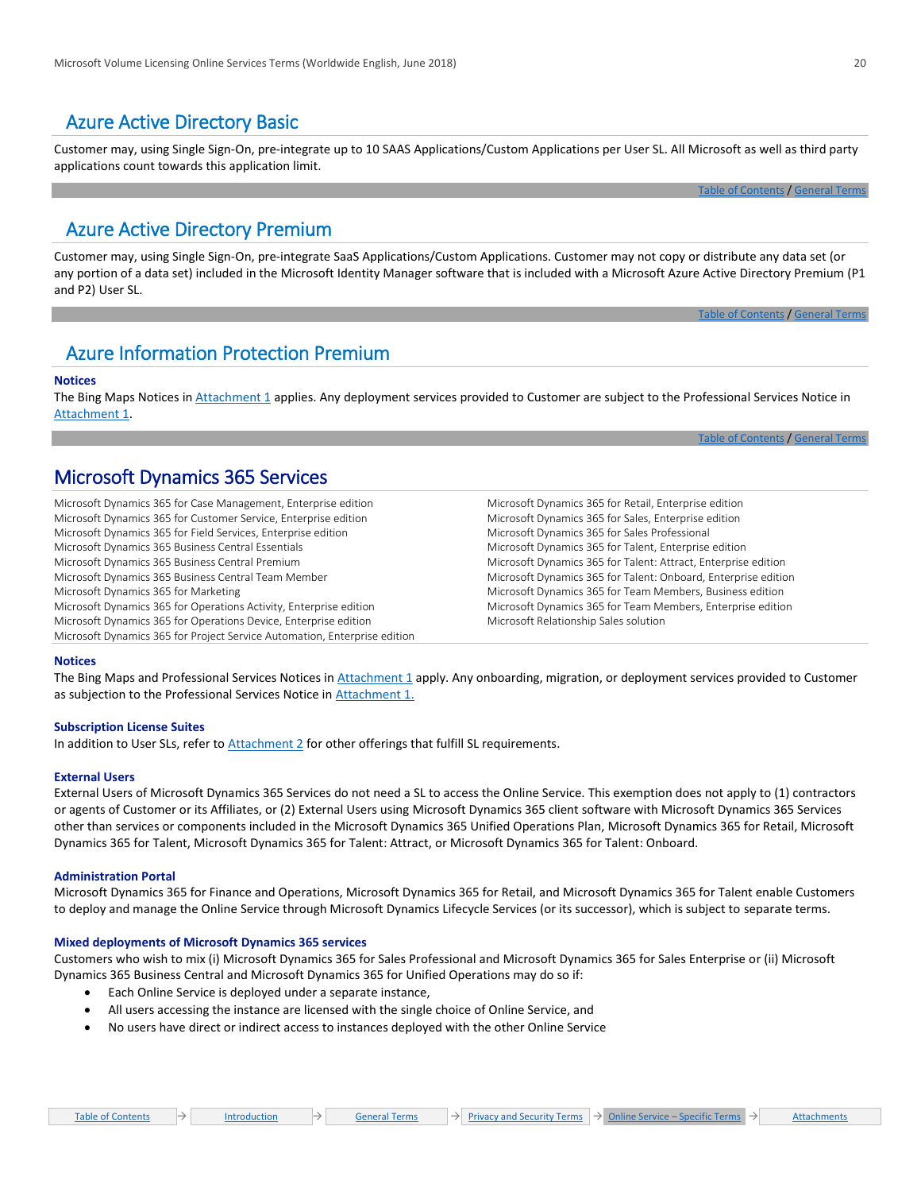## Azure Active Directory Basic

Customer may, using Single Sign-On, pre-integrate up to 10 SAAS Applications/Custom Applications per User SL. All Microsoft as well as third party applications count towards this application limit.

Table of Contents / General Terms

## Azure Active Directory Premium

Customer may, using Single Sign-On, pre-integrate SaaS Applications/Custom Applications. Customer may not copy or distribute any data set (or any portion of a data set) included in the Microsoft Identity Manager software that is included with a Microsoft Azure Active Directory Premium (P1 and P2) User SL.

Table of Contents / General Terms

## Azure Information Protection Premium

**Notices**

The Bing Maps Notices in Attachment 1 applies. Any deployment services provided to Customer are subject to the Professional Services Notice in Attachment 1.

Table of Contents / General Terms

# Microsoft Dynamics 365 Services

Microsoft Dynamics 365 for Case Management, Enterprise edition
Microsoft Dynamics 365 for Customer Service, Enterprise edition
Microsoft Dynamics 365 for Field Services, Enterprise edition
Microsoft Dynamics 365 Business Central Essentials
Microsoft Dynamics 365 Business Central Premium
Microsoft Dynamics 365 Business Central Team Member
Microsoft Dynamics 365 for Marketing
Microsoft Dynamics 365 for Operations Activity, Enterprise edition
Microsoft Dynamics 365 for Operations Device, Enterprise edition
Microsoft Dynamics 365 for Project Service Automation, Enterprise edition
Microsoft Dynamics 365 for Retail, Enterprise edition
Microsoft Dynamics 365 for Sales, Enterprise edition
Microsoft Dynamics 365 for Sales Professional
Microsoft Dynamics 365 for Talent, Enterprise edition
Microsoft Dynamics 365 for Talent: Attract, Enterprise edition
Microsoft Dynamics 365 for Talent: Onboard, Enterprise edition
Microsoft Dynamics 365 for Team Members, Business edition
Microsoft Dynamics 365 for Team Members, Enterprise edition
Microsoft Relationship Sales solution

**Notices**

The Bing Maps and Professional Services Notices in Attachment 1 apply. Any onboarding, migration, or deployment services provided to Customer as subjection to the Professional Services Notice in Attachment 1.

**Subscription License Suites**

In addition to User SLs, refer to Attachment 2 for other offerings that fulfill SL requirements.

**External Users**

External Users of Microsoft Dynamics 365 Services do not need a SL to access the Online Service. This exemption does not apply to (1) contractors or agents of Customer or its Affiliates, or (2) External Users using Microsoft Dynamics 365 client software with Microsoft Dynamics 365 Services other than services or components included in the Microsoft Dynamics 365 Unified Operations Plan, Microsoft Dynamics 365 for Retail, Microsoft Dynamics 365 for Talent, Microsoft Dynamics 365 for Talent: Attract, or Microsoft Dynamics 365 for Talent: Onboard.

**Administration Portal**

Microsoft Dynamics 365 for Finance and Operations, Microsoft Dynamics 365 for Retail, and Microsoft Dynamics 365 for Talent enable Customers to deploy and manage the Online Service through Microsoft Dynamics Lifecycle Services (or its successor), which is subject to separate terms.

**Mixed deployments of Microsoft Dynamics 365 services**

Customers who wish to mix (i) Microsoft Dynamics 365 for Sales Professional and Microsoft Dynamics 365 for Sales Enterprise or (ii) Microsoft Dynamics 365 Business Central and Microsoft Dynamics 365 for Unified Operations may do so if:

- Each Online Service is deployed under a separate instance,
- All users accessing the instance are licensed with the single choice of Online Service, and
- No users have direct or indirect access to instances deployed with the other Online Service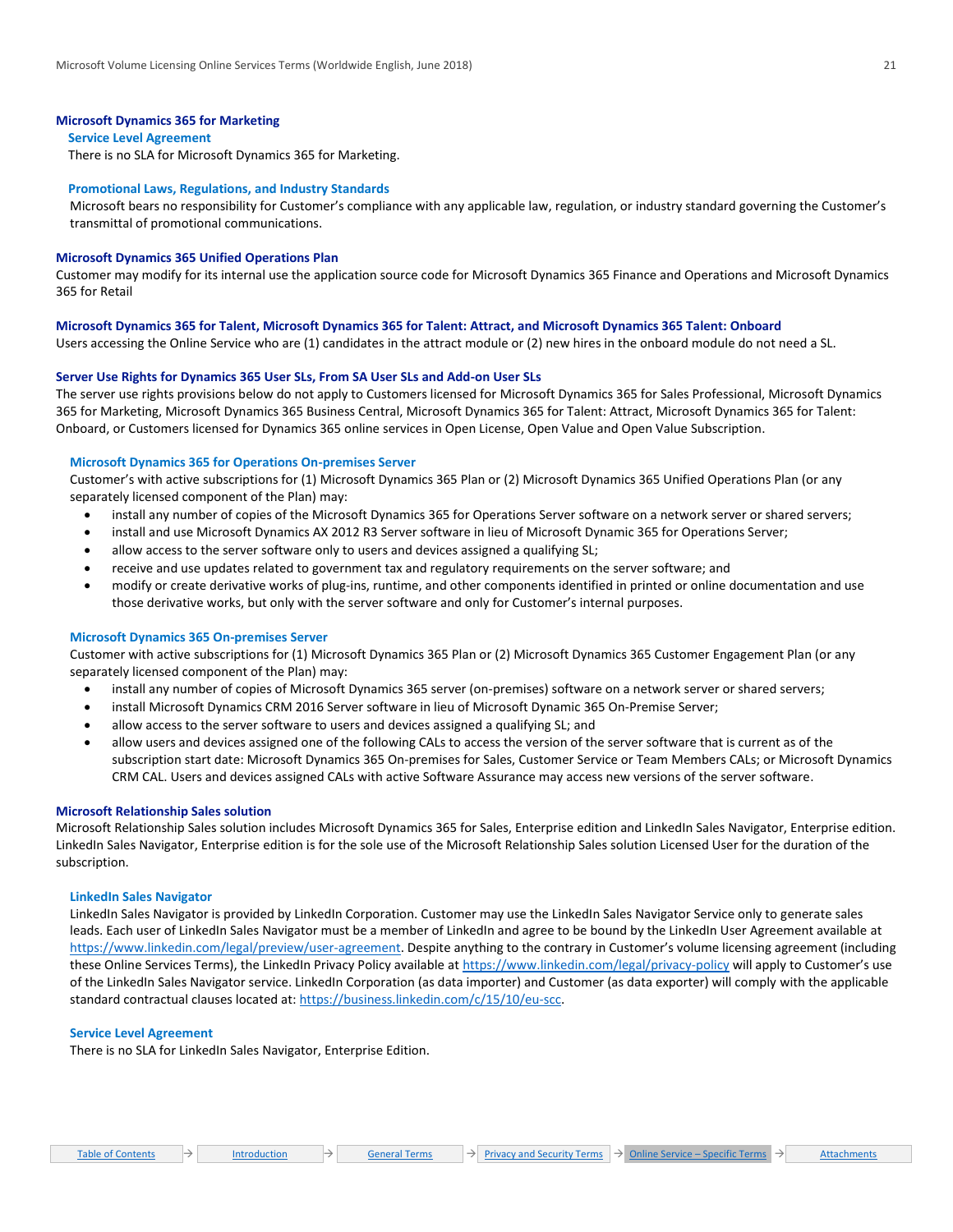## Microsoft Dynamics 365 for Marketing

### Service Level Agreement

There is no SLA for Microsoft Dynamics 365 for Marketing.

### Promotional Laws, Regulations, and Industry Standards

Microsoft bears no responsibility for Customer's compliance with any applicable law, regulation, or industry standard governing the Customer's transmittal of promotional communications.

## Microsoft Dynamics 365 Unified Operations Plan

Customer may modify for its internal use the application source code for Microsoft Dynamics 365 Finance and Operations and Microsoft Dynamics 365 for Retail

## Microsoft Dynamics 365 for Talent, Microsoft Dynamics 365 for Talent: Attract, and Microsoft Dynamics 365 Talent: Onboard

Users accessing the Online Service who are (1) candidates in the attract module or (2) new hires in the onboard module do not need a SL.

## Server Use Rights for Dynamics 365 User SLs, From SA User SLs and Add-on User SLs

The server use rights provisions below do not apply to Customers licensed for Microsoft Dynamics 365 for Sales Professional, Microsoft Dynamics 365 for Marketing, Microsoft Dynamics 365 Business Central, Microsoft Dynamics 365 for Talent: Attract, Microsoft Dynamics 365 for Talent: Onboard, or Customers licensed for Dynamics 365 online services in Open License, Open Value and Open Value Subscription.

### Microsoft Dynamics 365 for Operations On-premises Server

Customer's with active subscriptions for (1) Microsoft Dynamics 365 Plan or (2) Microsoft Dynamics 365 Unified Operations Plan (or any separately licensed component of the Plan) may:

- install any number of copies of the Microsoft Dynamics 365 for Operations Server software on a network server or shared servers;
- install and use Microsoft Dynamics AX 2012 R3 Server software in lieu of Microsoft Dynamic 365 for Operations Server;
- allow access to the server software only to users and devices assigned a qualifying SL;
- receive and use updates related to government tax and regulatory requirements on the server software; and
- modify or create derivative works of plug-ins, runtime, and other components identified in printed or online documentation and use those derivative works, but only with the server software and only for Customer's internal purposes.

### Microsoft Dynamics 365 On-premises Server

Customer with active subscriptions for (1) Microsoft Dynamics 365 Plan or (2) Microsoft Dynamics 365 Customer Engagement Plan (or any separately licensed component of the Plan) may:

- install any number of copies of Microsoft Dynamics 365 server (on-premises) software on a network server or shared servers;
- install Microsoft Dynamics CRM 2016 Server software in lieu of Microsoft Dynamic 365 On-Premise Server;
- allow access to the server software to users and devices assigned a qualifying SL; and
- allow users and devices assigned one of the following CALs to access the version of the server software that is current as of the subscription start date: Microsoft Dynamics 365 On-premises for Sales, Customer Service or Team Members CALs; or Microsoft Dynamics CRM CAL. Users and devices assigned CALs with active Software Assurance may access new versions of the server software.

## Microsoft Relationship Sales solution

Microsoft Relationship Sales solution includes Microsoft Dynamics 365 for Sales, Enterprise edition and LinkedIn Sales Navigator, Enterprise edition. LinkedIn Sales Navigator, Enterprise edition is for the sole use of the Microsoft Relationship Sales solution Licensed User for the duration of the subscription.

### LinkedIn Sales Navigator

LinkedIn Sales Navigator is provided by LinkedIn Corporation. Customer may use the LinkedIn Sales Navigator Service only to generate sales leads. Each user of LinkedIn Sales Navigator must be a member of LinkedIn and agree to be bound by the LinkedIn User Agreement available at https://www.linkedin.com/legal/preview/user-agreement. Despite anything to the contrary in Customer's volume licensing agreement (including these Online Services Terms), the LinkedIn Privacy Policy available at https://www.linkedin.com/legal/privacy-policy will apply to Customer's use of the LinkedIn Sales Navigator service. LinkedIn Corporation (as data importer) and Customer (as data exporter) will comply with the applicable standard contractual clauses located at: https://business.linkedin.com/c/15/10/eu-scc.

### Service Level Agreement

There is no SLA for LinkedIn Sales Navigator, Enterprise Edition.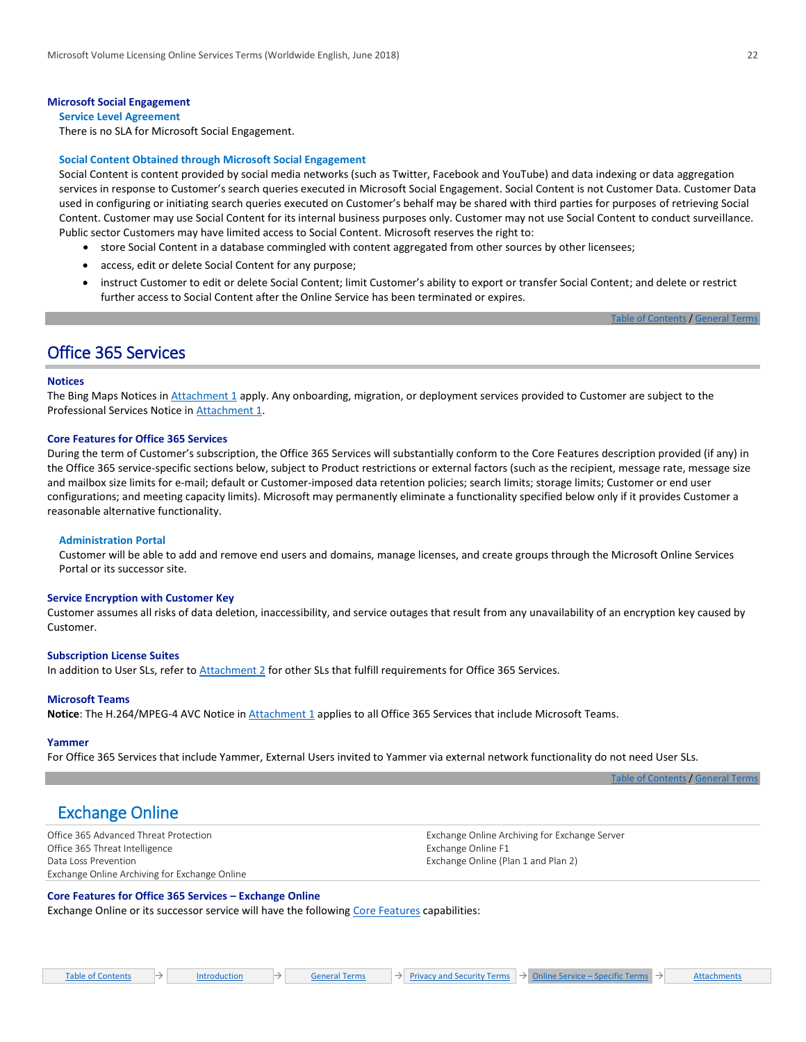## Microsoft Social Engagement

### Service Level Agreement

There is no SLA for Microsoft Social Engagement.

### Social Content Obtained through Microsoft Social Engagement

Social Content is content provided by social media networks (such as Twitter, Facebook and YouTube) and data indexing or data aggregation services in response to Customer's search queries executed in Microsoft Social Engagement. Social Content is not Customer Data. Customer Data used in configuring or initiating search queries executed on Customer's behalf may be shared with third parties for purposes of retrieving Social Content. Customer may use Social Content for its internal business purposes only. Customer may not use Social Content to conduct surveillance. Public sector Customers may have limited access to Social Content. Microsoft reserves the right to:

- store Social Content in a database commingled with content aggregated from other sources by other licensees;
- access, edit or delete Social Content for any purpose;
- instruct Customer to edit or delete Social Content; limit Customer's ability to export or transfer Social Content; and delete or restrict further access to Social Content after the Online Service has been terminated or expires.

Table of Contents / General Terms

# Office 365 Services

### Notices

The Bing Maps Notices in Attachment 1 apply. Any onboarding, migration, or deployment services provided to Customer are subject to the Professional Services Notice in Attachment 1.

### Core Features for Office 365 Services

During the term of Customer's subscription, the Office 365 Services will substantially conform to the Core Features description provided (if any) in the Office 365 service-specific sections below, subject to Product restrictions or external factors (such as the recipient, message rate, message size and mailbox size limits for e-mail; default or Customer-imposed data retention policies; search limits; storage limits; Customer or end user configurations; and meeting capacity limits). Microsoft may permanently eliminate a functionality specified below only if it provides Customer a reasonable alternative functionality.

#### Administration Portal

Customer will be able to add and remove end users and domains, manage licenses, and create groups through the Microsoft Online Services Portal or its successor site.

### Service Encryption with Customer Key

Customer assumes all risks of data deletion, inaccessibility, and service outages that result from any unavailability of an encryption key caused by Customer.

### Subscription License Suites

In addition to User SLs, refer to Attachment 2 for other SLs that fulfill requirements for Office 365 Services.

### Microsoft Teams

**Notice**: The H.264/MPEG-4 AVC Notice in Attachment 1 applies to all Office 365 Services that include Microsoft Teams.

### Yammer

For Office 365 Services that include Yammer, External Users invited to Yammer via external network functionality do not need User SLs.

Table of Contents / General Terms

## Exchange Online

Office 365 Advanced Threat Protection
Office 365 Threat Intelligence
Data Loss Prevention
Exchange Online Archiving for Exchange Online
Exchange Online Archiving for Exchange Server
Exchange Online F1
Exchange Online (Plan 1 and Plan 2)

### Core Features for Office 365 Services – Exchange Online

Exchange Online or its successor service will have the following Core Features capabilities: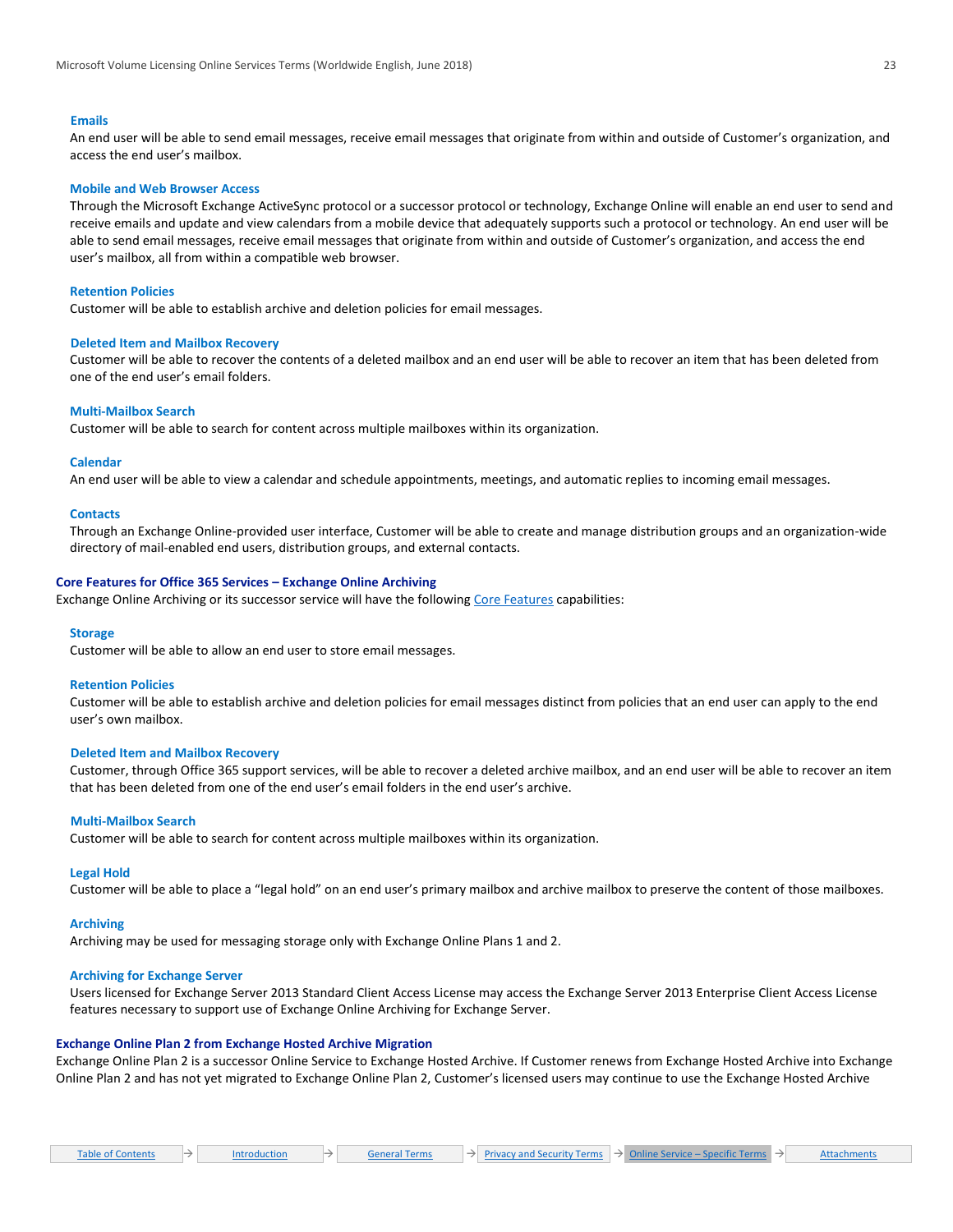#### Emails

An end user will be able to send email messages, receive email messages that originate from within and outside of Customer's organization, and access the end user's mailbox.

#### Mobile and Web Browser Access

Through the Microsoft Exchange ActiveSync protocol or a successor protocol or technology, Exchange Online will enable an end user to send and receive emails and update and view calendars from a mobile device that adequately supports such a protocol or technology. An end user will be able to send email messages, receive email messages that originate from within and outside of Customer's organization, and access the end user's mailbox, all from within a compatible web browser.

#### Retention Policies

Customer will be able to establish archive and deletion policies for email messages.

#### Deleted Item and Mailbox Recovery

Customer will be able to recover the contents of a deleted mailbox and an end user will be able to recover an item that has been deleted from one of the end user's email folders.

#### Multi-Mailbox Search

Customer will be able to search for content across multiple mailboxes within its organization.

#### Calendar

An end user will be able to view a calendar and schedule appointments, meetings, and automatic replies to incoming email messages.

#### Contacts

Through an Exchange Online-provided user interface, Customer will be able to create and manage distribution groups and an organization-wide directory of mail-enabled end users, distribution groups, and external contacts.

### Core Features for Office 365 Services – Exchange Online Archiving

Exchange Online Archiving or its successor service will have the following Core Features capabilities:

#### Storage

Customer will be able to allow an end user to store email messages.

#### Retention Policies

Customer will be able to establish archive and deletion policies for email messages distinct from policies that an end user can apply to the end user's own mailbox.

#### Deleted Item and Mailbox Recovery

Customer, through Office 365 support services, will be able to recover a deleted archive mailbox, and an end user will be able to recover an item that has been deleted from one of the end user's email folders in the end user's archive.

#### Multi-Mailbox Search

Customer will be able to search for content across multiple mailboxes within its organization.

#### Legal Hold

Customer will be able to place a "legal hold" on an end user's primary mailbox and archive mailbox to preserve the content of those mailboxes.

#### Archiving

Archiving may be used for messaging storage only with Exchange Online Plans 1 and 2.

#### Archiving for Exchange Server

Users licensed for Exchange Server 2013 Standard Client Access License may access the Exchange Server 2013 Enterprise Client Access License features necessary to support use of Exchange Online Archiving for Exchange Server.

### Exchange Online Plan 2 from Exchange Hosted Archive Migration

Exchange Online Plan 2 is a successor Online Service to Exchange Hosted Archive. If Customer renews from Exchange Hosted Archive into Exchange Online Plan 2 and has not yet migrated to Exchange Online Plan 2, Customer's licensed users may continue to use the Exchange Hosted Archive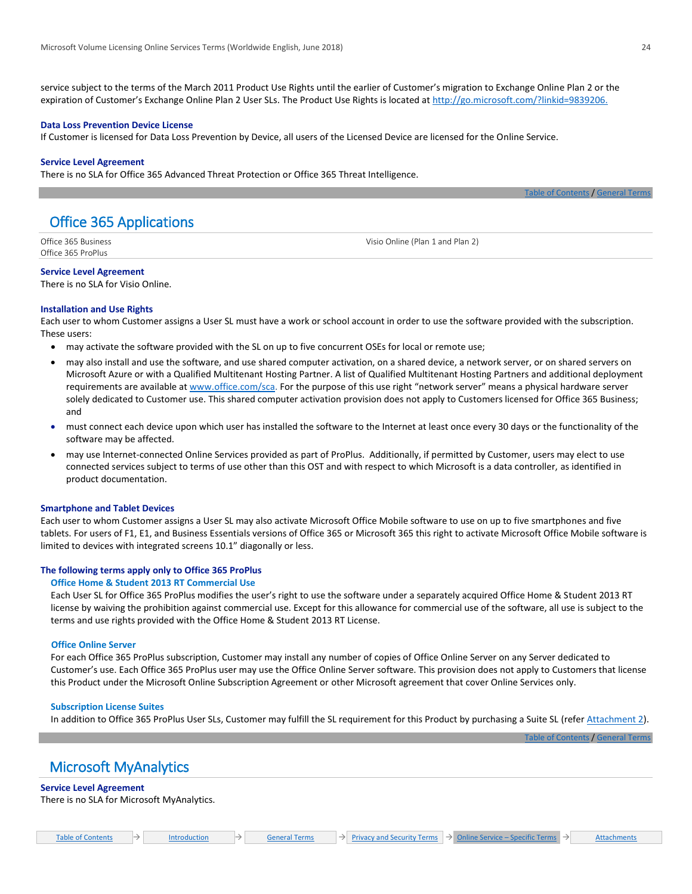service subject to the terms of the March 2011 Product Use Rights until the earlier of Customer's migration to Exchange Online Plan 2 or the expiration of Customer's Exchange Online Plan 2 User SLs. The Product Use Rights is located at [http://go.microsoft.com/?linkid=9839206.](http://go.microsoft.com/?linkid=9839206)

### Data Loss Prevention Device License

If Customer is licensed for Data Loss Prevention by Device, all users of the Licensed Device are licensed for the Online Service.

### Service Level Agreement

There is no SLA for Office 365 Advanced Threat Protection or Office 365 Threat Intelligence.

Table of Contents / General Terms

## Office 365 Applications

| | |
|---|---|
| Office 365 Business<br>Office 365 ProPlus | Visio Online (Plan 1 and Plan 2) |

### Service Level Agreement

There is no SLA for Visio Online.

### Installation and Use Rights

Each user to whom Customer assigns a User SL must have a work or school account in order to use the software provided with the subscription. These users:

- may activate the software provided with the SL on up to five concurrent OSEs for local or remote use;
- may also install and use the software, and use shared computer activation, on a shared device, a network server, or on shared servers on Microsoft Azure or with a Qualified Multitenant Hosting Partner. A list of Qualified Multitenant Hosting Partners and additional deployment requirements are available at [www.office.com/sca](http://www.office.com/sca). For the purpose of this use right "network server" means a physical hardware server solely dedicated to Customer use. This shared computer activation provision does not apply to Customers licensed for Office 365 Business; and
- must connect each device upon which user has installed the software to the Internet at least once every 30 days or the functionality of the software may be affected.
- may use Internet-connected Online Services provided as part of ProPlus. Additionally, if permitted by Customer, users may elect to use connected services subject to terms of use other than this OST and with respect to which Microsoft is a data controller, as identified in product documentation.

### Smartphone and Tablet Devices

Each user to whom Customer assigns a User SL may also activate Microsoft Office Mobile software to use on up to five smartphones and five tablets. For users of F1, E1, and Business Essentials versions of Office 365 or Microsoft 365 this right to activate Microsoft Office Mobile software is limited to devices with integrated screens 10.1" diagonally or less.

### The following terms apply only to Office 365 ProPlus

#### Office Home & Student 2013 RT Commercial Use

Each User SL for Office 365 ProPlus modifies the user's right to use the software under a separately acquired Office Home & Student 2013 RT license by waiving the prohibition against commercial use. Except for this allowance for commercial use of the software, all use is subject to the terms and use rights provided with the Office Home & Student 2013 RT License.

#### Office Online Server

For each Office 365 ProPlus subscription, Customer may install any number of copies of Office Online Server on any Server dedicated to Customer's use. Each Office 365 ProPlus user may use the Office Online Server software. This provision does not apply to Customers that license this Product under the Microsoft Online Subscription Agreement or other Microsoft agreement that cover Online Services only.

#### Subscription License Suites

In addition to Office 365 ProPlus User SLs, Customer may fulfill the SL requirement for this Product by purchasing a Suite SL (refer Attachment 2).

Table of Contents / General Terms

## Microsoft MyAnalytics

### Service Level Agreement

There is no SLA for Microsoft MyAnalytics.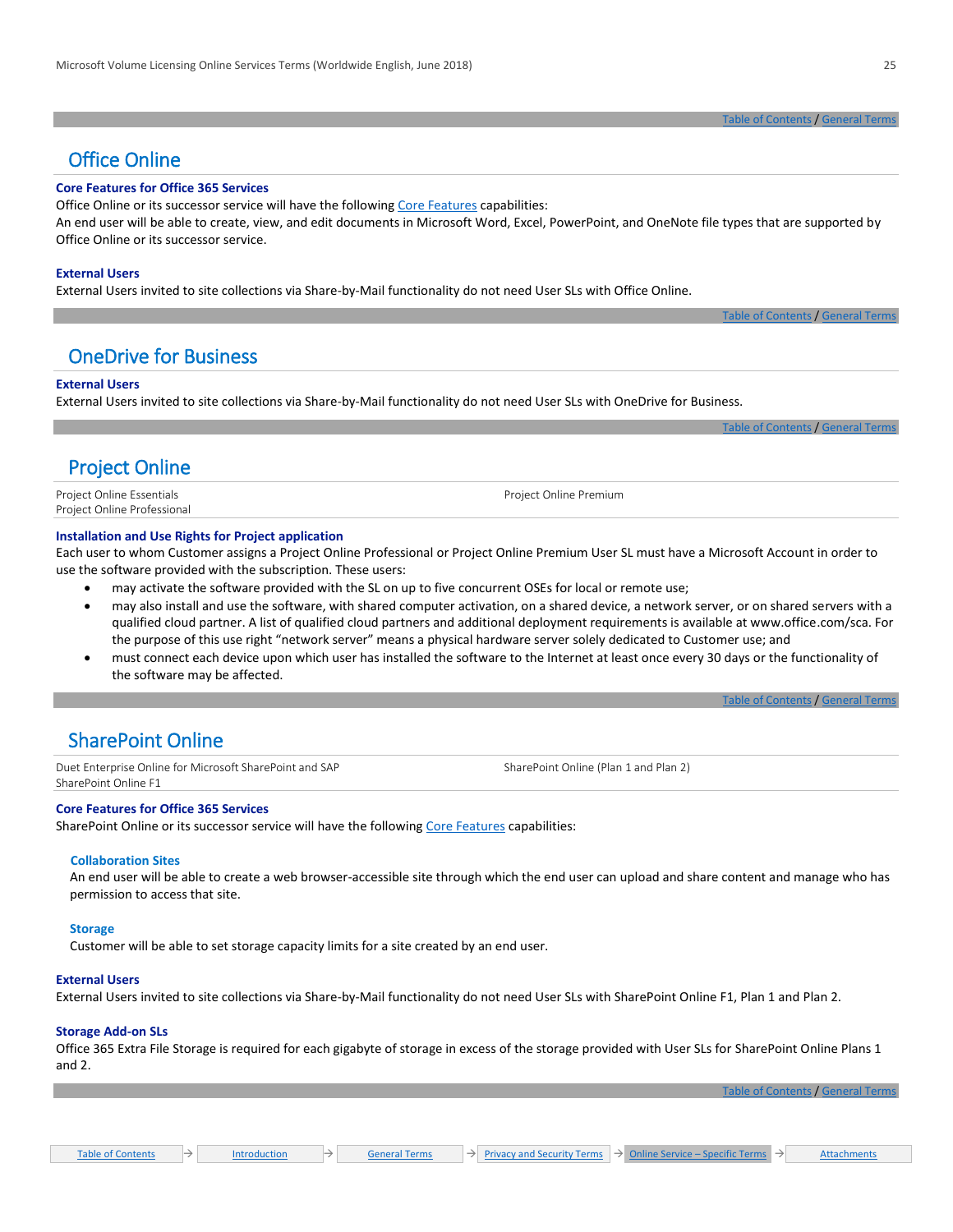## Office Online

**Core Features for Office 365 Services**

Office Online or its successor service will have the following Core Features capabilities:
An end user will be able to create, view, and edit documents in Microsoft Word, Excel, PowerPoint, and OneNote file types that are supported by Office Online or its successor service.

**External Users**

External Users invited to site collections via Share-by-Mail functionality do not need User SLs with Office Online.

## OneDrive for Business

**External Users**

External Users invited to site collections via Share-by-Mail functionality do not need User SLs with OneDrive for Business.

## Project Online

Project Online Essentials
Project Online Professional
Project Online Premium

**Installation and Use Rights for Project application**

Each user to whom Customer assigns a Project Online Professional or Project Online Premium User SL must have a Microsoft Account in order to use the software provided with the subscription. These users:

- may activate the software provided with the SL on up to five concurrent OSEs for local or remote use;
- may also install and use the software, with shared computer activation, on a shared device, a network server, or on shared servers with a qualified cloud partner. A list of qualified cloud partners and additional deployment requirements is available at www.office.com/sca. For the purpose of this use right "network server" means a physical hardware server solely dedicated to Customer use; and
- must connect each device upon which user has installed the software to the Internet at least once every 30 days or the functionality of the software may be affected.

## SharePoint Online

Duet Enterprise Online for Microsoft SharePoint and SAP
SharePoint Online F1
SharePoint Online (Plan 1 and Plan 2)

**Core Features for Office 365 Services**

SharePoint Online or its successor service will have the following Core Features capabilities:

**Collaboration Sites**

An end user will be able to create a web browser-accessible site through which the end user can upload and share content and manage who has permission to access that site.

**Storage**

Customer will be able to set storage capacity limits for a site created by an end user.

**External Users**

External Users invited to site collections via Share-by-Mail functionality do not need User SLs with SharePoint Online F1, Plan 1 and Plan 2.

**Storage Add-on SLs**

Office 365 Extra File Storage is required for each gigabyte of storage in excess of the storage provided with User SLs for SharePoint Online Plans 1 and 2.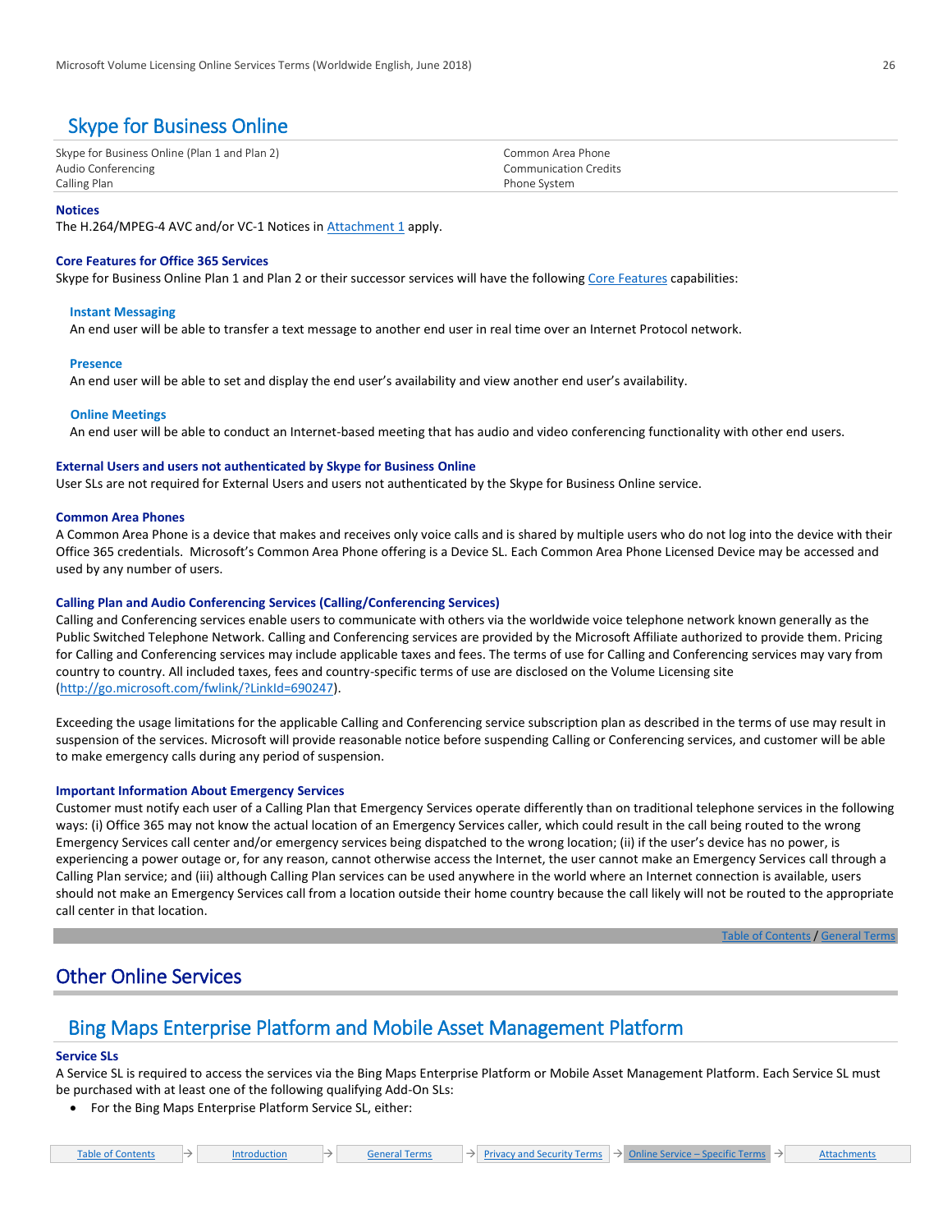## Skype for Business Online

| | |
|---|---|
| Skype for Business Online (Plan 1 and Plan 2) | Common Area Phone |
| Audio Conferencing | Communication Credits |
| Calling Plan | Phone System |

### Notices

The H.264/MPEG-4 AVC and/or VC-1 Notices in Attachment 1 apply.

### Core Features for Office 365 Services

Skype for Business Online Plan 1 and Plan 2 or their successor services will have the following Core Features capabilities:

#### Instant Messaging

An end user will be able to transfer a text message to another end user in real time over an Internet Protocol network.

#### Presence

An end user will be able to set and display the end user's availability and view another end user's availability.

#### Online Meetings

An end user will be able to conduct an Internet-based meeting that has audio and video conferencing functionality with other end users.

### External Users and users not authenticated by Skype for Business Online

User SLs are not required for External Users and users not authenticated by the Skype for Business Online service.

### Common Area Phones

A Common Area Phone is a device that makes and receives only voice calls and is shared by multiple users who do not log into the device with their Office 365 credentials. Microsoft's Common Area Phone offering is a Device SL. Each Common Area Phone Licensed Device may be accessed and used by any number of users.

### Calling Plan and Audio Conferencing Services (Calling/Conferencing Services)

Calling and Conferencing services enable users to communicate with others via the worldwide voice telephone network known generally as the Public Switched Telephone Network. Calling and Conferencing services are provided by the Microsoft Affiliate authorized to provide them. Pricing for Calling and Conferencing services may include applicable taxes and fees. The terms of use for Calling and Conferencing services may vary from country to country. All included taxes, fees and country-specific terms of use are disclosed on the Volume Licensing site (http://go.microsoft.com/fwlink/?LinkId=690247).

Exceeding the usage limitations for the applicable Calling and Conferencing service subscription plan as described in the terms of use may result in suspension of the services. Microsoft will provide reasonable notice before suspending Calling or Conferencing services, and customer will be able to make emergency calls during any period of suspension.

### Important Information About Emergency Services

Customer must notify each user of a Calling Plan that Emergency Services operate differently than on traditional telephone services in the following ways: (i) Office 365 may not know the actual location of an Emergency Services caller, which could result in the call being routed to the wrong Emergency Services call center and/or emergency services being dispatched to the wrong location; (ii) if the user's device has no power, is experiencing a power outage or, for any reason, cannot otherwise access the Internet, the user cannot make an Emergency Services call through a Calling Plan service; and (iii) although Calling Plan services can be used anywhere in the world where an Internet connection is available, users should not make an Emergency Services call from a location outside their home country because the call likely will not be routed to the appropriate call center in that location.

Table of Contents / General Terms

# Other Online Services

## Bing Maps Enterprise Platform and Mobile Asset Management Platform

### Service SLs

A Service SL is required to access the services via the Bing Maps Enterprise Platform or Mobile Asset Management Platform. Each Service SL must be purchased with at least one of the following qualifying Add-On SLs:

- For the Bing Maps Enterprise Platform Service SL, either: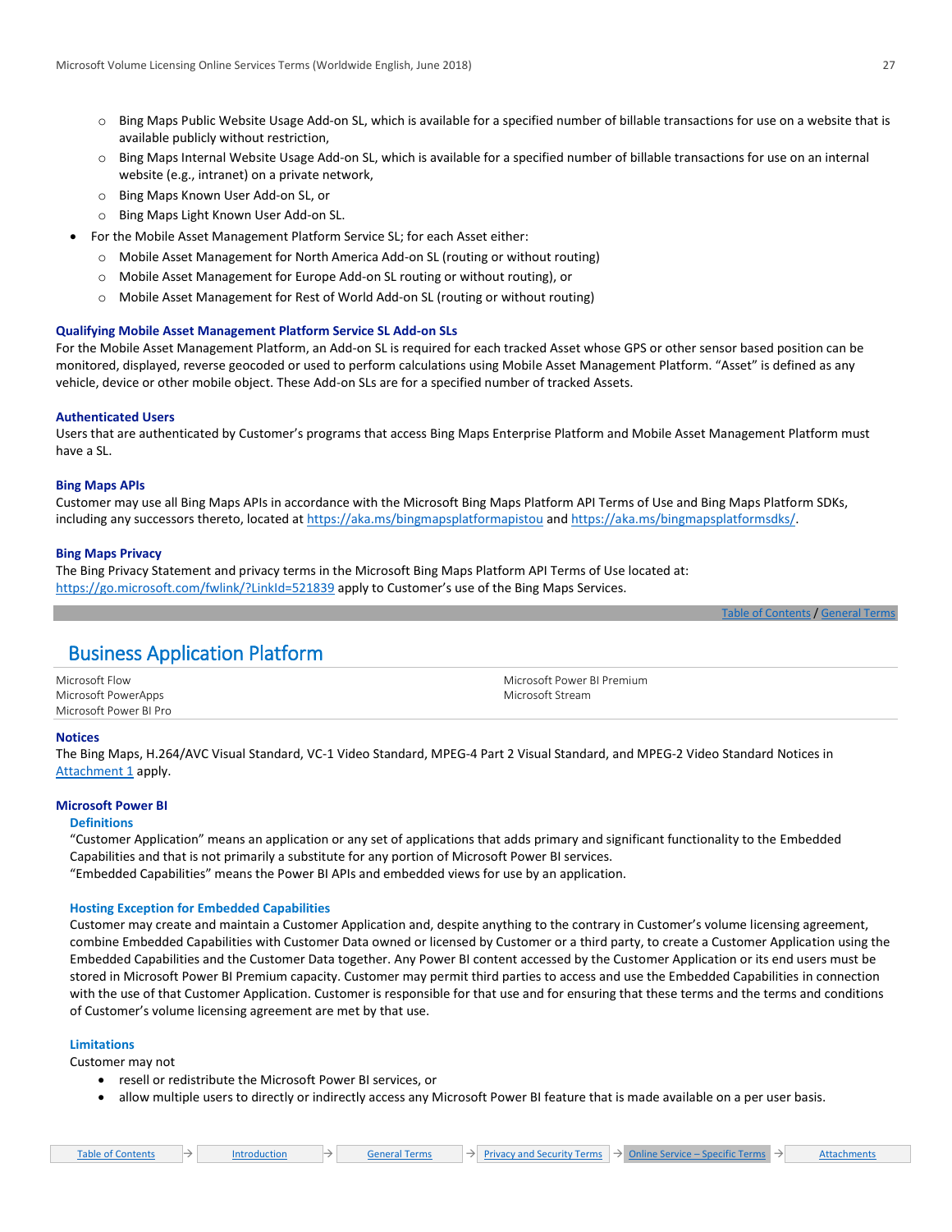- Bing Maps Public Website Usage Add-on SL, which is available for a specified number of billable transactions for use on a website that is available publicly without restriction,
  - Bing Maps Internal Website Usage Add-on SL, which is available for a specified number of billable transactions for use on an internal website (e.g., intranet) on a private network,
  - Bing Maps Known User Add-on SL, or
  - Bing Maps Light Known User Add-on SL.
- For the Mobile Asset Management Platform Service SL; for each Asset either:
  - Mobile Asset Management for North America Add-on SL (routing or without routing)
  - Mobile Asset Management for Europe Add-on SL routing or without routing), or
  - Mobile Asset Management for Rest of World Add-on SL (routing or without routing)

#### Qualifying Mobile Asset Management Platform Service SL Add-on SLs

For the Mobile Asset Management Platform, an Add-on SL is required for each tracked Asset whose GPS or other sensor based position can be monitored, displayed, reverse geocoded or used to perform calculations using Mobile Asset Management Platform. "Asset" is defined as any vehicle, device or other mobile object. These Add-on SLs are for a specified number of tracked Assets.

#### Authenticated Users

Users that are authenticated by Customer's programs that access Bing Maps Enterprise Platform and Mobile Asset Management Platform must have a SL.

#### Bing Maps APIs

Customer may use all Bing Maps APIs in accordance with the Microsoft Bing Maps Platform API Terms of Use and Bing Maps Platform SDKs, including any successors thereto, located at https://aka.ms/bingmapsplatformapistou and https://aka.ms/bingmapsplatformsdks/.

#### Bing Maps Privacy

The Bing Privacy Statement and privacy terms in the Microsoft Bing Maps Platform API Terms of Use located at: https://go.microsoft.com/fwlink/?LinkId=521839 apply to Customer's use of the Bing Maps Services.

## Business Application Platform

Microsoft Flow
Microsoft PowerApps
Microsoft Power BI Pro
Microsoft Power BI Premium
Microsoft Stream

#### Notices

The Bing Maps, H.264/AVC Visual Standard, VC-1 Video Standard, MPEG-4 Part 2 Visual Standard, and MPEG-2 Video Standard Notices in Attachment 1 apply.

### Microsoft Power BI

#### Definitions

"Customer Application" means an application or any set of applications that adds primary and significant functionality to the Embedded Capabilities and that is not primarily a substitute for any portion of Microsoft Power BI services.
"Embedded Capabilities" means the Power BI APIs and embedded views for use by an application.

#### Hosting Exception for Embedded Capabilities

Customer may create and maintain a Customer Application and, despite anything to the contrary in Customer's volume licensing agreement, combine Embedded Capabilities with Customer Data owned or licensed by Customer or a third party, to create a Customer Application using the Embedded Capabilities and the Customer Data together. Any Power BI content accessed by the Customer Application or its end users must be stored in Microsoft Power BI Premium capacity. Customer may permit third parties to access and use the Embedded Capabilities in connection with the use of that Customer Application. Customer is responsible for that use and for ensuring that these terms and the terms and conditions of Customer's volume licensing agreement are met by that use.

#### Limitations

Customer may not

- resell or redistribute the Microsoft Power BI services, or
- allow multiple users to directly or indirectly access any Microsoft Power BI feature that is made available on a per user basis.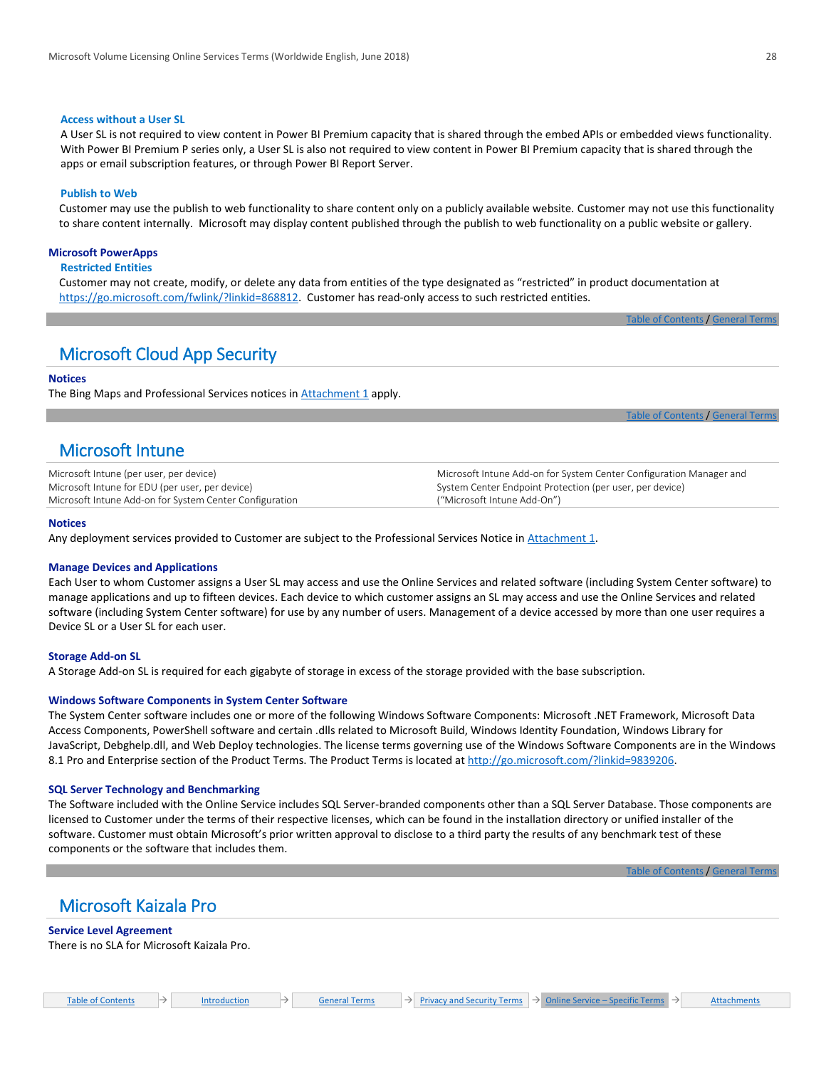#### Access without a User SL

A User SL is not required to view content in Power BI Premium capacity that is shared through the embed APIs or embedded views functionality. With Power BI Premium P series only, a User SL is also not required to view content in Power BI Premium capacity that is shared through the apps or email subscription features, or through Power BI Report Server.

#### Publish to Web

Customer may use the publish to web functionality to share content only on a publicly available website. Customer may not use this functionality to share content internally. Microsoft may display content published through the publish to web functionality on a public website or gallery.

### Microsoft PowerApps

#### Restricted Entities

Customer may not create, modify, or delete any data from entities of the type designated as "restricted" in product documentation at https://go.microsoft.com/fwlink/?linkid=868812. Customer has read-only access to such restricted entities.

Table of Contents / General Terms

## Microsoft Cloud App Security

### Notices

The Bing Maps and Professional Services notices in Attachment 1 apply.

Table of Contents / General Terms

## Microsoft Intune

Microsoft Intune (per user, per device)
Microsoft Intune for EDU (per user, per device)
Microsoft Intune Add-on for System Center Configuration
Microsoft Intune Add-on for System Center Configuration Manager and System Center Endpoint Protection (per user, per device) ("Microsoft Intune Add-On")

### Notices

Any deployment services provided to Customer are subject to the Professional Services Notice in Attachment 1.

### Manage Devices and Applications

Each User to whom Customer assigns a User SL may access and use the Online Services and related software (including System Center software) to manage applications and up to fifteen devices. Each device to which customer assigns an SL may access and use the Online Services and related software (including System Center software) for use by any number of users. Management of a device accessed by more than one user requires a Device SL or a User SL for each user.

### Storage Add-on SL

A Storage Add-on SL is required for each gigabyte of storage in excess of the storage provided with the base subscription.

### Windows Software Components in System Center Software

The System Center software includes one or more of the following Windows Software Components: Microsoft .NET Framework, Microsoft Data Access Components, PowerShell software and certain .dlls related to Microsoft Build, Windows Identity Foundation, Windows Library for JavaScript, Debghelp.dll, and Web Deploy technologies. The license terms governing use of the Windows Software Components are in the Windows 8.1 Pro and Enterprise section of the Product Terms. The Product Terms is located at http://go.microsoft.com/?linkid=9839206.

### SQL Server Technology and Benchmarking

The Software included with the Online Service includes SQL Server-branded components other than a SQL Server Database. Those components are licensed to Customer under the terms of their respective licenses, which can be found in the installation directory or unified installer of the software. Customer must obtain Microsoft's prior written approval to disclose to a third party the results of any benchmark test of these components or the software that includes them.

Table of Contents / General Terms

## Microsoft Kaizala Pro

### Service Level Agreement

There is no SLA for Microsoft Kaizala Pro.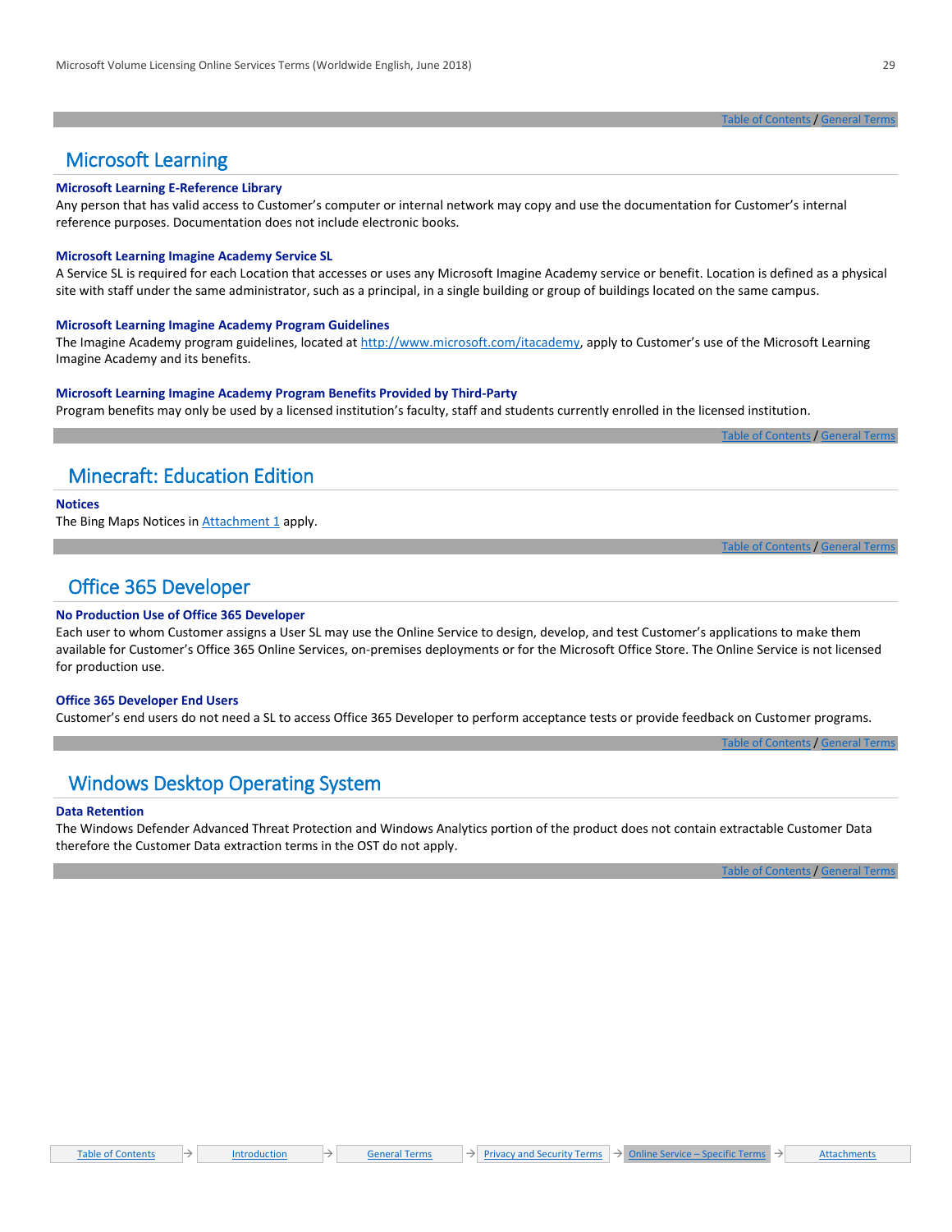## Microsoft Learning

### Microsoft Learning E-Reference Library

Any person that has valid access to Customer's computer or internal network may copy and use the documentation for Customer's internal reference purposes. Documentation does not include electronic books.

### Microsoft Learning Imagine Academy Service SL

A Service SL is required for each Location that accesses or uses any Microsoft Imagine Academy service or benefit. Location is defined as a physical site with staff under the same administrator, such as a principal, in a single building or group of buildings located on the same campus.

### Microsoft Learning Imagine Academy Program Guidelines

The Imagine Academy program guidelines, located at http://www.microsoft.com/itacademy, apply to Customer's use of the Microsoft Learning Imagine Academy and its benefits.

### Microsoft Learning Imagine Academy Program Benefits Provided by Third-Party

Program benefits may only be used by a licensed institution's faculty, staff and students currently enrolled in the licensed institution.

## Minecraft: Education Edition

### Notices

The Bing Maps Notices in Attachment 1 apply.

## Office 365 Developer

### No Production Use of Office 365 Developer

Each user to whom Customer assigns a User SL may use the Online Service to design, develop, and test Customer's applications to make them available for Customer's Office 365 Online Services, on-premises deployments or for the Microsoft Office Store. The Online Service is not licensed for production use.

### Office 365 Developer End Users

Customer's end users do not need a SL to access Office 365 Developer to perform acceptance tests or provide feedback on Customer programs.

## Windows Desktop Operating System

### Data Retention

The Windows Defender Advanced Threat Protection and Windows Analytics portion of the product does not contain extractable Customer Data therefore the Customer Data extraction terms in the OST do not apply.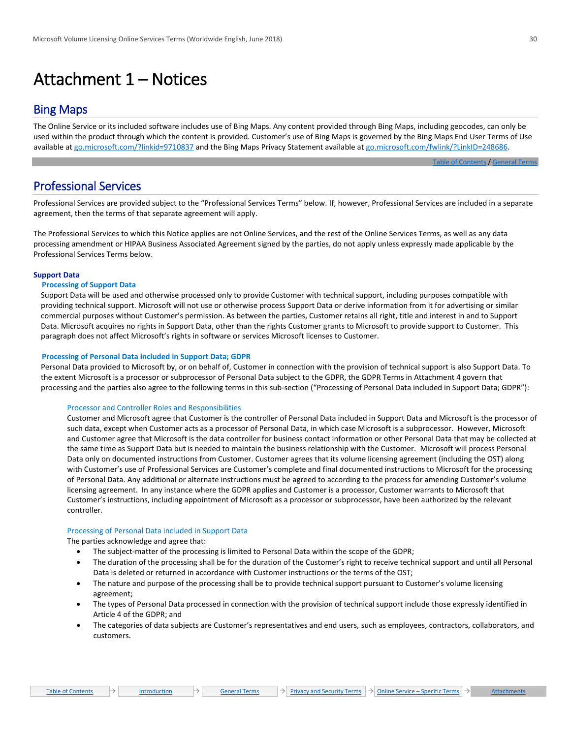# Attachment 1 – Notices

## Bing Maps

The Online Service or its included software includes use of Bing Maps. Any content provided through Bing Maps, including geocodes, can only be used within the product through which the content is provided. Customer's use of Bing Maps is governed by the Bing Maps End User Terms of Use available at go.microsoft.com/?linkid=9710837 and the Bing Maps Privacy Statement available at go.microsoft.com/fwlink/?LinkID=248686.

Table of Contents / General Terms

## Professional Services

Professional Services are provided subject to the "Professional Services Terms" below. If, however, Professional Services are included in a separate agreement, then the terms of that separate agreement will apply.

The Professional Services to which this Notice applies are not Online Services, and the rest of the Online Services Terms, as well as any data processing amendment or HIPAA Business Associated Agreement signed by the parties, do not apply unless expressly made applicable by the Professional Services Terms below.

### Support Data

#### Processing of Support Data

Support Data will be used and otherwise processed only to provide Customer with technical support, including purposes compatible with providing technical support. Microsoft will not use or otherwise process Support Data or derive information from it for advertising or similar commercial purposes without Customer's permission. As between the parties, Customer retains all right, title and interest in and to Support Data. Microsoft acquires no rights in Support Data, other than the rights Customer grants to Microsoft to provide support to Customer. This paragraph does not affect Microsoft's rights in software or services Microsoft licenses to Customer.

#### Processing of Personal Data included in Support Data; GDPR

Personal Data provided to Microsoft by, or on behalf of, Customer in connection with the provision of technical support is also Support Data. To the extent Microsoft is a processor or subprocessor of Personal Data subject to the GDPR, the GDPR Terms in Attachment 4 govern that processing and the parties also agree to the following terms in this sub-section ("Processing of Personal Data included in Support Data; GDPR"):

##### Processor and Controller Roles and Responsibilities

Customer and Microsoft agree that Customer is the controller of Personal Data included in Support Data and Microsoft is the processor of such data, except when Customer acts as a processor of Personal Data, in which case Microsoft is a subprocessor. However, Microsoft and Customer agree that Microsoft is the data controller for business contact information or other Personal Data that may be collected at the same time as Support Data but is needed to maintain the business relationship with the Customer. Microsoft will process Personal Data only on documented instructions from Customer. Customer agrees that its volume licensing agreement (including the OST) along with Customer's use of Professional Services are Customer's complete and final documented instructions to Microsoft for the processing of Personal Data. Any additional or alternate instructions must be agreed to according to the process for amending Customer's volume licensing agreement. In any instance where the GDPR applies and Customer is a processor, Customer warrants to Microsoft that Customer's instructions, including appointment of Microsoft as a processor or subprocessor, have been authorized by the relevant controller.

##### Processing of Personal Data included in Support Data

The parties acknowledge and agree that:

- The subject-matter of the processing is limited to Personal Data within the scope of the GDPR;
- The duration of the processing shall be for the duration of the Customer's right to receive technical support and until all Personal Data is deleted or returned in accordance with Customer instructions or the terms of the OST;
- The nature and purpose of the processing shall be to provide technical support pursuant to Customer's volume licensing agreement;
- The types of Personal Data processed in connection with the provision of technical support include those expressly identified in Article 4 of the GDPR; and
- The categories of data subjects are Customer's representatives and end users, such as employees, contractors, collaborators, and customers.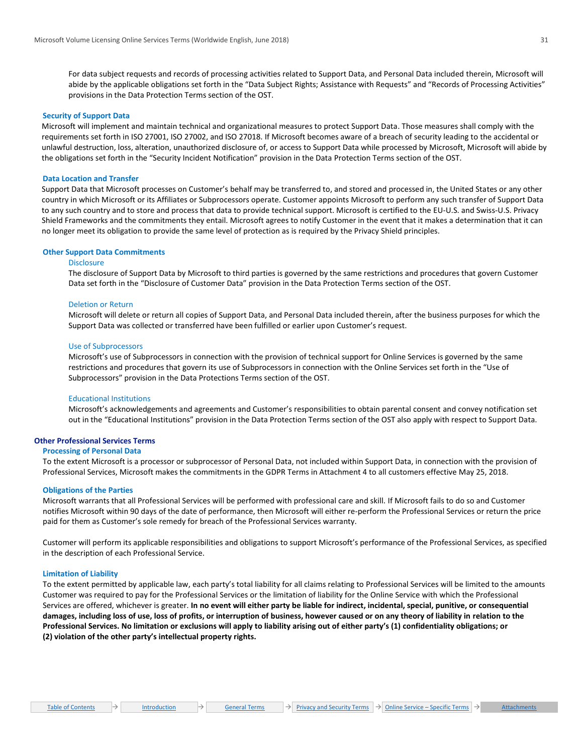For data subject requests and records of processing activities related to Support Data, and Personal Data included therein, Microsoft will abide by the applicable obligations set forth in the "Data Subject Rights; Assistance with Requests" and "Records of Processing Activities" provisions in the Data Protection Terms section of the OST.

### Security of Support Data

Microsoft will implement and maintain technical and organizational measures to protect Support Data. Those measures shall comply with the requirements set forth in ISO 27001, ISO 27002, and ISO 27018. If Microsoft becomes aware of a breach of security leading to the accidental or unlawful destruction, loss, alteration, unauthorized disclosure of, or access to Support Data while processed by Microsoft, Microsoft will abide by the obligations set forth in the "Security Incident Notification" provision in the Data Protection Terms section of the OST.

### Data Location and Transfer

Support Data that Microsoft processes on Customer's behalf may be transferred to, and stored and processed in, the United States or any other country in which Microsoft or its Affiliates or Subprocessors operate. Customer appoints Microsoft to perform any such transfer of Support Data to any such country and to store and process that data to provide technical support. Microsoft is certified to the EU-U.S. and Swiss-U.S. Privacy Shield Frameworks and the commitments they entail. Microsoft agrees to notify Customer in the event that it makes a determination that it can no longer meet its obligation to provide the same level of protection as is required by the Privacy Shield principles.

### Other Support Data Commitments

#### Disclosure

The disclosure of Support Data by Microsoft to third parties is governed by the same restrictions and procedures that govern Customer Data set forth in the "Disclosure of Customer Data" provision in the Data Protection Terms section of the OST.

#### Deletion or Return

Microsoft will delete or return all copies of Support Data, and Personal Data included therein, after the business purposes for which the Support Data was collected or transferred have been fulfilled or earlier upon Customer's request.

#### Use of Subprocessors

Microsoft's use of Subprocessors in connection with the provision of technical support for Online Services is governed by the same restrictions and procedures that govern its use of Subprocessors in connection with the Online Services set forth in the "Use of Subprocessors" provision in the Data Protections Terms section of the OST.

#### Educational Institutions

Microsoft's acknowledgements and agreements and Customer's responsibilities to obtain parental consent and convey notification set out in the "Educational Institutions" provision in the Data Protection Terms section of the OST also apply with respect to Support Data.

## Other Professional Services Terms

### Processing of Personal Data

To the extent Microsoft is a processor or subprocessor of Personal Data, not included within Support Data, in connection with the provision of Professional Services, Microsoft makes the commitments in the GDPR Terms in Attachment 4 to all customers effective May 25, 2018.

### Obligations of the Parties

Microsoft warrants that all Professional Services will be performed with professional care and skill. If Microsoft fails to do so and Customer notifies Microsoft within 90 days of the date of performance, then Microsoft will either re-perform the Professional Services or return the price paid for them as Customer's sole remedy for breach of the Professional Services warranty.

Customer will perform its applicable responsibilities and obligations to support Microsoft's performance of the Professional Services, as specified in the description of each Professional Service.

### Limitation of Liability

To the extent permitted by applicable law, each party's total liability for all claims relating to Professional Services will be limited to the amounts Customer was required to pay for the Professional Services or the limitation of liability for the Online Service with which the Professional Services are offered, whichever is greater. **In no event will either party be liable for indirect, incidental, special, punitive, or consequential damages, including loss of use, loss of profits, or interruption of business, however caused or on any theory of liability in relation to the Professional Services. No limitation or exclusions will apply to liability arising out of either party's (1) confidentiality obligations; or (2) violation of the other party's intellectual property rights.**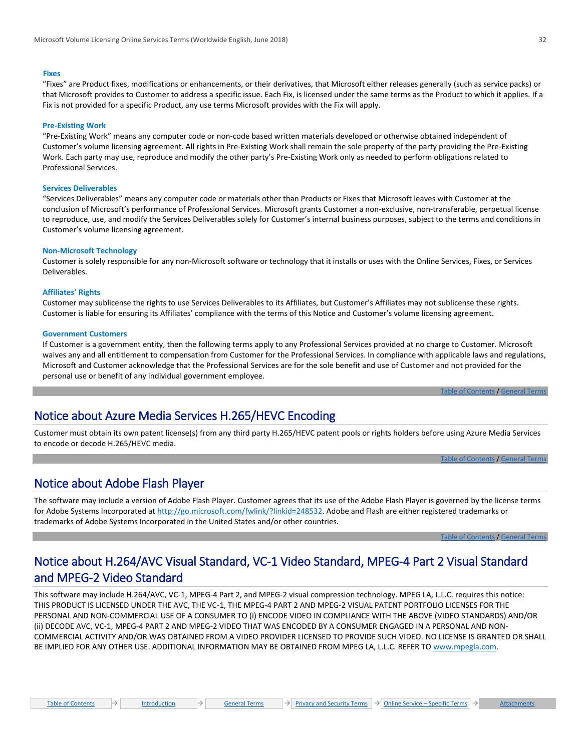#### Fixes

"Fixes" are Product fixes, modifications or enhancements, or their derivatives, that Microsoft either releases generally (such as service packs) or that Microsoft provides to Customer to address a specific issue. Each Fix, is licensed under the same terms as the Product to which it applies. If a Fix is not provided for a specific Product, any use terms Microsoft provides with the Fix will apply.

#### Pre-Existing Work

"Pre-Existing Work" means any computer code or non-code based written materials developed or otherwise obtained independent of Customer's volume licensing agreement. All rights in Pre-Existing Work shall remain the sole property of the party providing the Pre-Existing Work. Each party may use, reproduce and modify the other party's Pre-Existing Work only as needed to perform obligations related to Professional Services.

#### Services Deliverables

"Services Deliverables" means any computer code or materials other than Products or Fixes that Microsoft leaves with Customer at the conclusion of Microsoft's performance of Professional Services. Microsoft grants Customer a non-exclusive, non-transferable, perpetual license to reproduce, use, and modify the Services Deliverables solely for Customer's internal business purposes, subject to the terms and conditions in Customer's volume licensing agreement.

#### Non-Microsoft Technology

Customer is solely responsible for any non-Microsoft software or technology that it installs or uses with the Online Services, Fixes, or Services Deliverables.

#### Affiliates' Rights

Customer may sublicense the rights to use Services Deliverables to its Affiliates, but Customer's Affiliates may not sublicense these rights. Customer is liable for ensuring its Affiliates' compliance with the terms of this Notice and Customer's volume licensing agreement.

#### Government Customers

If Customer is a government entity, then the following terms apply to any Professional Services provided at no charge to Customer. Microsoft waives any and all entitlement to compensation from Customer for the Professional Services. In compliance with applicable laws and regulations, Microsoft and Customer acknowledge that the Professional Services are for the sole benefit and use of Customer and not provided for the personal use or benefit of any individual government employee.

Table of Contents / General Terms

## Notice about Azure Media Services H.265/HEVC Encoding

Customer must obtain its own patent license(s) from any third party H.265/HEVC patent pools or rights holders before using Azure Media Services to encode or decode H.265/HEVC media.

Table of Contents / General Terms

## Notice about Adobe Flash Player

The software may include a version of Adobe Flash Player. Customer agrees that its use of the Adobe Flash Player is governed by the license terms for Adobe Systems Incorporated at http://go.microsoft.com/fwlink/?linkid=248532. Adobe and Flash are either registered trademarks or trademarks of Adobe Systems Incorporated in the United States and/or other countries.

Table of Contents / General Terms

## Notice about H.264/AVC Visual Standard, VC-1 Video Standard, MPEG-4 Part 2 Visual Standard and MPEG-2 Video Standard

This software may include H.264/AVC, VC-1, MPEG-4 Part 2, and MPEG-2 visual compression technology. MPEG LA, L.L.C. requires this notice: THIS PRODUCT IS LICENSED UNDER THE AVC, THE VC-1, THE MPEG-4 PART 2 AND MPEG-2 VISUAL PATENT PORTFOLIO LICENSES FOR THE PERSONAL AND NON-COMMERCIAL USE OF A CONSUMER TO (i) ENCODE VIDEO IN COMPLIANCE WITH THE ABOVE (VIDEO STANDARDS) AND/OR (ii) DECODE AVC, VC-1, MPEG-4 PART 2 AND MPEG-2 VIDEO THAT WAS ENCODED BY A CONSUMER ENGAGED IN A PERSONAL AND NON-COMMERCIAL ACTIVITY AND/OR WAS OBTAINED FROM A VIDEO PROVIDER LICENSED TO PROVIDE SUCH VIDEO. NO LICENSE IS GRANTED OR SHALL BE IMPLIED FOR ANY OTHER USE. ADDITIONAL INFORMATION MAY BE OBTAINED FROM MPEG LA, L.L.C. REFER TO www.mpegla.com.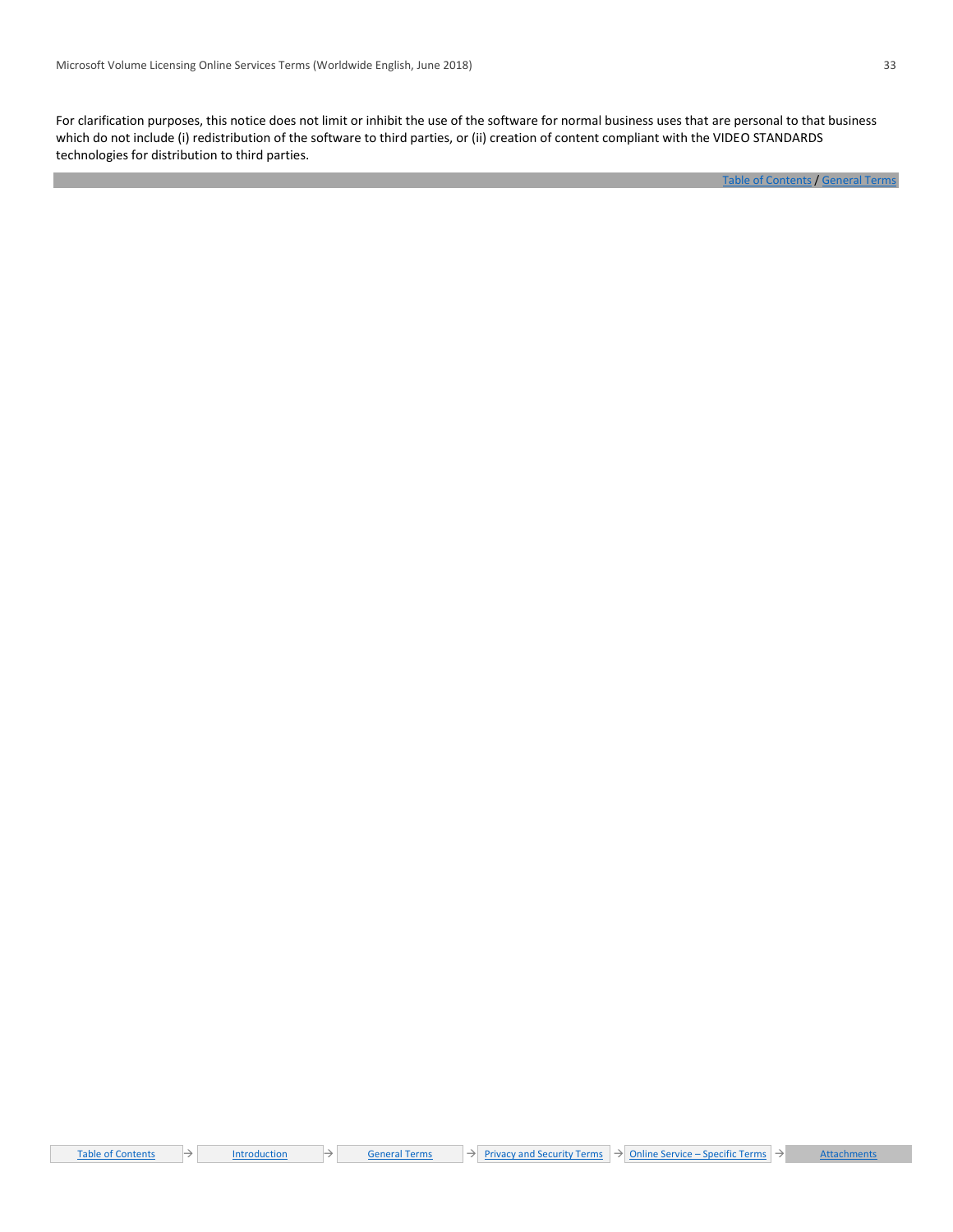For clarification purposes, this notice does not limit or inhibit the use of the software for normal business uses that are personal to that business which do not include (i) redistribution of the software to third parties, or (ii) creation of content compliant with the VIDEO STANDARDS technologies for distribution to third parties.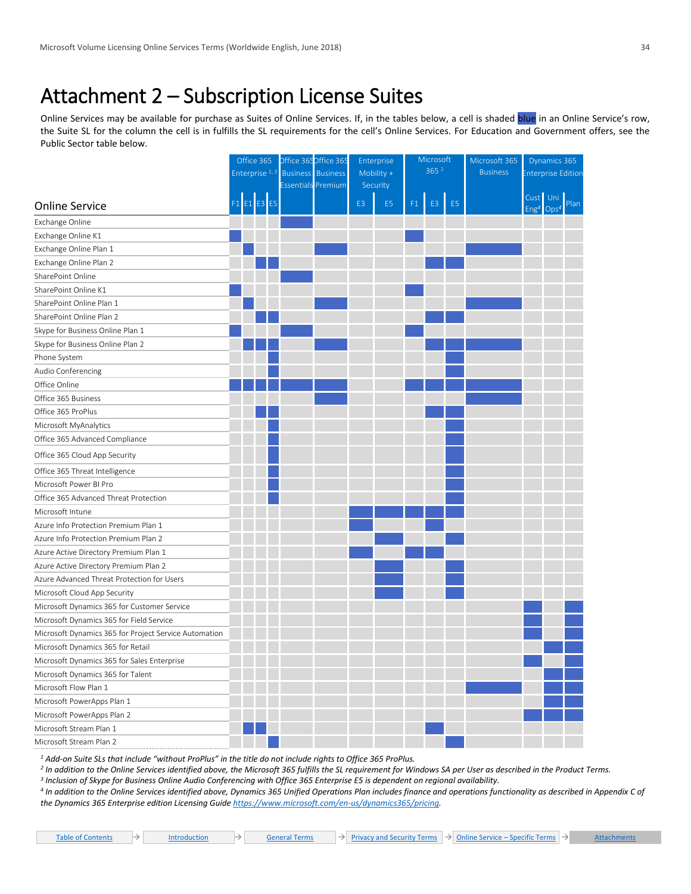# Attachment 2 – Subscription License Suites

Online Services may be available for purchase as Suites of Online Services. If, in the tables below, a cell is shaded blue in an Online Service's row, the Suite SL for the column the cell is in fulfills the SL requirements for the cell's Online Services. For Education and Government offers, see the Public Sector table below.

In the table below, shaded (blue) cells are marked with "X".

| Online Service | Office 365 Enterprise [1, 3] | | | | Office 365 Business Essentials | Office 365 Business Premium | Enterprise Mobility + Security | | Microsoft 365 [2] | | | Microsoft 365 Business | Dynamics 365 Enterprise Edition | | |
|---|---|---|---|---|---|---|---|---|---|---|---|---|---|---|---|
| | F1 | E1 | E3 | E5 | | | E3 | E5 | F1 | E3 | E5 | | Cust Eng[4] | Uni Ops[4] | Plan |
| Exchange Online | | | | | X | | | | | | | | | | |
| Exchange Online K1 | X | | | | | | | | X | | | | | | |
| Exchange Online Plan 1 | | X | | | | X | | | | | | X | | | |
| Exchange Online Plan 2 | | | X | X | | | | | | X | X | | | | |
| SharePoint Online | | | | | X | | | | | | | | | | |
| SharePoint Online K1 | X | | | | | | | | X | | | | | | |
| SharePoint Online Plan 1 | | X | | | | X | | | | | | X | | | |
| SharePoint Online Plan 2 | | | X | X | | | | | | X | X | | | | |
| Skype for Business Online Plan 1 | X | | | | X | | | | X | | | | | | |
| Skype for Business Online Plan 2 | | X | X | X | | X | | | | X | X | X | | | |
| Phone System | | | | X | | | | | | | X | | | | |
| Audio Conferencing | | | | X | | | | | | | X | | | | |
| Office Online | X | X | X | X | X | X | | | X | X | X | X | | | |
| Office 365 Business | | | | | | X | | | | | | X | | | |
| Office 365 ProPlus | | | X | X | | | | | | X | X | | | | |
| Microsoft MyAnalytics | | | | X | | | | | | | X | | | | |
| Office 365 Advanced Compliance | | | | X | | | | | | | X | | | | |
| Office 365 Cloud App Security | | | | X | | | | | | | X | | | | |
| Office 365 Threat Intelligence | | | | X | | | | | | | X | | | | |
| Microsoft Power BI Pro | | | | X | | | | | | | X | | | | |
| Office 365 Advanced Threat Protection | | | | X | | | | | | | X | | | | |
| Microsoft Intune | | | | | | | X | X | X | X | X | | | | |
| Azure Info Protection Premium Plan 1 | | | | | | | X | | | X | | | | | |
| Azure Info Protection Premium Plan 2 | | | | | | | | X | | | X | | | | |
| Azure Active Directory Premium Plan 1 | | | | | | | X | | X | X | | | | | |
| Azure Active Directory Premium Plan 2 | | | | | | | | X | | | X | | | | |
| Azure Advanced Threat Protection for Users | | | | | | | | X | | | X | | | | |
| Microsoft Cloud App Security | | | | | | | | X | | | X | | | | |
| Microsoft Dynamics 365 for Customer Service | | | | | | | | | | | | | X | | X |
| Microsoft Dynamics 365 for Field Service | | | | | | | | | | | | | X | | X |
| Microsoft Dynamics 365 for Project Service Automation | | | | | | | | | | | | | X | | X |
| Microsoft Dynamics 365 for Retail | | | | | | | | | | | | | | X | X |
| Microsoft Dynamics 365 for Sales Enterprise | | | | | | | | | | | | | X | | X |
| Microsoft Dynamics 365 for Talent | | | | | | | | | | | | | | X | X |
| Microsoft Flow Plan 1 | | | | | | | | | | | | X | | X | X |
| Microsoft PowerApps Plan 1 | | | | | | | | | | | | | | X | X |
| Microsoft PowerApps Plan 2 | | | | | | | | | | | | | X | X | X |
| Microsoft Stream Plan 1 | | X | X | | | | | | | X | | | | | |
| Microsoft Stream Plan 2 | | | | X | | | | | | | X | | | | |

*[1] Add-on Suite SLs that include "without ProPlus" in the title do not include rights to Office 365 ProPlus.*
*[2] In addition to the Online Services identified above, the Microsoft 365 fulfills the SL requirement for Windows SA per User as described in the Product Terms.*
*[3] Inclusion of Skype for Business Online Audio Conferencing with Office 365 Enterprise E5 is dependent on regional availability.*
*[4] In addition to the Online Services identified above, Dynamics 365 Unified Operations Plan includes finance and operations functionality as described in Appendix C of the Dynamics 365 Enterprise edition Licensing Guide https://www.microsoft.com/en-us/dynamics365/pricing.*

Table of Contents → Introduction → General Terms → Privacy and Security Terms → Online Service – Specific Terms → Attachments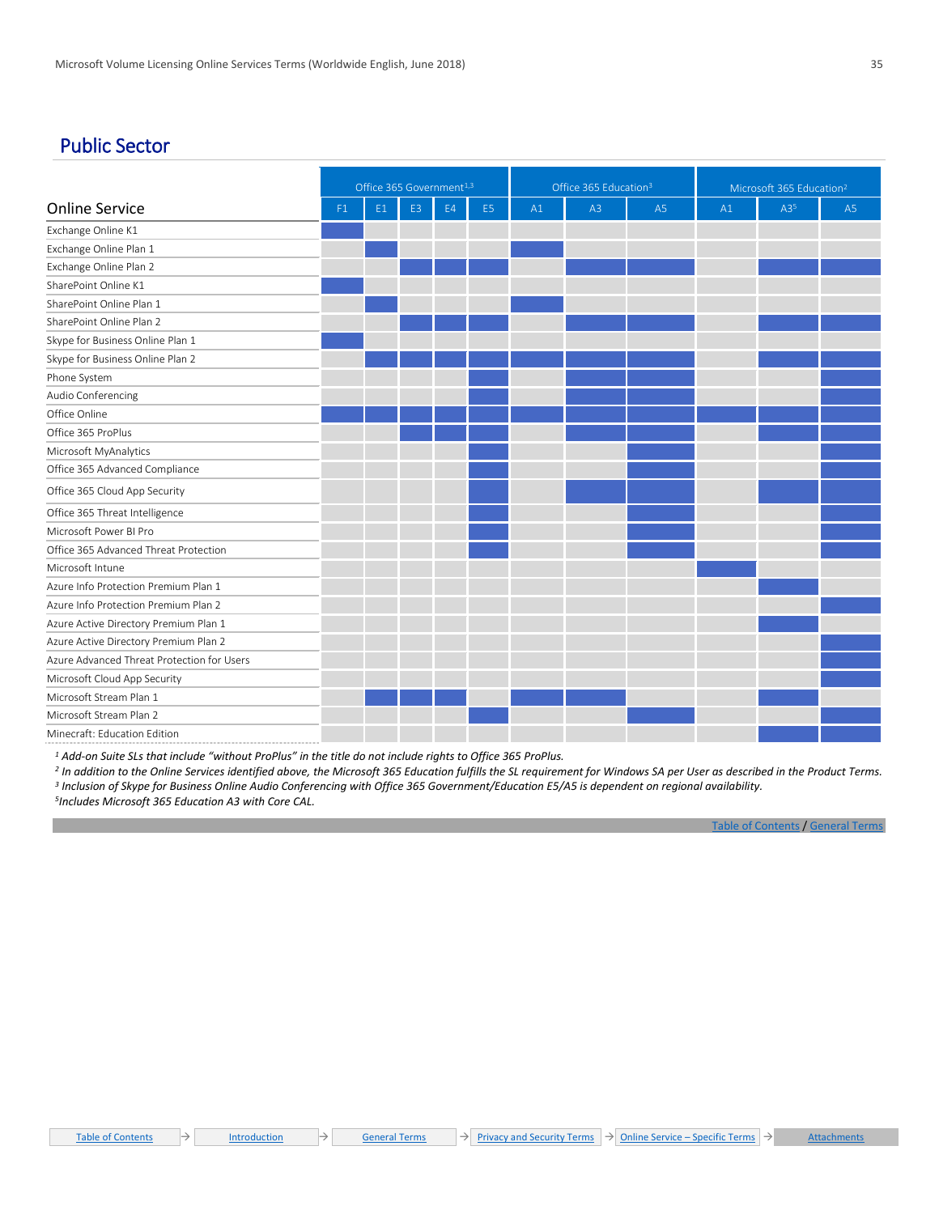## Public Sector

| Online Service | Office 365 Government[1,3] | | | | | Office 365 Education[3] | | | Microsoft 365 Education[2] | | |
|---|---|---|---|---|---|---|---|---|---|---|---|
| | F1 | E1 | E3 | E4 | E5 | A1 | A3 | A5 | A1 | A3[5] | A5 |
| Exchange Online K1 | ● | | | | | | | | | | |
| Exchange Online Plan 1 | | ● | | | | ● | | | | | |
| Exchange Online Plan 2 | | | ● | ● | ● | | ● | ● | | ● | ● |
| SharePoint Online K1 | ● | | | | | | | | | | |
| SharePoint Online Plan 1 | | ● | | | | ● | | | | | |
| SharePoint Online Plan 2 | | | ● | ● | ● | | ● | ● | | ● | ● |
| Skype for Business Online Plan 1 | ● | | | | | | | | | | |
| Skype for Business Online Plan 2 | | ● | ● | ● | ● | ● | ● | ● | | ● | ● |
| Phone System | | | | | ● | | ● | ● | | | ● |
| Audio Conferencing | | | | | ● | | ● | ● | | | ● |
| Office Online | ● | ● | ● | ● | ● | ● | ● | ● | ● | ● | ● |
| Office 365 ProPlus | | | ● | ● | ● | | ● | ● | | ● | ● |
| Microsoft MyAnalytics | | | | | ● | | | ● | | | ● |
| Office 365 Advanced Compliance | | | | | ● | | | ● | | | ● |
| Office 365 Cloud App Security | | | | | ● | | ● | ● | | ● | ● |
| Office 365 Threat Intelligence | | | | | ● | | | ● | | | ● |
| Microsoft Power BI Pro | | | | | ● | | | ● | | | ● |
| Office 365 Advanced Threat Protection | | | | | ● | | | ● | | | ● |
| Microsoft Intune | | | | | | | | | ● | | |
| Azure Info Protection Premium Plan 1 | | | | | | | | | | ● | |
| Azure Info Protection Premium Plan 2 | | | | | | | | | | | ● |
| Azure Active Directory Premium Plan 1 | | | | | | | | | | ● | |
| Azure Active Directory Premium Plan 2 | | | | | | | | | | | ● |
| Azure Advanced Threat Protection for Users | | | | | | | | | | | ● |
| Microsoft Cloud App Security | | | | | | | | | | | ● |
| Microsoft Stream Plan 1 | | ● | ● | ● | | ● | ● | | | ● | |
| Microsoft Stream Plan 2 | | | | | ● | | | ● | | | ● |
| Minecraft: Education Edition | | | | | | | | | | ● | ● |

*[1] Add-on Suite SLs that include "without ProPlus" in the title do not include rights to Office 365 ProPlus.*
*[2] In addition to the Online Services identified above, the Microsoft 365 Education fulfills the SL requirement for Windows SA per User as described in the Product Terms.*
*[3] Inclusion of Skype for Business Online Audio Conferencing with Office 365 Government/Education E5/A5 is dependent on regional availability.*
*[5]Includes Microsoft 365 Education A3 with Core CAL.*

Table of Contents / General Terms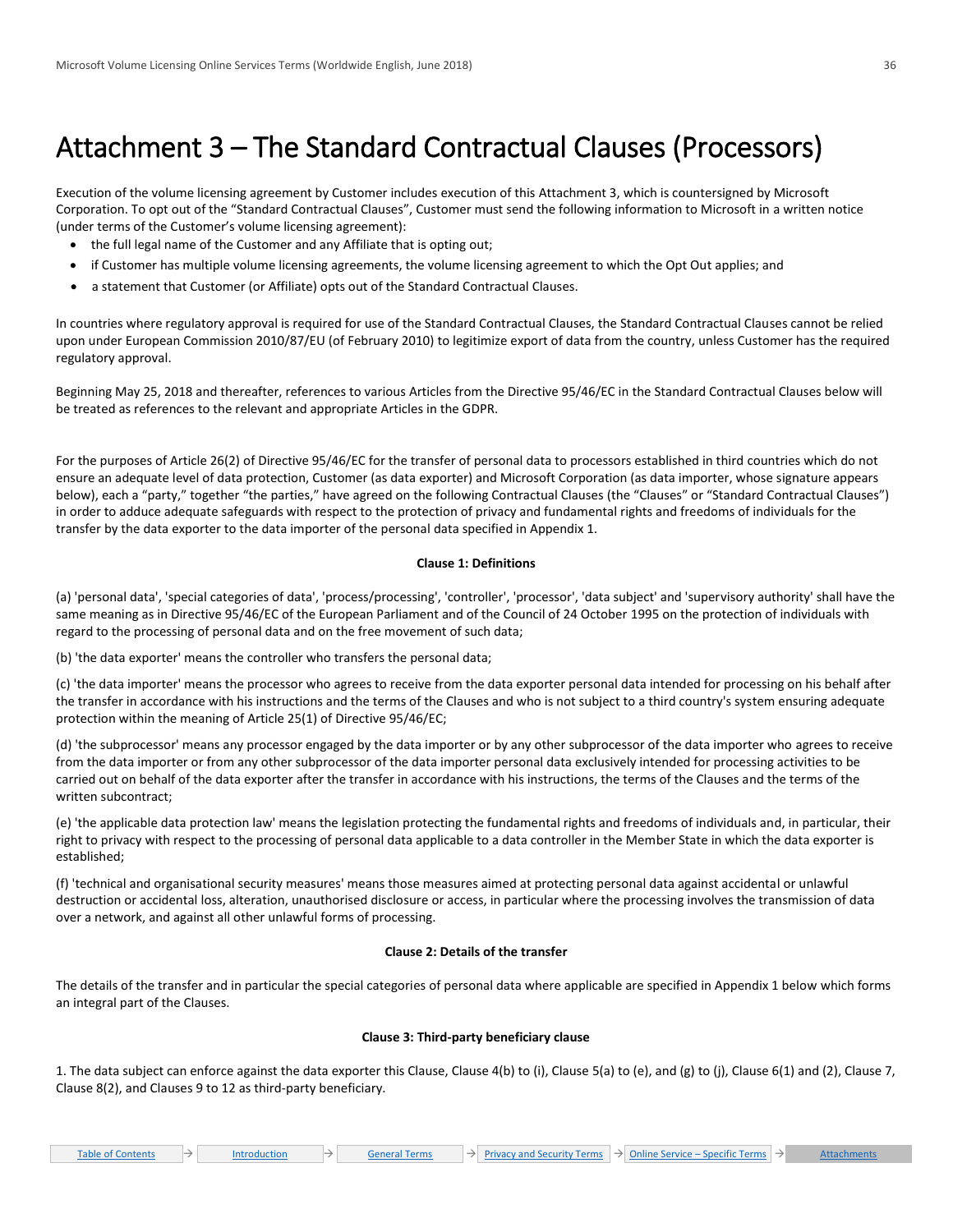# Attachment 3 – The Standard Contractual Clauses (Processors)

Execution of the volume licensing agreement by Customer includes execution of this Attachment 3, which is countersigned by Microsoft Corporation. To opt out of the "Standard Contractual Clauses", Customer must send the following information to Microsoft in a written notice (under terms of the Customer's volume licensing agreement):

- the full legal name of the Customer and any Affiliate that is opting out;
- if Customer has multiple volume licensing agreements, the volume licensing agreement to which the Opt Out applies; and
- a statement that Customer (or Affiliate) opts out of the Standard Contractual Clauses.

In countries where regulatory approval is required for use of the Standard Contractual Clauses, the Standard Contractual Clauses cannot be relied upon under European Commission 2010/87/EU (of February 2010) to legitimize export of data from the country, unless Customer has the required regulatory approval.

Beginning May 25, 2018 and thereafter, references to various Articles from the Directive 95/46/EC in the Standard Contractual Clauses below will be treated as references to the relevant and appropriate Articles in the GDPR.

For the purposes of Article 26(2) of Directive 95/46/EC for the transfer of personal data to processors established in third countries which do not ensure an adequate level of data protection, Customer (as data exporter) and Microsoft Corporation (as data importer, whose signature appears below), each a "party," together "the parties," have agreed on the following Contractual Clauses (the "Clauses" or "Standard Contractual Clauses") in order to adduce adequate safeguards with respect to the protection of privacy and fundamental rights and freedoms of individuals for the transfer by the data exporter to the data importer of the personal data specified in Appendix 1.

**Clause 1: Definitions**

(a) 'personal data', 'special categories of data', 'process/processing', 'controller', 'processor', 'data subject' and 'supervisory authority' shall have the same meaning as in Directive 95/46/EC of the European Parliament and of the Council of 24 October 1995 on the protection of individuals with regard to the processing of personal data and on the free movement of such data;

(b) 'the data exporter' means the controller who transfers the personal data;

(c) 'the data importer' means the processor who agrees to receive from the data exporter personal data intended for processing on his behalf after the transfer in accordance with his instructions and the terms of the Clauses and who is not subject to a third country's system ensuring adequate protection within the meaning of Article 25(1) of Directive 95/46/EC;

(d) 'the subprocessor' means any processor engaged by the data importer or by any other subprocessor of the data importer who agrees to receive from the data importer or from any other subprocessor of the data importer personal data exclusively intended for processing activities to be carried out on behalf of the data exporter after the transfer in accordance with his instructions, the terms of the Clauses and the terms of the written subcontract;

(e) 'the applicable data protection law' means the legislation protecting the fundamental rights and freedoms of individuals and, in particular, their right to privacy with respect to the processing of personal data applicable to a data controller in the Member State in which the data exporter is established;

(f) 'technical and organisational security measures' means those measures aimed at protecting personal data against accidental or unlawful destruction or accidental loss, alteration, unauthorised disclosure or access, in particular where the processing involves the transmission of data over a network, and against all other unlawful forms of processing.

**Clause 2: Details of the transfer**

The details of the transfer and in particular the special categories of personal data where applicable are specified in Appendix 1 below which forms an integral part of the Clauses.

**Clause 3: Third-party beneficiary clause**

1. The data subject can enforce against the data exporter this Clause, Clause 4(b) to (i), Clause 5(a) to (e), and (g) to (j), Clause 6(1) and (2), Clause 7, Clause 8(2), and Clauses 9 to 12 as third-party beneficiary.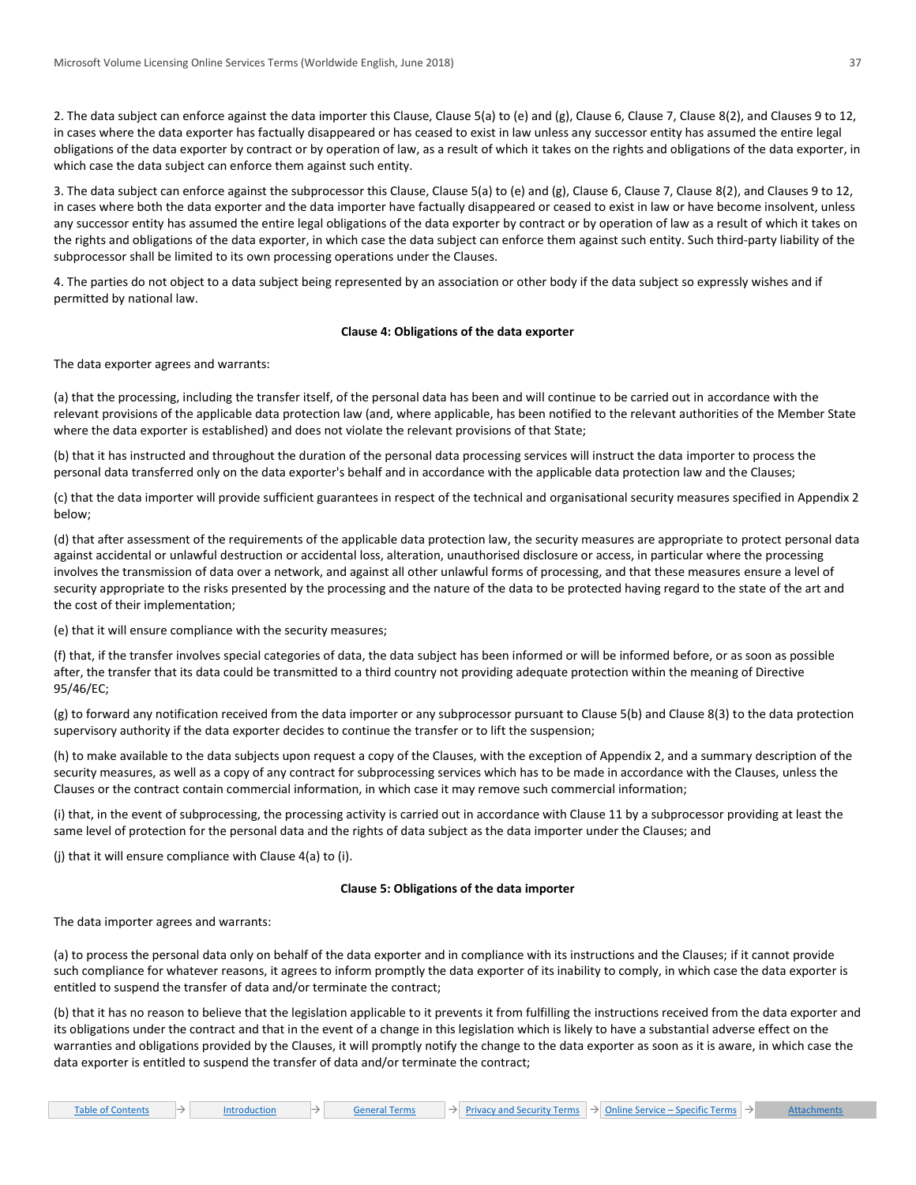2. The data subject can enforce against the data importer this Clause, Clause 5(a) to (e) and (g), Clause 6, Clause 7, Clause 8(2), and Clauses 9 to 12, in cases where the data exporter has factually disappeared or has ceased to exist in law unless any successor entity has assumed the entire legal obligations of the data exporter by contract or by operation of law, as a result of which it takes on the rights and obligations of the data exporter, in which case the data subject can enforce them against such entity.

3. The data subject can enforce against the subprocessor this Clause, Clause 5(a) to (e) and (g), Clause 6, Clause 7, Clause 8(2), and Clauses 9 to 12, in cases where both the data exporter and the data importer have factually disappeared or ceased to exist in law or have become insolvent, unless any successor entity has assumed the entire legal obligations of the data exporter by contract or by operation of law as a result of which it takes on the rights and obligations of the data exporter, in which case the data subject can enforce them against such entity. Such third-party liability of the subprocessor shall be limited to its own processing operations under the Clauses.

4. The parties do not object to a data subject being represented by an association or other body if the data subject so expressly wishes and if permitted by national law.

**Clause 4: Obligations of the data exporter**

The data exporter agrees and warrants:

(a) that the processing, including the transfer itself, of the personal data has been and will continue to be carried out in accordance with the relevant provisions of the applicable data protection law (and, where applicable, has been notified to the relevant authorities of the Member State where the data exporter is established) and does not violate the relevant provisions of that State;

(b) that it has instructed and throughout the duration of the personal data processing services will instruct the data importer to process the personal data transferred only on the data exporter's behalf and in accordance with the applicable data protection law and the Clauses;

(c) that the data importer will provide sufficient guarantees in respect of the technical and organisational security measures specified in Appendix 2 below;

(d) that after assessment of the requirements of the applicable data protection law, the security measures are appropriate to protect personal data against accidental or unlawful destruction or accidental loss, alteration, unauthorised disclosure or access, in particular where the processing involves the transmission of data over a network, and against all other unlawful forms of processing, and that these measures ensure a level of security appropriate to the risks presented by the processing and the nature of the data to be protected having regard to the state of the art and the cost of their implementation;

(e) that it will ensure compliance with the security measures;

(f) that, if the transfer involves special categories of data, the data subject has been informed or will be informed before, or as soon as possible after, the transfer that its data could be transmitted to a third country not providing adequate protection within the meaning of Directive 95/46/EC;

(g) to forward any notification received from the data importer or any subprocessor pursuant to Clause 5(b) and Clause 8(3) to the data protection supervisory authority if the data exporter decides to continue the transfer or to lift the suspension;

(h) to make available to the data subjects upon request a copy of the Clauses, with the exception of Appendix 2, and a summary description of the security measures, as well as a copy of any contract for subprocessing services which has to be made in accordance with the Clauses, unless the Clauses or the contract contain commercial information, in which case it may remove such commercial information;

(i) that, in the event of subprocessing, the processing activity is carried out in accordance with Clause 11 by a subprocessor providing at least the same level of protection for the personal data and the rights of data subject as the data importer under the Clauses; and

(j) that it will ensure compliance with Clause 4(a) to (i).

**Clause 5: Obligations of the data importer**

The data importer agrees and warrants:

(a) to process the personal data only on behalf of the data exporter and in compliance with its instructions and the Clauses; if it cannot provide such compliance for whatever reasons, it agrees to inform promptly the data exporter of its inability to comply, in which case the data exporter is entitled to suspend the transfer of data and/or terminate the contract;

(b) that it has no reason to believe that the legislation applicable to it prevents it from fulfilling the instructions received from the data exporter and its obligations under the contract and that in the event of a change in this legislation which is likely to have a substantial adverse effect on the warranties and obligations provided by the Clauses, it will promptly notify the change to the data exporter as soon as it is aware, in which case the data exporter is entitled to suspend the transfer of data and/or terminate the contract;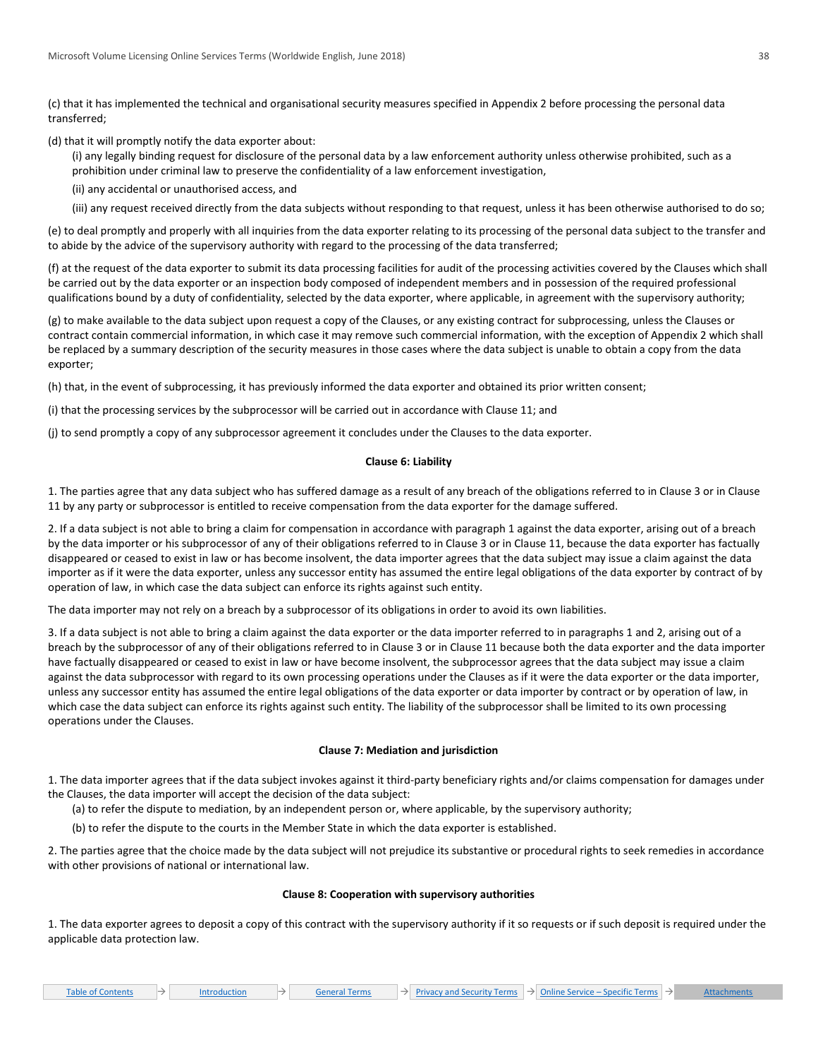(c) that it has implemented the technical and organisational security measures specified in Appendix 2 before processing the personal data transferred;

(d) that it will promptly notify the data exporter about:

(i) any legally binding request for disclosure of the personal data by a law enforcement authority unless otherwise prohibited, such as a prohibition under criminal law to preserve the confidentiality of a law enforcement investigation,

(ii) any accidental or unauthorised access, and

(iii) any request received directly from the data subjects without responding to that request, unless it has been otherwise authorised to do so;

(e) to deal promptly and properly with all inquiries from the data exporter relating to its processing of the personal data subject to the transfer and to abide by the advice of the supervisory authority with regard to the processing of the data transferred;

(f) at the request of the data exporter to submit its data processing facilities for audit of the processing activities covered by the Clauses which shall be carried out by the data exporter or an inspection body composed of independent members and in possession of the required professional qualifications bound by a duty of confidentiality, selected by the data exporter, where applicable, in agreement with the supervisory authority;

(g) to make available to the data subject upon request a copy of the Clauses, or any existing contract for subprocessing, unless the Clauses or contract contain commercial information, in which case it may remove such commercial information, with the exception of Appendix 2 which shall be replaced by a summary description of the security measures in those cases where the data subject is unable to obtain a copy from the data exporter;

(h) that, in the event of subprocessing, it has previously informed the data exporter and obtained its prior written consent;

(i) that the processing services by the subprocessor will be carried out in accordance with Clause 11; and

(j) to send promptly a copy of any subprocessor agreement it concludes under the Clauses to the data exporter.

**Clause 6: Liability**

1. The parties agree that any data subject who has suffered damage as a result of any breach of the obligations referred to in Clause 3 or in Clause 11 by any party or subprocessor is entitled to receive compensation from the data exporter for the damage suffered.

2. If a data subject is not able to bring a claim for compensation in accordance with paragraph 1 against the data exporter, arising out of a breach by the data importer or his subprocessor of any of their obligations referred to in Clause 3 or in Clause 11, because the data exporter has factually disappeared or ceased to exist in law or has become insolvent, the data importer agrees that the data subject may issue a claim against the data importer as if it were the data exporter, unless any successor entity has assumed the entire legal obligations of the data exporter by contract of by operation of law, in which case the data subject can enforce its rights against such entity.

The data importer may not rely on a breach by a subprocessor of its obligations in order to avoid its own liabilities.

3. If a data subject is not able to bring a claim against the data exporter or the data importer referred to in paragraphs 1 and 2, arising out of a breach by the subprocessor of any of their obligations referred to in Clause 3 or in Clause 11 because both the data exporter and the data importer have factually disappeared or ceased to exist in law or have become insolvent, the subprocessor agrees that the data subject may issue a claim against the data subprocessor with regard to its own processing operations under the Clauses as if it were the data exporter or the data importer, unless any successor entity has assumed the entire legal obligations of the data exporter or data importer by contract or by operation of law, in which case the data subject can enforce its rights against such entity. The liability of the subprocessor shall be limited to its own processing operations under the Clauses.

**Clause 7: Mediation and jurisdiction**

1. The data importer agrees that if the data subject invokes against it third-party beneficiary rights and/or claims compensation for damages under the Clauses, the data importer will accept the decision of the data subject:

(a) to refer the dispute to mediation, by an independent person or, where applicable, by the supervisory authority;

(b) to refer the dispute to the courts in the Member State in which the data exporter is established.

2. The parties agree that the choice made by the data subject will not prejudice its substantive or procedural rights to seek remedies in accordance with other provisions of national or international law.

**Clause 8: Cooperation with supervisory authorities**

1. The data exporter agrees to deposit a copy of this contract with the supervisory authority if it so requests or if such deposit is required under the applicable data protection law.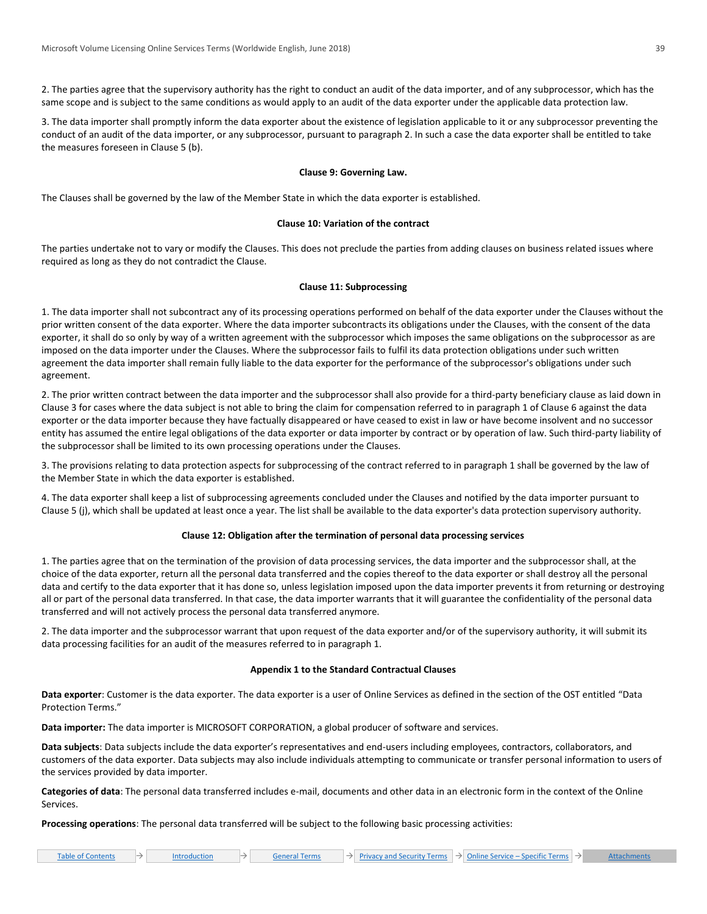2. The parties agree that the supervisory authority has the right to conduct an audit of the data importer, and of any subprocessor, which has the same scope and is subject to the same conditions as would apply to an audit of the data exporter under the applicable data protection law.

3. The data importer shall promptly inform the data exporter about the existence of legislation applicable to it or any subprocessor preventing the conduct of an audit of the data importer, or any subprocessor, pursuant to paragraph 2. In such a case the data exporter shall be entitled to take the measures foreseen in Clause 5 (b).

**Clause 9: Governing Law.**

The Clauses shall be governed by the law of the Member State in which the data exporter is established.

**Clause 10: Variation of the contract**

The parties undertake not to vary or modify the Clauses. This does not preclude the parties from adding clauses on business related issues where required as long as they do not contradict the Clause.

**Clause 11: Subprocessing**

1. The data importer shall not subcontract any of its processing operations performed on behalf of the data exporter under the Clauses without the prior written consent of the data exporter. Where the data importer subcontracts its obligations under the Clauses, with the consent of the data exporter, it shall do so only by way of a written agreement with the subprocessor which imposes the same obligations on the subprocessor as are imposed on the data importer under the Clauses. Where the subprocessor fails to fulfil its data protection obligations under such written agreement the data importer shall remain fully liable to the data exporter for the performance of the subprocessor's obligations under such agreement.

2. The prior written contract between the data importer and the subprocessor shall also provide for a third-party beneficiary clause as laid down in Clause 3 for cases where the data subject is not able to bring the claim for compensation referred to in paragraph 1 of Clause 6 against the data exporter or the data importer because they have factually disappeared or have ceased to exist in law or have become insolvent and no successor entity has assumed the entire legal obligations of the data exporter or data importer by contract or by operation of law. Such third-party liability of the subprocessor shall be limited to its own processing operations under the Clauses.

3. The provisions relating to data protection aspects for subprocessing of the contract referred to in paragraph 1 shall be governed by the law of the Member State in which the data exporter is established.

4. The data exporter shall keep a list of subprocessing agreements concluded under the Clauses and notified by the data importer pursuant to Clause 5 (j), which shall be updated at least once a year. The list shall be available to the data exporter's data protection supervisory authority.

**Clause 12: Obligation after the termination of personal data processing services**

1. The parties agree that on the termination of the provision of data processing services, the data importer and the subprocessor shall, at the choice of the data exporter, return all the personal data transferred and the copies thereof to the data exporter or shall destroy all the personal data and certify to the data exporter that it has done so, unless legislation imposed upon the data importer prevents it from returning or destroying all or part of the personal data transferred. In that case, the data importer warrants that it will guarantee the confidentiality of the personal data transferred and will not actively process the personal data transferred anymore.

2. The data importer and the subprocessor warrant that upon request of the data exporter and/or of the supervisory authority, it will submit its data processing facilities for an audit of the measures referred to in paragraph 1.

**Appendix 1 to the Standard Contractual Clauses**

**Data exporter**: Customer is the data exporter. The data exporter is a user of Online Services as defined in the section of the OST entitled "Data Protection Terms."

**Data importer:** The data importer is MICROSOFT CORPORATION, a global producer of software and services.

**Data subjects**: Data subjects include the data exporter's representatives and end-users including employees, contractors, collaborators, and customers of the data exporter. Data subjects may also include individuals attempting to communicate or transfer personal information to users of the services provided by data importer.

**Categories of data**: The personal data transferred includes e-mail, documents and other data in an electronic form in the context of the Online Services.

**Processing operations**: The personal data transferred will be subject to the following basic processing activities: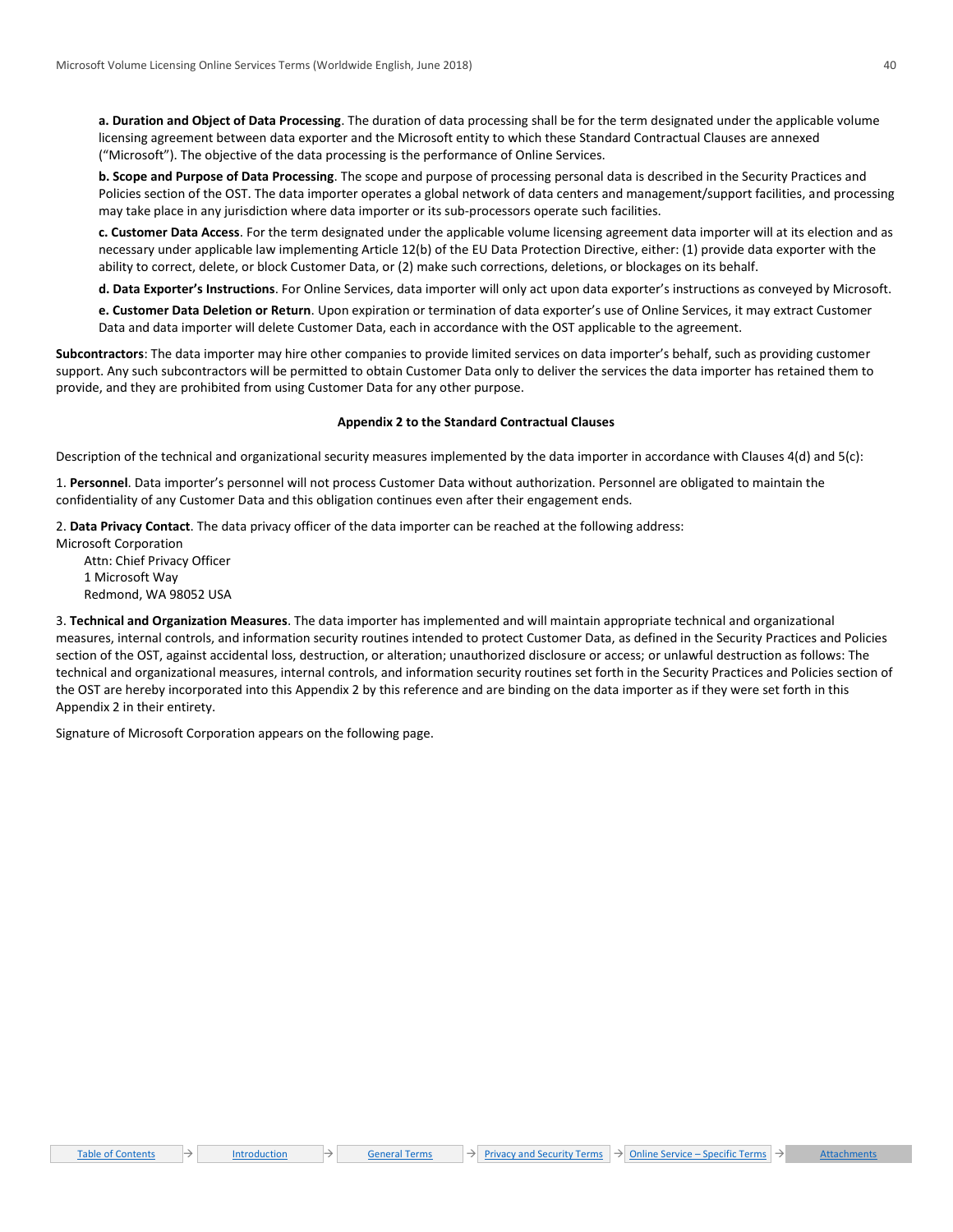**a. Duration and Object of Data Processing**. The duration of data processing shall be for the term designated under the applicable volume licensing agreement between data exporter and the Microsoft entity to which these Standard Contractual Clauses are annexed ("Microsoft"). The objective of the data processing is the performance of Online Services.

**b. Scope and Purpose of Data Processing**. The scope and purpose of processing personal data is described in the Security Practices and Policies section of the OST. The data importer operates a global network of data centers and management/support facilities, and processing may take place in any jurisdiction where data importer or its sub-processors operate such facilities.

**c. Customer Data Access**. For the term designated under the applicable volume licensing agreement data importer will at its election and as necessary under applicable law implementing Article 12(b) of the EU Data Protection Directive, either: (1) provide data exporter with the ability to correct, delete, or block Customer Data, or (2) make such corrections, deletions, or blockages on its behalf.

**d. Data Exporter's Instructions**. For Online Services, data importer will only act upon data exporter's instructions as conveyed by Microsoft.

**e. Customer Data Deletion or Return**. Upon expiration or termination of data exporter's use of Online Services, it may extract Customer Data and data importer will delete Customer Data, each in accordance with the OST applicable to the agreement.

**Subcontractors**: The data importer may hire other companies to provide limited services on data importer's behalf, such as providing customer support. Any such subcontractors will be permitted to obtain Customer Data only to deliver the services the data importer has retained them to provide, and they are prohibited from using Customer Data for any other purpose.

## Appendix 2 to the Standard Contractual Clauses

Description of the technical and organizational security measures implemented by the data importer in accordance with Clauses 4(d) and 5(c):

1. **Personnel**. Data importer's personnel will not process Customer Data without authorization. Personnel are obligated to maintain the confidentiality of any Customer Data and this obligation continues even after their engagement ends.

2. **Data Privacy Contact**. The data privacy officer of the data importer can be reached at the following address:

Microsoft Corporation
Attn: Chief Privacy Officer
1 Microsoft Way
Redmond, WA 98052 USA

3. **Technical and Organization Measures**. The data importer has implemented and will maintain appropriate technical and organizational measures, internal controls, and information security routines intended to protect Customer Data, as defined in the Security Practices and Policies section of the OST, against accidental loss, destruction, or alteration; unauthorized disclosure or access; or unlawful destruction as follows: The technical and organizational measures, internal controls, and information security routines set forth in the Security Practices and Policies section of the OST are hereby incorporated into this Appendix 2 by this reference and are binding on the data importer as if they were set forth in this Appendix 2 in their entirety.

Signature of Microsoft Corporation appears on the following page.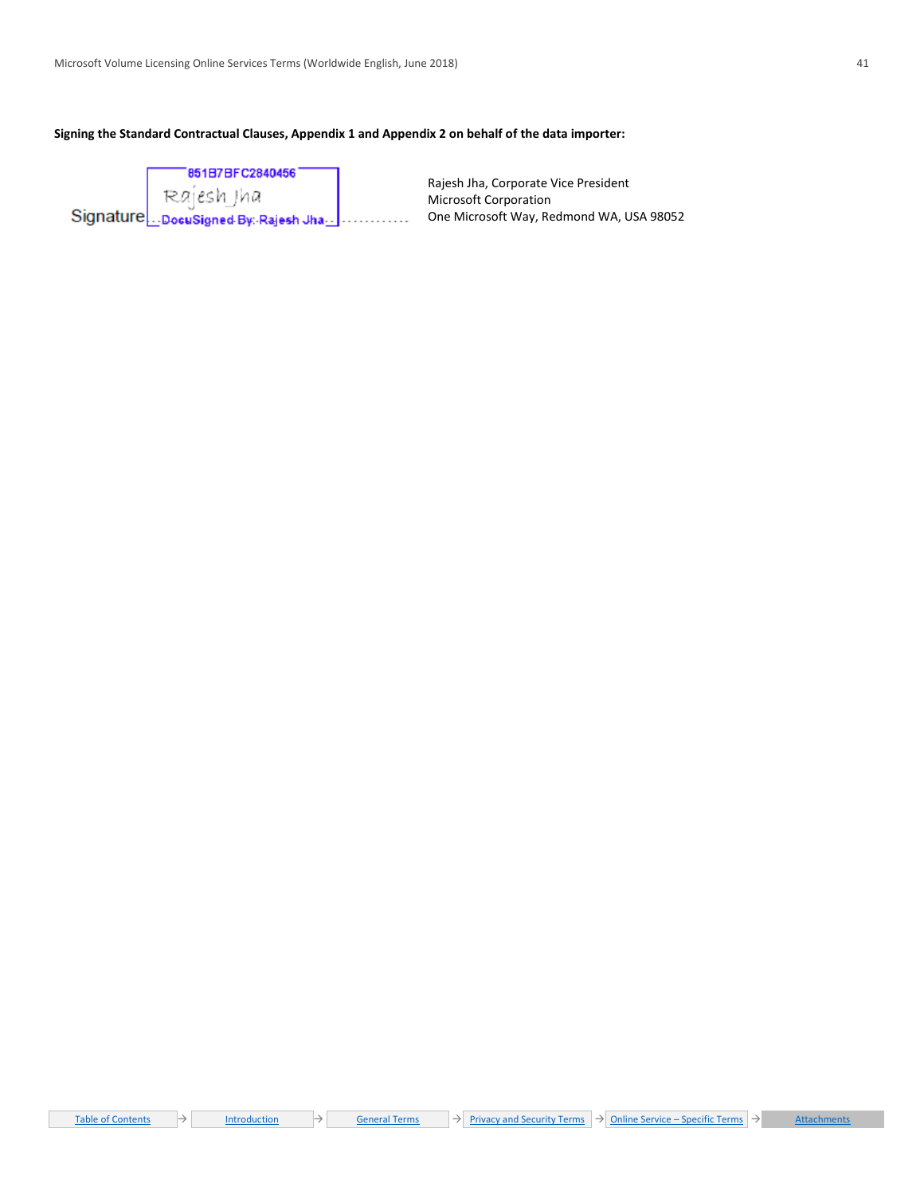**Signing the Standard Contractual Clauses, Appendix 1 and Appendix 2 on behalf of the data importer:**

Signature 851B7BFC2840456 Rajesh Jha DocuSigned By: Rajesh Jha ............

Rajesh Jha, Corporate Vice President
Microsoft Corporation
One Microsoft Way, Redmond WA, USA 98052

Table of Contents → Introduction → General Terms → Privacy and Security Terms → Online Service – Specific Terms → Attachments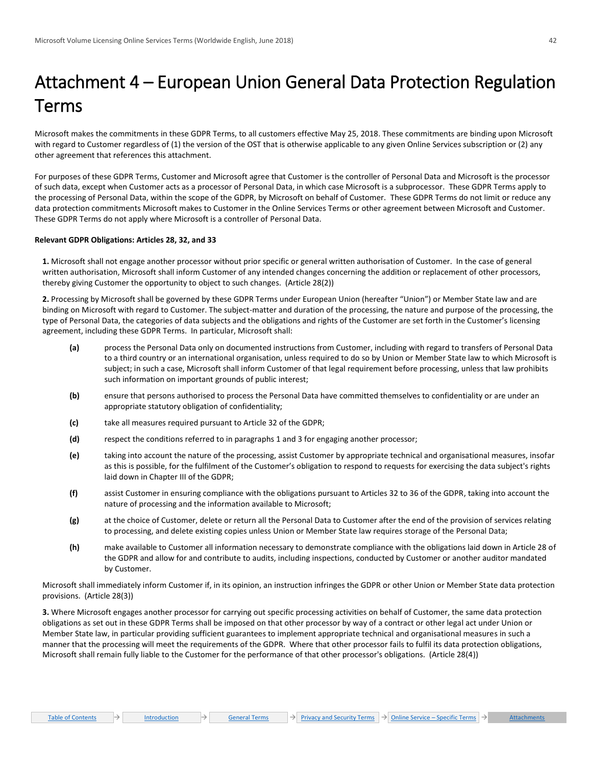# Attachment 4 – European Union General Data Protection Regulation Terms

Microsoft makes the commitments in these GDPR Terms, to all customers effective May 25, 2018. These commitments are binding upon Microsoft with regard to Customer regardless of (1) the version of the OST that is otherwise applicable to any given Online Services subscription or (2) any other agreement that references this attachment.

For purposes of these GDPR Terms, Customer and Microsoft agree that Customer is the controller of Personal Data and Microsoft is the processor of such data, except when Customer acts as a processor of Personal Data, in which case Microsoft is a subprocessor. These GDPR Terms apply to the processing of Personal Data, within the scope of the GDPR, by Microsoft on behalf of Customer. These GDPR Terms do not limit or reduce any data protection commitments Microsoft makes to Customer in the Online Services Terms or other agreement between Microsoft and Customer. These GDPR Terms do not apply where Microsoft is a controller of Personal Data.

**Relevant GDPR Obligations: Articles 28, 32, and 33**

**1.** Microsoft shall not engage another processor without prior specific or general written authorisation of Customer. In the case of general written authorisation, Microsoft shall inform Customer of any intended changes concerning the addition or replacement of other processors, thereby giving Customer the opportunity to object to such changes. (Article 28(2))

**2.** Processing by Microsoft shall be governed by these GDPR Terms under European Union (hereafter "Union") or Member State law and are binding on Microsoft with regard to Customer. The subject-matter and duration of the processing, the nature and purpose of the processing, the type of Personal Data, the categories of data subjects and the obligations and rights of the Customer are set forth in the Customer's licensing agreement, including these GDPR Terms. In particular, Microsoft shall:

- **(a)** process the Personal Data only on documented instructions from Customer, including with regard to transfers of Personal Data to a third country or an international organisation, unless required to do so by Union or Member State law to which Microsoft is subject; in such a case, Microsoft shall inform Customer of that legal requirement before processing, unless that law prohibits such information on important grounds of public interest;
- **(b)** ensure that persons authorised to process the Personal Data have committed themselves to confidentiality or are under an appropriate statutory obligation of confidentiality;
- **(c)** take all measures required pursuant to Article 32 of the GDPR;
- **(d)** respect the conditions referred to in paragraphs 1 and 3 for engaging another processor;
- **(e)** taking into account the nature of the processing, assist Customer by appropriate technical and organisational measures, insofar as this is possible, for the fulfilment of the Customer's obligation to respond to requests for exercising the data subject's rights laid down in Chapter III of the GDPR;
- **(f)** assist Customer in ensuring compliance with the obligations pursuant to Articles 32 to 36 of the GDPR, taking into account the nature of processing and the information available to Microsoft;
- **(g)** at the choice of Customer, delete or return all the Personal Data to Customer after the end of the provision of services relating to processing, and delete existing copies unless Union or Member State law requires storage of the Personal Data;
- **(h)** make available to Customer all information necessary to demonstrate compliance with the obligations laid down in Article 28 of the GDPR and allow for and contribute to audits, including inspections, conducted by Customer or another auditor mandated by Customer.

Microsoft shall immediately inform Customer if, in its opinion, an instruction infringes the GDPR or other Union or Member State data protection provisions. (Article 28(3))

**3.** Where Microsoft engages another processor for carrying out specific processing activities on behalf of Customer, the same data protection obligations as set out in these GDPR Terms shall be imposed on that other processor by way of a contract or other legal act under Union or Member State law, in particular providing sufficient guarantees to implement appropriate technical and organisational measures in such a manner that the processing will meet the requirements of the GDPR. Where that other processor fails to fulfil its data protection obligations, Microsoft shall remain fully liable to the Customer for the performance of that other processor's obligations. (Article 28(4))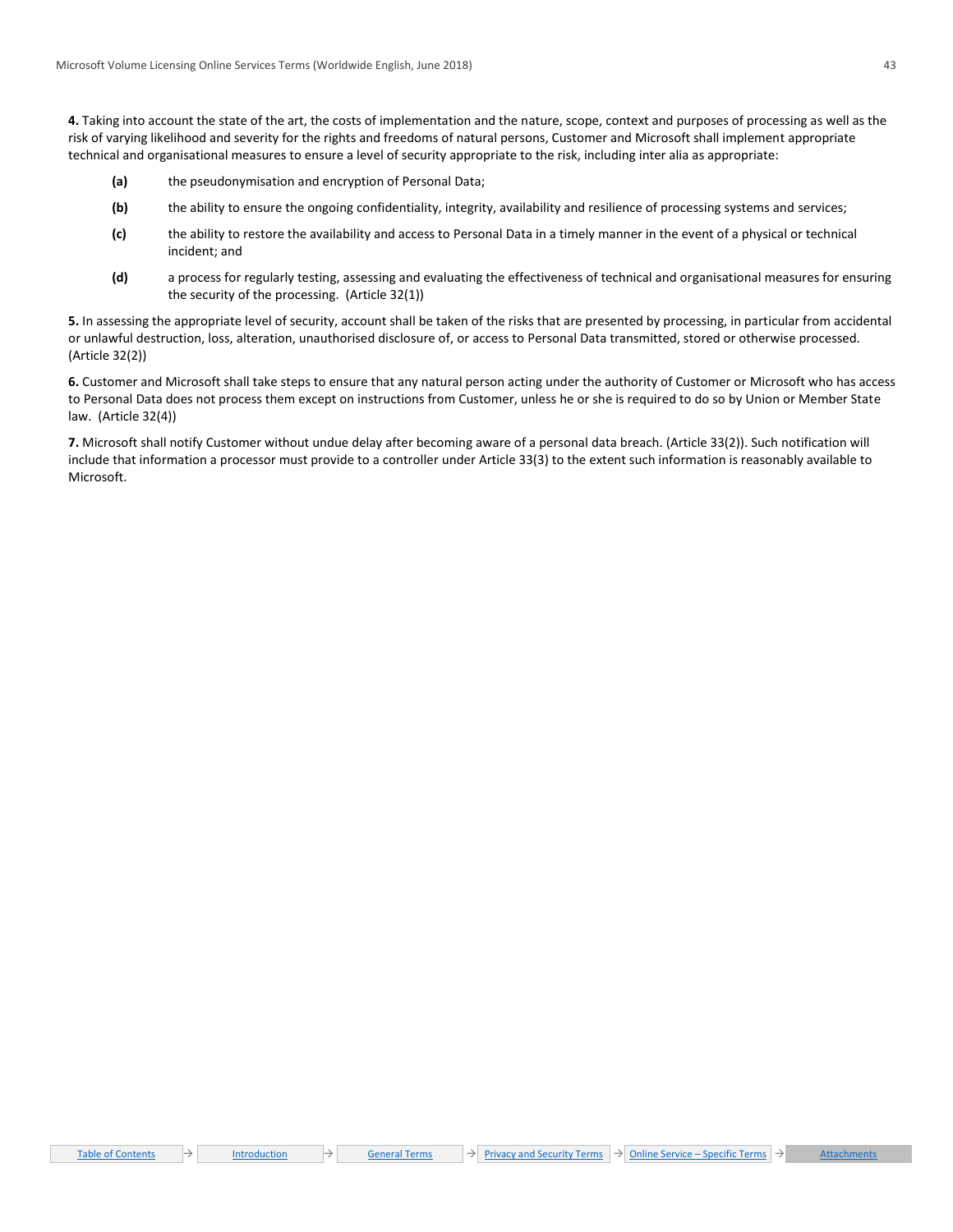**4.** Taking into account the state of the art, the costs of implementation and the nature, scope, context and purposes of processing as well as the risk of varying likelihood and severity for the rights and freedoms of natural persons, Customer and Microsoft shall implement appropriate technical and organisational measures to ensure a level of security appropriate to the risk, including inter alia as appropriate:

- **(a)** the pseudonymisation and encryption of Personal Data;
- **(b)** the ability to ensure the ongoing confidentiality, integrity, availability and resilience of processing systems and services;
- **(c)** the ability to restore the availability and access to Personal Data in a timely manner in the event of a physical or technical incident; and
- **(d)** a process for regularly testing, assessing and evaluating the effectiveness of technical and organisational measures for ensuring the security of the processing. (Article 32(1))

**5.** In assessing the appropriate level of security, account shall be taken of the risks that are presented by processing, in particular from accidental or unlawful destruction, loss, alteration, unauthorised disclosure of, or access to Personal Data transmitted, stored or otherwise processed. (Article 32(2))

**6.** Customer and Microsoft shall take steps to ensure that any natural person acting under the authority of Customer or Microsoft who has access to Personal Data does not process them except on instructions from Customer, unless he or she is required to do so by Union or Member State law. (Article 32(4))

**7.** Microsoft shall notify Customer without undue delay after becoming aware of a personal data breach. (Article 33(2)). Such notification will include that information a processor must provide to a controller under Article 33(3) to the extent such information is reasonably available to Microsoft.